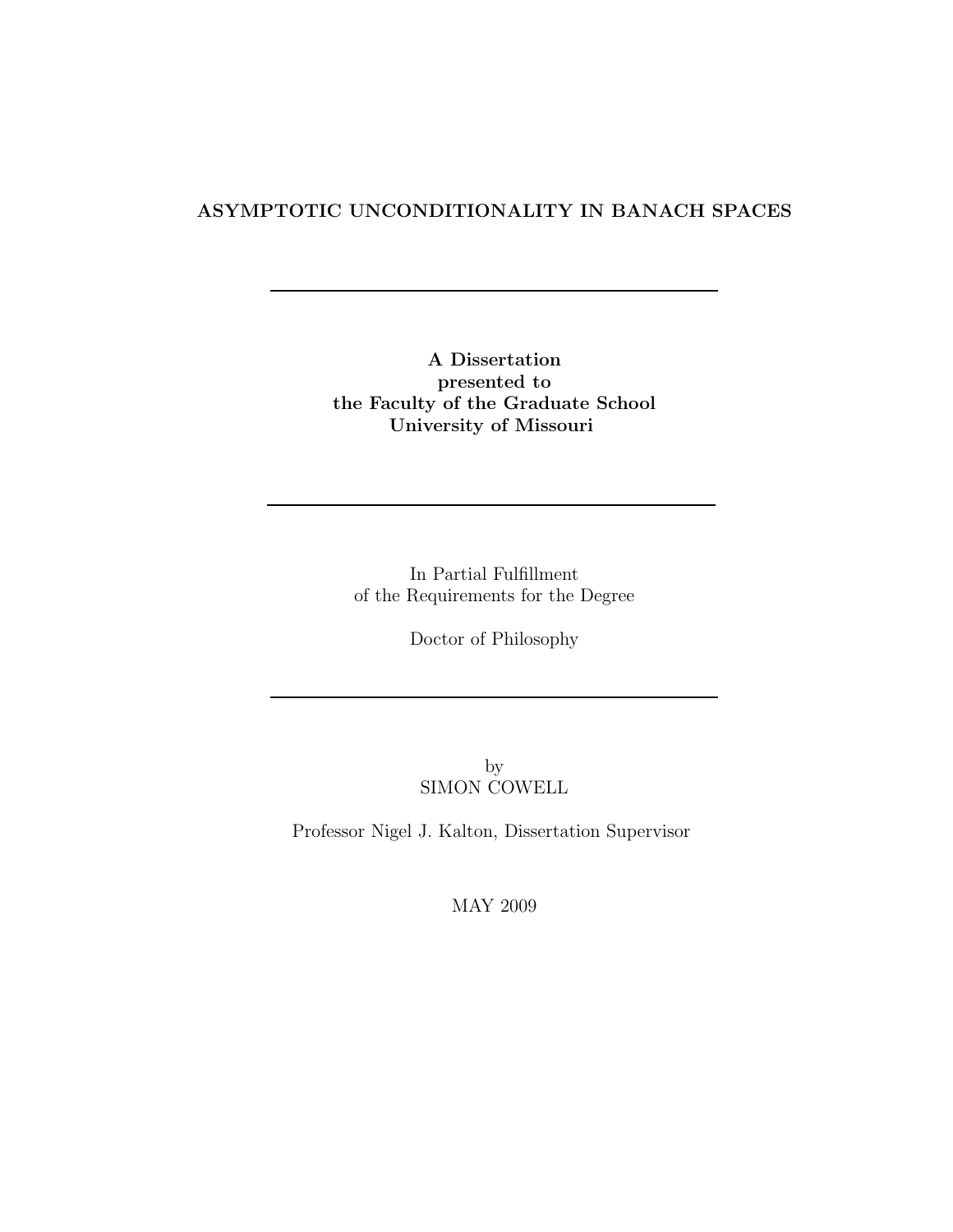# ASYMPTOTIC UNCONDITIONALITY IN BANACH SPACES

---

**A Dissertation**
**presented to**
**the Faculty of the Graduate School**
**University of Missouri**

---

In Partial Fulfillment
of the Requirements for the Degree

Doctor of Philosophy

---

by
SIMON COWELL

Professor Nigel J. Kalton, Dissertation Supervisor

MAY 2009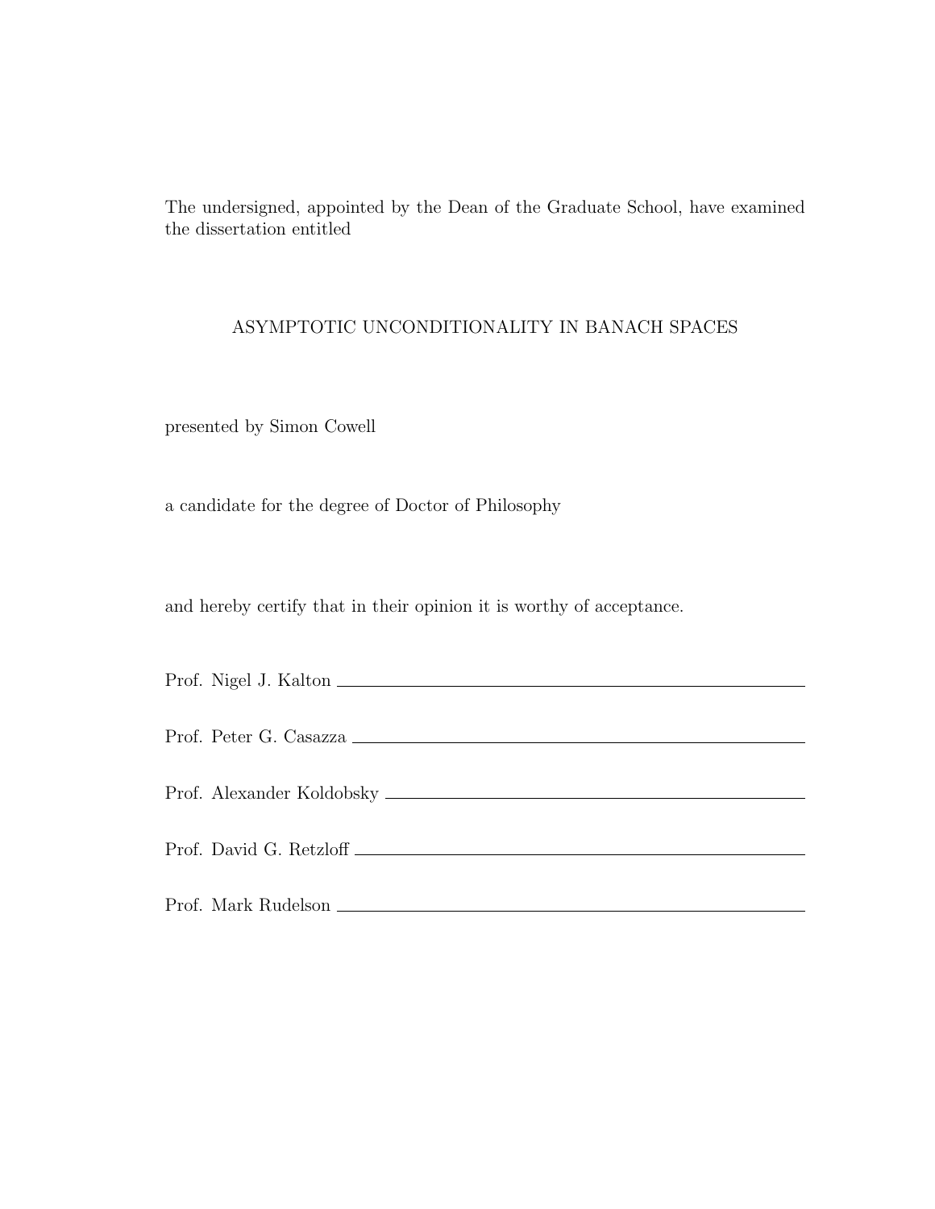The undersigned, appointed by the Dean of the Graduate School, have examined the dissertation entitled

ASYMPTOTIC UNCONDITIONALITY IN BANACH SPACES

presented by Simon Cowell

a candidate for the degree of Doctor of Philosophy

and hereby certify that in their opinion it is worthy of acceptance.

Prof. Nigel J. Kalton \_\_\_\_\_\_\_\_\_\_\_\_\_\_\_\_\_\_\_\_\_\_\_\_\_\_\_\_\_\_\_\_\_\_\_\_\_\_\_\_

Prof. Peter G. Casazza \_\_\_\_\_\_\_\_\_\_\_\_\_\_\_\_\_\_\_\_\_\_\_\_\_\_\_\_\_\_\_\_\_\_\_\_\_\_\_\_

Prof. Alexander Koldobsky \_\_\_\_\_\_\_\_\_\_\_\_\_\_\_\_\_\_\_\_\_\_\_\_\_\_\_\_\_\_\_\_\_\_\_\_\_\_\_\_

Prof. David G. Retzloff \_\_\_\_\_\_\_\_\_\_\_\_\_\_\_\_\_\_\_\_\_\_\_\_\_\_\_\_\_\_\_\_\_\_\_\_\_\_\_\_

Prof. Mark Rudelson \_\_\_\_\_\_\_\_\_\_\_\_\_\_\_\_\_\_\_\_\_\_\_\_\_\_\_\_\_\_\_\_\_\_\_\_\_\_\_\_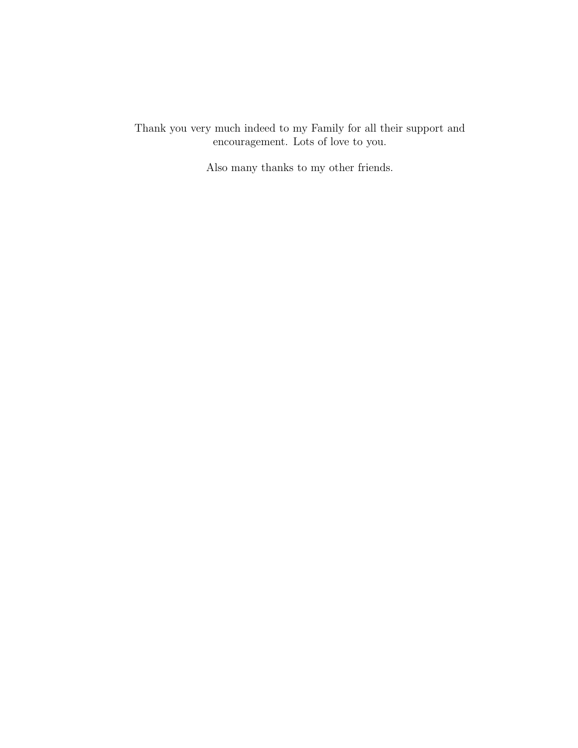Thank you very much indeed to my Family for all their support and encouragement. Lots of love to you.

Also many thanks to my other friends.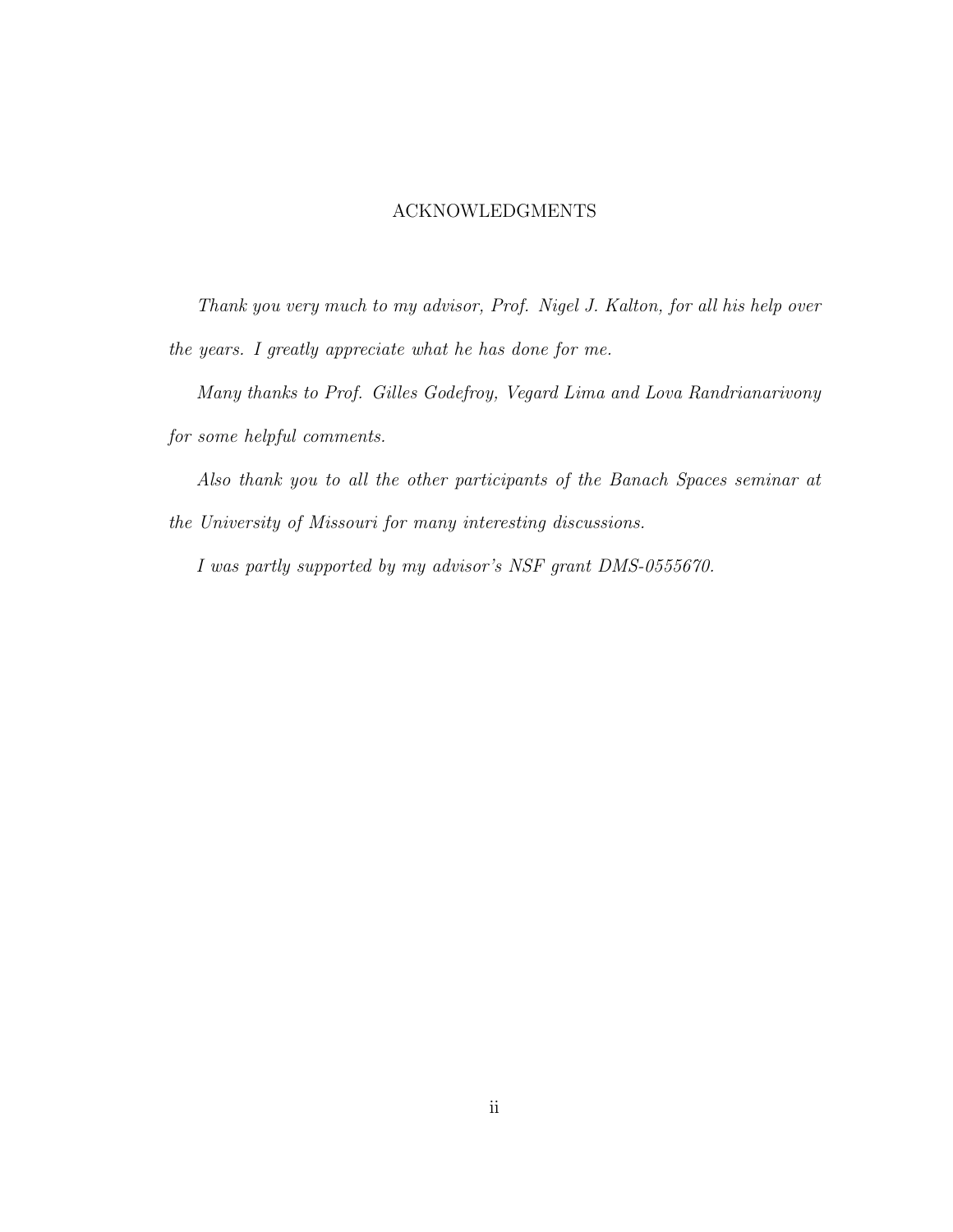# ACKNOWLEDGMENTS

*Thank you very much to my advisor, Prof. Nigel J. Kalton, for all his help over the years. I greatly appreciate what he has done for me.*

*Many thanks to Prof. Gilles Godefroy, Vegard Lima and Lova Randrianarivony for some helpful comments.*

*Also thank you to all the other participants of the Banach Spaces seminar at the University of Missouri for many interesting discussions.*

*I was partly supported by my advisor's NSF grant DMS-0555670.*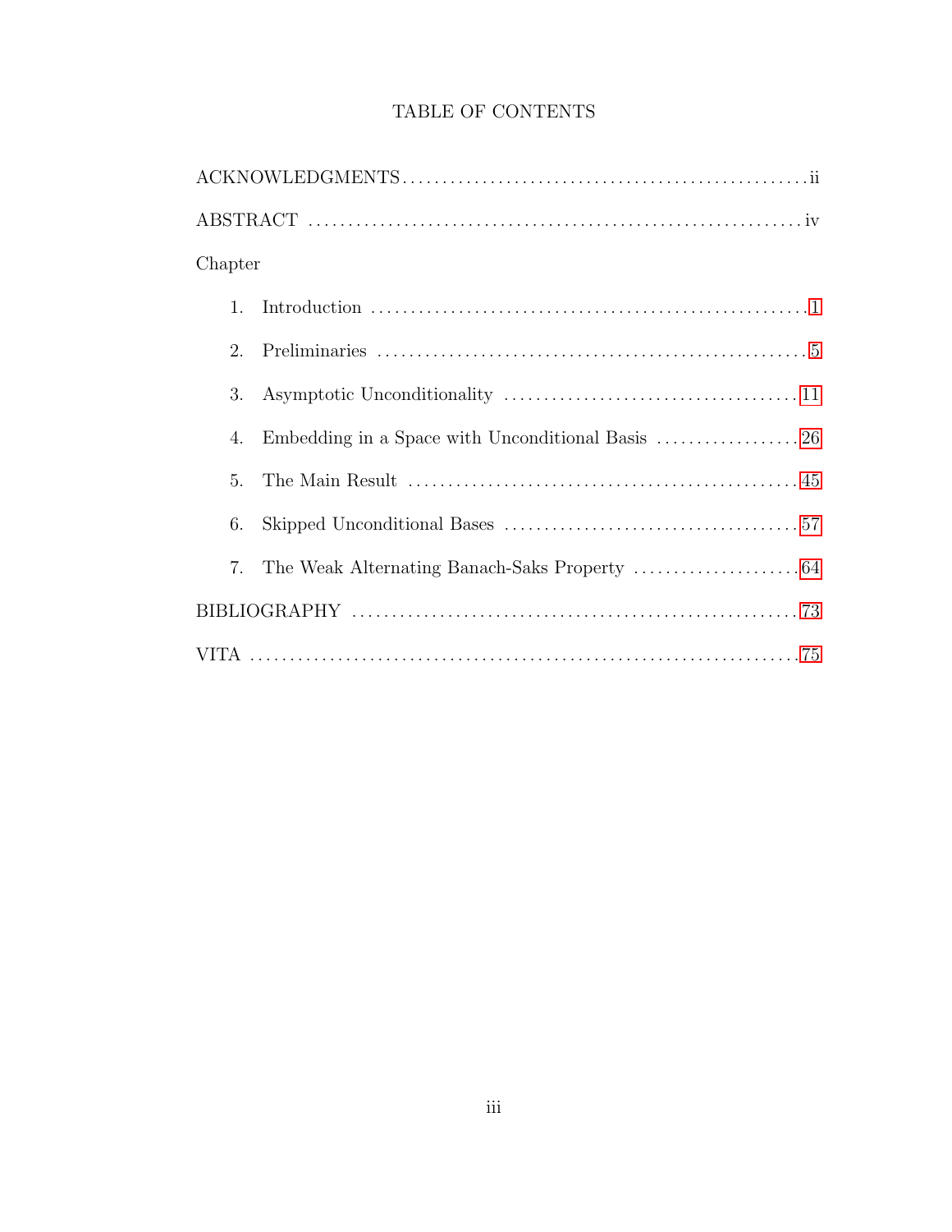# TABLE OF CONTENTS

ACKNOWLEDGMENTS .................................................. ii

ABSTRACT .................................................. iv

Chapter

1. Introduction .................................................. 1
2. Preliminaries .................................................. 5
3. Asymptotic Unconditionality .................................................. 11
4. Embedding in a Space with Unconditional Basis .................................................. 26
5. The Main Result .................................................. 45
6. Skipped Unconditional Bases .................................................. 57
7. The Weak Alternating Banach-Saks Property .................................................. 64

BIBLIOGRAPHY .................................................. 73

VITA .................................................. 75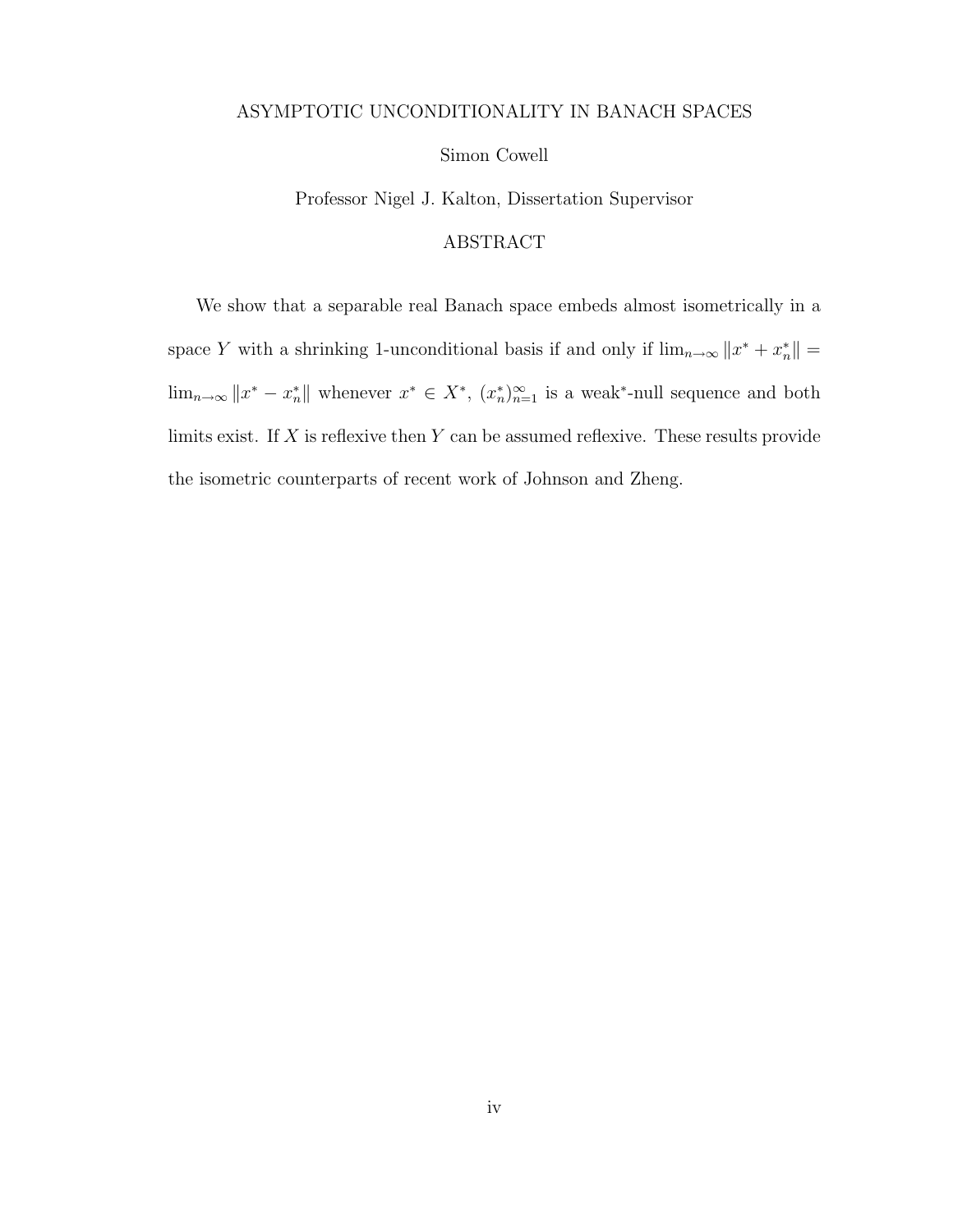ASYMPTOTIC UNCONDITIONALITY IN BANACH SPACES

Simon Cowell

Professor Nigel J. Kalton, Dissertation Supervisor

## ABSTRACT

We show that a separable real Banach space embeds almost isometrically in a space $Y$ with a shrinking 1-unconditional basis if and only if $\lim_{n\to\infty} \|x^* + x_n^*\| = \lim_{n\to\infty} \|x^* - x_n^*\|$ whenever $x^* \in X^*$, $(x_n^*)_{n=1}^{\infty}$ is a weak$^*$-null sequence and both limits exist. If $X$ is reflexive then $Y$ can be assumed reflexive. These results provide the isometric counterparts of recent work of Johnson and Zheng.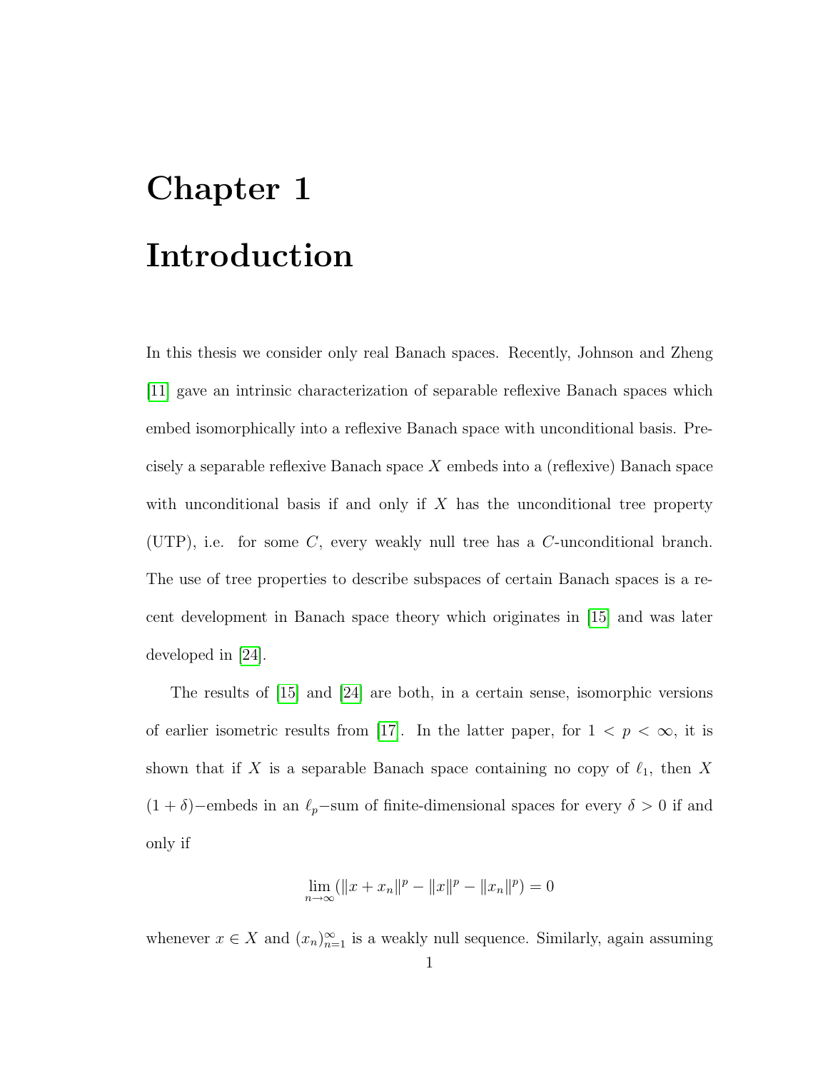# Chapter 1

# Introduction

In this thesis we consider only real Banach spaces. Recently, Johnson and Zheng [11] gave an intrinsic characterization of separable reflexive Banach spaces which embed isomorphically into a reflexive Banach space with unconditional basis. Precisely a separable reflexive Banach space $X$ embeds into a (reflexive) Banach space with unconditional basis if and only if $X$ has the unconditional tree property (UTP), i.e. for some $C$, every weakly null tree has a $C$-unconditional branch. The use of tree properties to describe subspaces of certain Banach spaces is a recent development in Banach space theory which originates in [15] and was later developed in [24].

The results of [15] and [24] are both, in a certain sense, isomorphic versions of earlier isometric results from [17]. In the latter paper, for $1 < p < \infty$, it is shown that if $X$ is a separable Banach space containing no copy of $\ell_1$, then $X$ $(1+\delta)-$embeds in an $\ell_p-$sum of finite-dimensional spaces for every $\delta > 0$ if and only if

$$\lim_{n\to\infty}(\|x + x_n\|^p - \|x\|^p - \|x_n\|^p) = 0$$

whenever $x \in X$ and $(x_n)_{n=1}^{\infty}$ is a weakly null sequence. Similarly, again assuming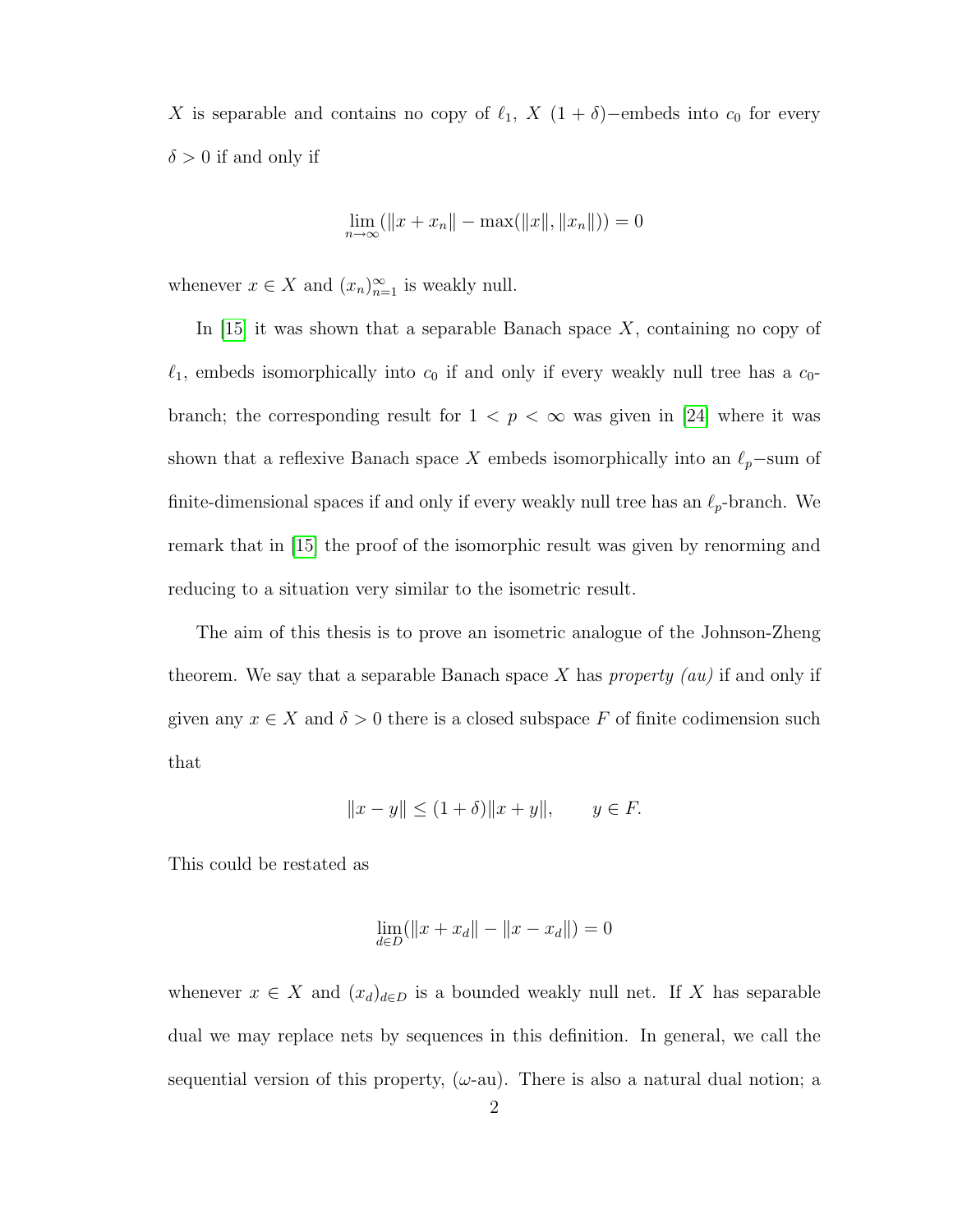$X$ is separable and contains no copy of $\ell_1$, $X$ $(1+\delta)-$embeds into $c_0$ for every $\delta > 0$ if and only if

$$\lim_{n\to\infty} (\|x + x_n\| - \max(\|x\|, \|x_n\|)) = 0$$

whenever $x \in X$ and $(x_n)_{n=1}^{\infty}$ is weakly null.

In [15] it was shown that a separable Banach space $X$, containing no copy of $\ell_1$, embeds isomorphically into $c_0$ if and only if every weakly null tree has a $c_0$-branch; the corresponding result for $1 < p < \infty$ was given in [24] where it was shown that a reflexive Banach space $X$ embeds isomorphically into an $\ell_p-$sum of finite-dimensional spaces if and only if every weakly null tree has an $\ell_p$-branch. We remark that in [15] the proof of the isomorphic result was given by renorming and reducing to a situation very similar to the isometric result.

The aim of this thesis is to prove an isometric analogue of the Johnson-Zheng theorem. We say that a separable Banach space $X$ has *property (au)* if and only if given any $x \in X$ and $\delta > 0$ there is a closed subspace $F$ of finite codimension such that

$$\|x - y\| \leq (1 + \delta)\|x + y\|, \qquad y \in F.$$

This could be restated as

$$\lim_{d\in D}(\|x + x_d\| - \|x - x_d\|) = 0$$

whenever $x \in X$ and $(x_d)_{d\in D}$ is a bounded weakly null net. If $X$ has separable dual we may replace nets by sequences in this definition. In general, we call the sequential version of this property, ($\omega$-au). There is also a natural dual notion; a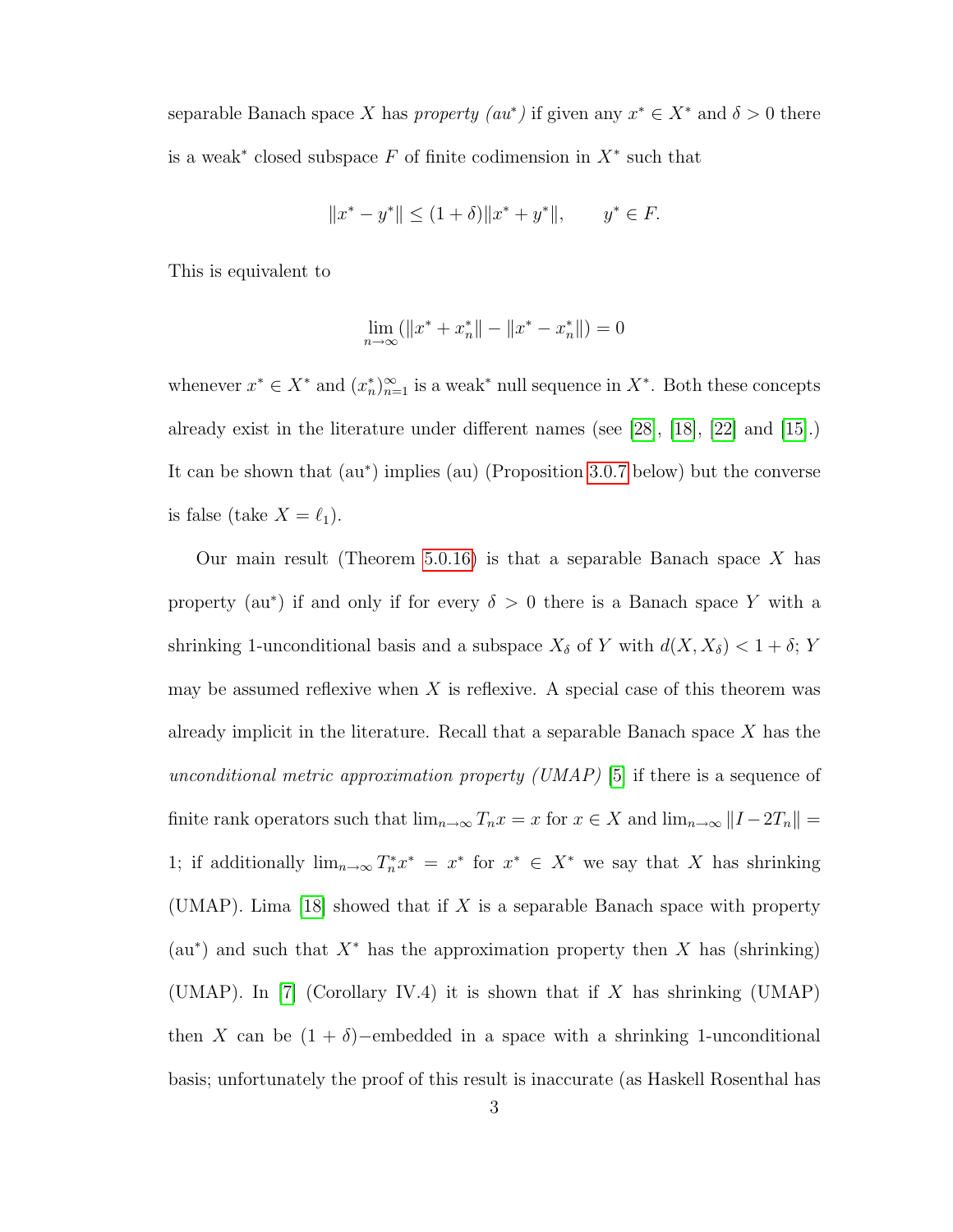separable Banach space $X$ has *property (au\*)* if given any $x^* \in X^*$ and $\delta > 0$ there is a weak$^*$ closed subspace $F$ of finite codimension in $X^*$ such that

$$\|x^* - y^*\| \leq (1+\delta)\|x^* + y^*\|, \qquad y^* \in F.$$

This is equivalent to

$$\lim_{n\to\infty}(\|x^* + x_n^*\| - \|x^* - x_n^*\|) = 0$$

whenever $x^* \in X^*$ and $(x_n^*)_{n=1}^\infty$ is a weak$^*$ null sequence in $X^*$. Both these concepts already exist in the literature under different names (see [28], [18], [22] and [15].) It can be shown that (au$^*$) implies (au) (Proposition 3.0.7 below) but the converse is false (take $X = \ell_1$).

Our main result (Theorem 5.0.16) is that a separable Banach space $X$ has property (au$^*$) if and only if for every $\delta > 0$ there is a Banach space $Y$ with a shrinking 1-unconditional basis and a subspace $X_\delta$ of $Y$ with $d(X, X_\delta) < 1 + \delta$; $Y$ may be assumed reflexive when $X$ is reflexive. A special case of this theorem was already implicit in the literature. Recall that a separable Banach space $X$ has the *unconditional metric approximation property (UMAP)* [5] if there is a sequence of finite rank operators such that $\lim_{n\to\infty} T_n x = x$ for $x \in X$ and $\lim_{n\to\infty}\|I - 2T_n\| = 1$; if additionally $\lim_{n\to\infty} T_n^* x^* = x^*$ for $x^* \in X^*$ we say that $X$ has shrinking (UMAP). Lima [18] showed that if $X$ is a separable Banach space with property (au$^*$) and such that $X^*$ has the approximation property then $X$ has (shrinking) (UMAP). In [7] (Corollary IV.4) it is shown that if $X$ has shrinking (UMAP) then $X$ can be $(1+\delta)-$embedded in a space with a shrinking 1-unconditional basis; unfortunately the proof of this result is inaccurate (as Haskell Rosenthal has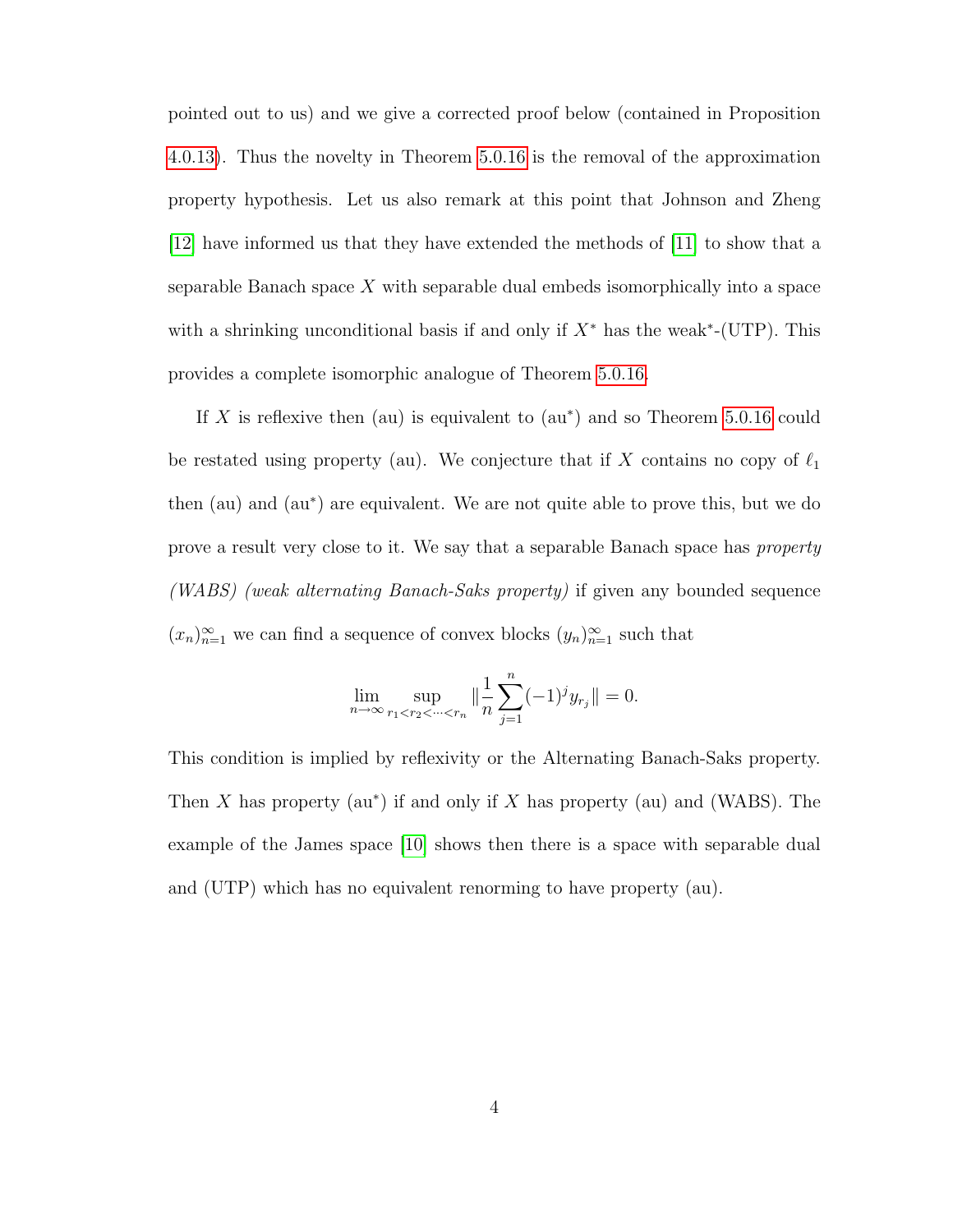pointed out to us) and we give a corrected proof below (contained in Proposition 4.0.13). Thus the novelty in Theorem 5.0.16 is the removal of the approximation property hypothesis. Let us also remark at this point that Johnson and Zheng [12] have informed us that they have extended the methods of [11] to show that a separable Banach space $X$ with separable dual embeds isomorphically into a space with a shrinking unconditional basis if and only if $X^*$ has the weak$^*$-(UTP). This provides a complete isomorphic analogue of Theorem 5.0.16.

If $X$ is reflexive then (au) is equivalent to (au$^*$) and so Theorem 5.0.16 could be restated using property (au). We conjecture that if $X$ contains no copy of $\ell_1$ then (au) and (au$^*$) are equivalent. We are not quite able to prove this, but we do prove a result very close to it. We say that a separable Banach space has *property (WABS) (weak alternating Banach-Saks property)* if given any bounded sequence $(x_n)_{n=1}^\infty$ we can find a sequence of convex blocks $(y_n)_{n=1}^\infty$ such that

$$\lim_{n\to\infty} \sup_{r_1<r_2<\cdots<r_n} \|\frac{1}{n}\sum_{j=1}^{n}(-1)^j y_{r_j}\| = 0.$$

This condition is implied by reflexivity or the Alternating Banach-Saks property. Then $X$ has property (au$^*$) if and only if $X$ has property (au) and (WABS). The example of the James space [10] shows then there is a space with separable dual and (UTP) which has no equivalent renorming to have property (au).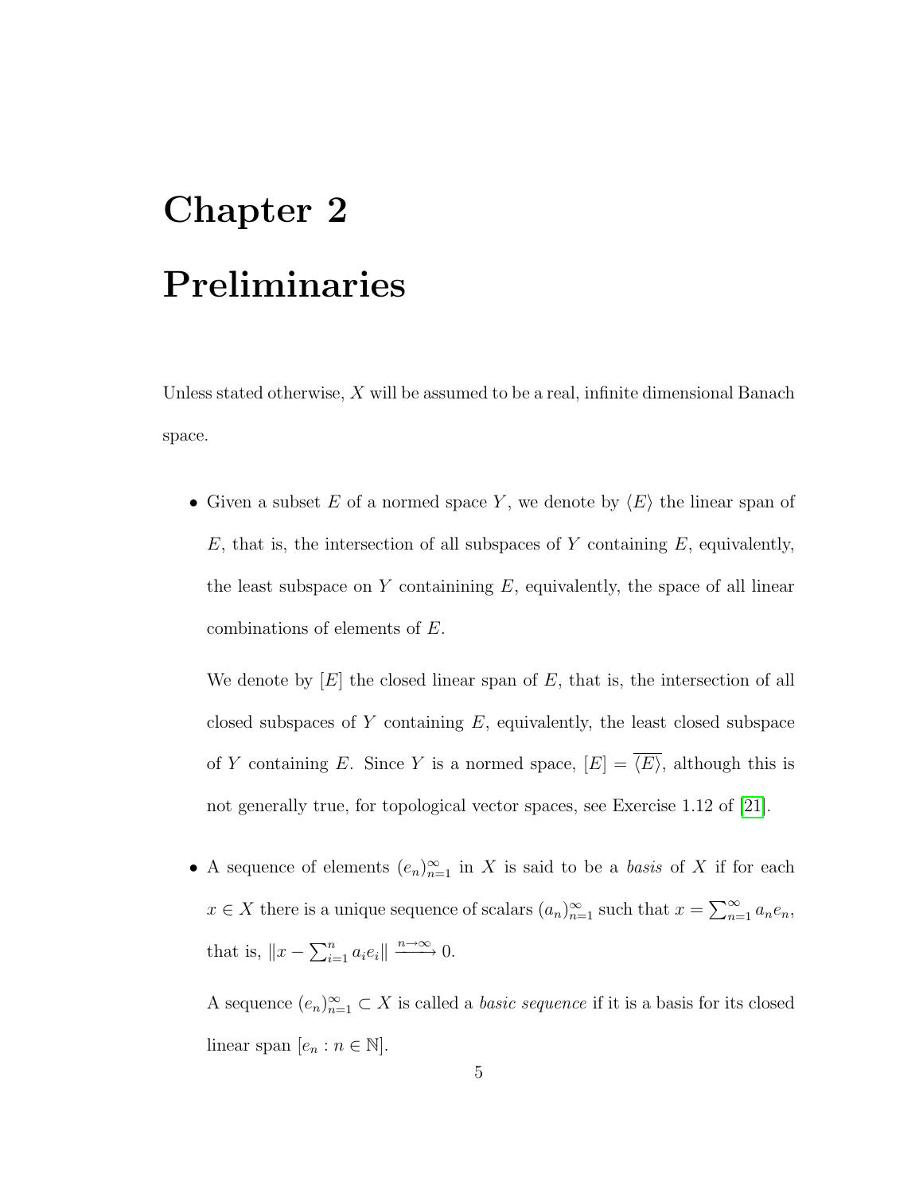# Chapter 2

# Preliminaries

Unless stated otherwise, $X$ will be assumed to be a real, infinite dimensional Banach space.

- Given a subset $E$ of a normed space $Y$, we denote by $\langle E \rangle$ the linear span of $E$, that is, the intersection of all subspaces of $Y$ containing $E$, equivalently, the least subspace on $Y$ containinining $E$, equivalently, the space of all linear combinations of elements of $E$.

  We denote by $[E]$ the closed linear span of $E$, that is, the intersection of all closed subspaces of $Y$ containing $E$, equivalently, the least closed subspace of $Y$ containing $E$. Since $Y$ is a normed space, $[E] = \overline{\langle E \rangle}$, although this is not generally true, for topological vector spaces, see Exercise 1.12 of [21].

- A sequence of elements $(e_n)_{n=1}^\infty$ in $X$ is said to be a *basis* of $X$ if for each $x \in X$ there is a unique sequence of scalars $(a_n)_{n=1}^\infty$ such that $x = \sum_{n=1}^\infty a_n e_n$, that is, $\|x - \sum_{i=1}^n a_i e_i\| \xrightarrow{n\to\infty} 0$.

  A sequence $(e_n)_{n=1}^\infty \subset X$ is called a *basic sequence* if it is a basis for its closed linear span $[e_n : n \in \mathbb{N}]$.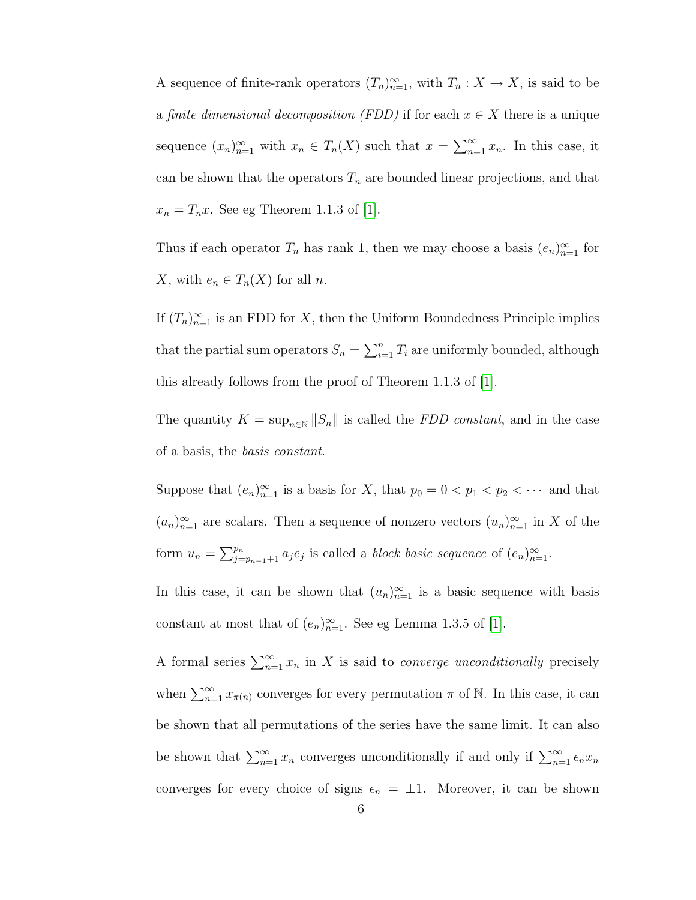A sequence of finite-rank operators $(T_n)_{n=1}^{\infty}$, with $T_n : X \to X$, is said to be a *finite dimensional decomposition (FDD)* if for each $x \in X$ there is a unique sequence $(x_n)_{n=1}^{\infty}$ with $x_n \in T_n(X)$ such that $x = \sum_{n=1}^{\infty} x_n$. In this case, it can be shown that the operators $T_n$ are bounded linear projections, and that $x_n = T_n x$. See eg Theorem 1.1.3 of [1].

Thus if each operator $T_n$ has rank 1, then we may choose a basis $(e_n)_{n=1}^{\infty}$ for $X$, with $e_n \in T_n(X)$ for all $n$.

If $(T_n)_{n=1}^{\infty}$ is an FDD for $X$, then the Uniform Boundedness Principle implies that the partial sum operators $S_n = \sum_{i=1}^{n} T_i$ are uniformly bounded, although this already follows from the proof of Theorem 1.1.3 of [1].

The quantity $K = \sup_{n \in \mathbb{N}} \|S_n\|$ is called the *FDD constant*, and in the case of a basis, the *basis constant*.

Suppose that $(e_n)_{n=1}^{\infty}$ is a basis for $X$, that $p_0 = 0 < p_1 < p_2 < \cdots$ and that $(a_n)_{n=1}^{\infty}$ are scalars. Then a sequence of nonzero vectors $(u_n)_{n=1}^{\infty}$ in $X$ of the form $u_n = \sum_{j=p_{n-1}+1}^{p_n} a_j e_j$ is called a *block basic sequence* of $(e_n)_{n=1}^{\infty}$.

In this case, it can be shown that $(u_n)_{n=1}^{\infty}$ is a basic sequence with basis constant at most that of $(e_n)_{n=1}^{\infty}$. See eg Lemma 1.3.5 of [1].

A formal series $\sum_{n=1}^{\infty} x_n$ in $X$ is said to *converge unconditionally* precisely when $\sum_{n=1}^{\infty} x_{\pi(n)}$ converges for every permutation $\pi$ of $\mathbb{N}$. In this case, it can be shown that all permutations of the series have the same limit. It can also be shown that $\sum_{n=1}^{\infty} x_n$ converges unconditionally if and only if $\sum_{n=1}^{\infty} \epsilon_n x_n$ converges for every choice of signs $\epsilon_n = \pm 1$. Moreover, it can be shown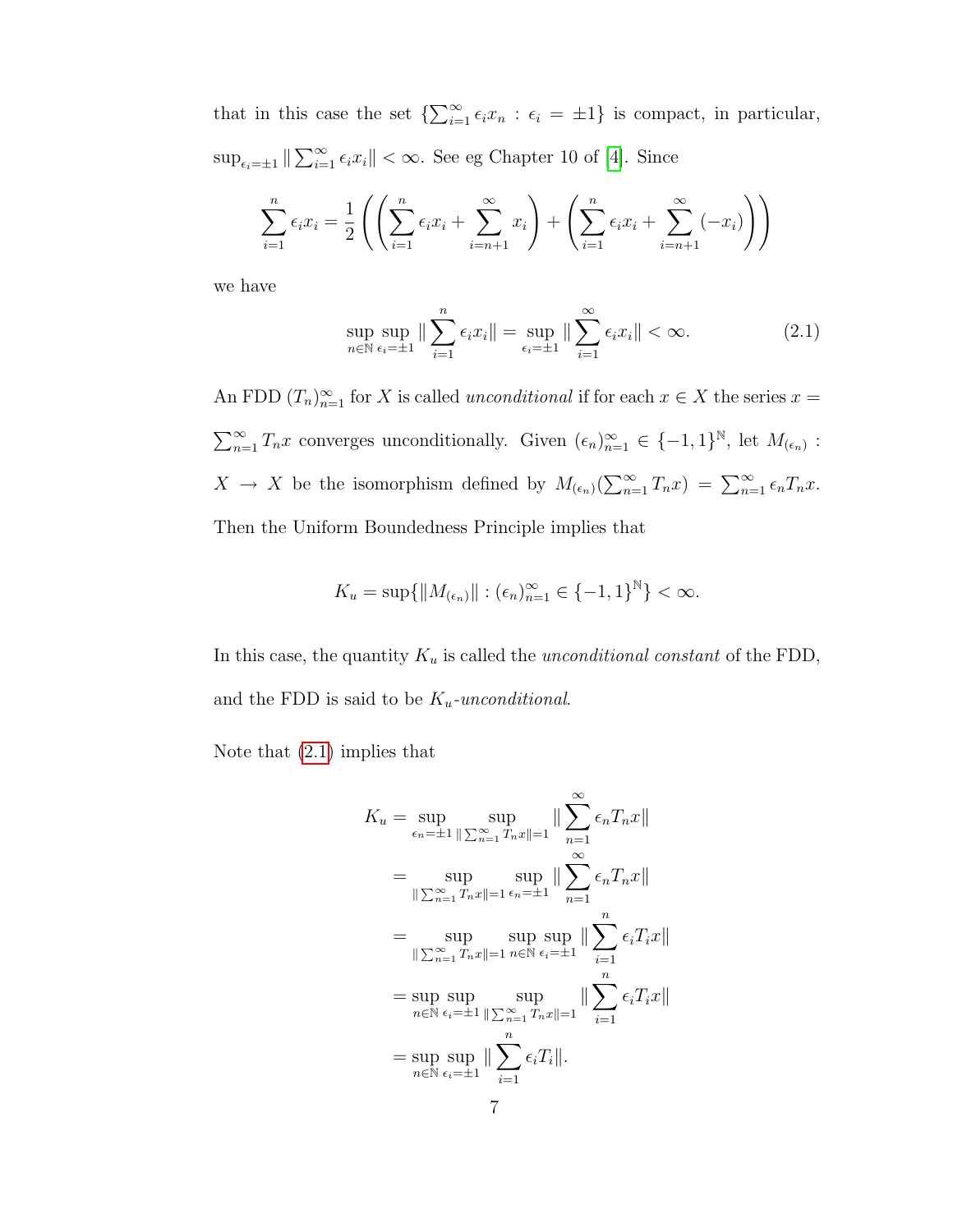that in this case the set $\{\sum_{i=1}^{\infty} \epsilon_i x_n : \epsilon_i = \pm 1\}$ is compact, in particular, $\sup_{\epsilon_i = \pm 1} \|\sum_{i=1}^{\infty} \epsilon_i x_i\| < \infty$. See eg Chapter 10 of [4]. Since

$$\sum_{i=1}^{n} \epsilon_i x_i = \frac{1}{2}\left(\left(\sum_{i=1}^{n} \epsilon_i x_i + \sum_{i=n+1}^{\infty} x_i\right) + \left(\sum_{i=1}^{n} \epsilon_i x_i + \sum_{i=n+1}^{\infty} (-x_i)\right)\right)$$

we have

$$\sup_{n \in \mathbb{N}} \sup_{\epsilon_i = \pm 1} \|\sum_{i=1}^{n} \epsilon_i x_i\| = \sup_{\epsilon_i = \pm 1} \|\sum_{i=1}^{\infty} \epsilon_i x_i\| < \infty. \tag{2.1}$$

An FDD $(T_n)_{n=1}^{\infty}$ for $X$ is called *unconditional* if for each $x \in X$ the series $x = \sum_{n=1}^{\infty} T_n x$ converges unconditionally. Given $(\epsilon_n)_{n=1}^{\infty} \in \{-1, 1\}^{\mathbb{N}}$, let $M_{(\epsilon_n)} : X \to X$ be the isomorphism defined by $M_{(\epsilon_n)}(\sum_{n=1}^{\infty} T_n x) = \sum_{n=1}^{\infty} \epsilon_n T_n x$. Then the Uniform Boundedness Principle implies that

$$K_u = \sup\{\|M_{(\epsilon_n)}\| : (\epsilon_n)_{n=1}^{\infty} \in \{-1, 1\}^{\mathbb{N}}\} < \infty.$$

In this case, the quantity $K_u$ is called the *unconditional constant* of the FDD, and the FDD is said to be $K_u$-*unconditional*.

Note that (2.1) implies that

$$\begin{aligned}
K_u &= \sup_{\epsilon_n = \pm 1} \sup_{\|\sum_{n=1}^{\infty} T_n x\| = 1} \|\sum_{n=1}^{\infty} \epsilon_n T_n x\| \\
&= \sup_{\|\sum_{n=1}^{\infty} T_n x\| = 1} \sup_{\epsilon_n = \pm 1} \|\sum_{n=1}^{\infty} \epsilon_n T_n x\| \\
&= \sup_{\|\sum_{n=1}^{\infty} T_n x\| = 1} \sup_{n \in \mathbb{N}} \sup_{\epsilon_i = \pm 1} \|\sum_{i=1}^{n} \epsilon_i T_i x\| \\
&= \sup_{n \in \mathbb{N}} \sup_{\epsilon_i = \pm 1} \sup_{\|\sum_{n=1}^{\infty} T_n x\| = 1} \|\sum_{i=1}^{n} \epsilon_i T_i x\| \\
&= \sup_{n \in \mathbb{N}} \sup_{\epsilon_i = \pm 1} \|\sum_{i=1}^{n} \epsilon_i T_i\|.
\end{aligned}$$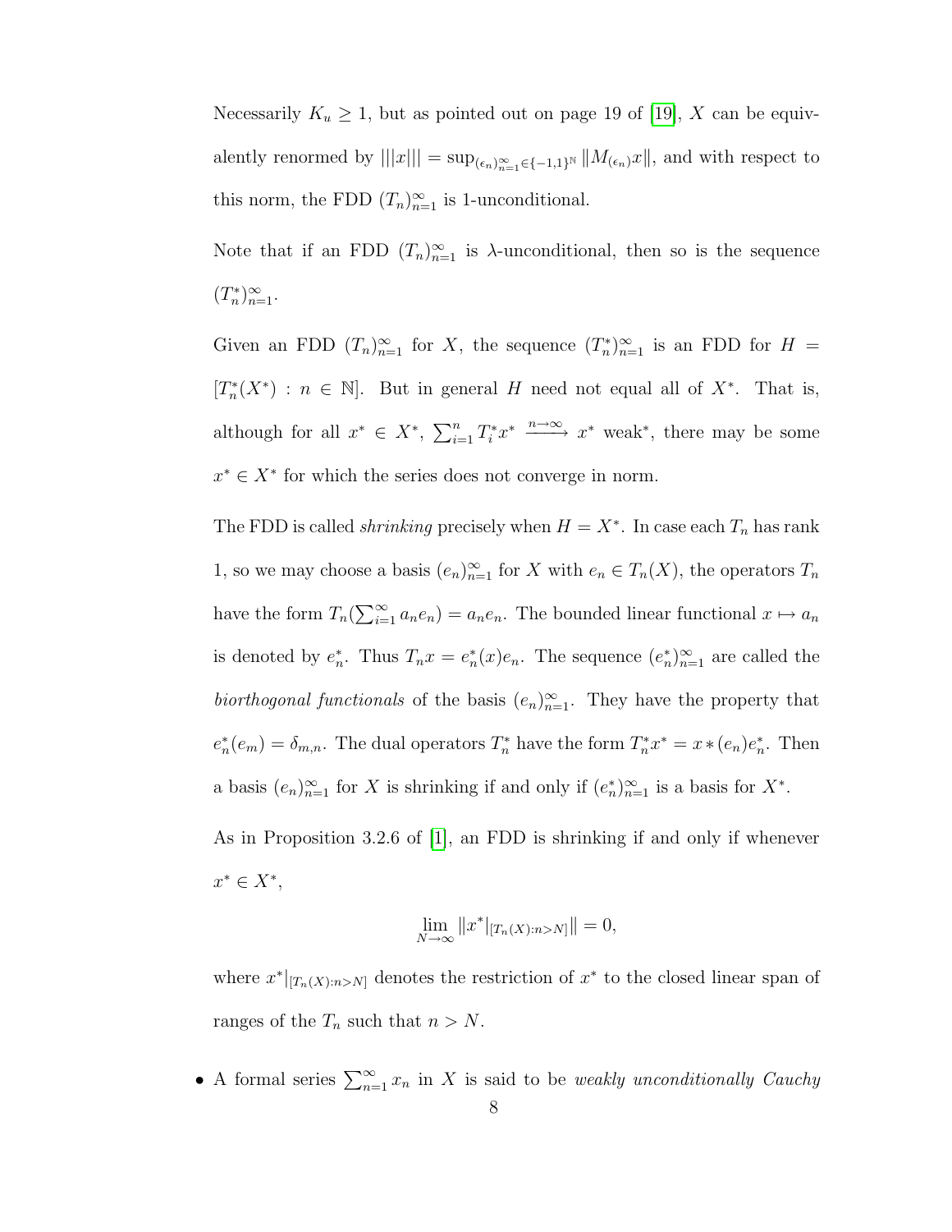Necessarily $K_u \geq 1$, but as pointed out on page 19 of [19], $X$ can be equivalently renormed by $|||x||| = \sup_{(\epsilon_n)_{n=1}^\infty \in \{-1,1\}^{\mathbb{N}}} \|M_{(\epsilon_n)}x\|$, and with respect to this norm, the FDD $(T_n)_{n=1}^\infty$ is 1-unconditional.

Note that if an FDD $(T_n)_{n=1}^\infty$ is $\lambda$-unconditional, then so is the sequence $(T_n^*)_{n=1}^\infty$.

Given an FDD $(T_n)_{n=1}^\infty$ for $X$, the sequence $(T_n^*)_{n=1}^\infty$ is an FDD for $H = [T_n^*(X^*) : n \in \mathbb{N}]$. But in general $H$ need not equal all of $X^*$. That is, although for all $x^* \in X^*$, $\sum_{i=1}^n T_i^* x^* \xrightarrow{n\to\infty} x^*$ weak$^*$, there may be some $x^* \in X^*$ for which the series does not converge in norm.

The FDD is called *shrinking* precisely when $H = X^*$. In case each $T_n$ has rank 1, so we may choose a basis $(e_n)_{n=1}^\infty$ for $X$ with $e_n \in T_n(X)$, the operators $T_n$ have the form $T_n(\sum_{i=1}^\infty a_n e_n) = a_n e_n$. The bounded linear functional $x \mapsto a_n$ is denoted by $e_n^*$. Thus $T_n x = e_n^*(x)e_n$. The sequence $(e_n^*)_{n=1}^\infty$ are called the *biorthogonal functionals* of the basis $(e_n)_{n=1}^\infty$. They have the property that $e_n^*(e_m) = \delta_{m,n}$. The dual operators $T_n^*$ have the form $T_n^* x^* = x * (e_n)e_n^*$. Then a basis $(e_n)_{n=1}^\infty$ for $X$ is shrinking if and only if $(e_n^*)_{n=1}^\infty$ is a basis for $X^*$.

As in Proposition 3.2.6 of [1], an FDD is shrinking if and only if whenever $x^* \in X^*$,

$$\lim_{N\to\infty} \|x^*|_{[T_n(X):n>N]}\| = 0,$$

where $x^*|_{[T_n(X):n>N]}$ denotes the restriction of $x^*$ to the closed linear span of ranges of the $T_n$ such that $n > N$.

- A formal series $\sum_{n=1}^\infty x_n$ in $X$ is said to be *weakly unconditionally Cauchy*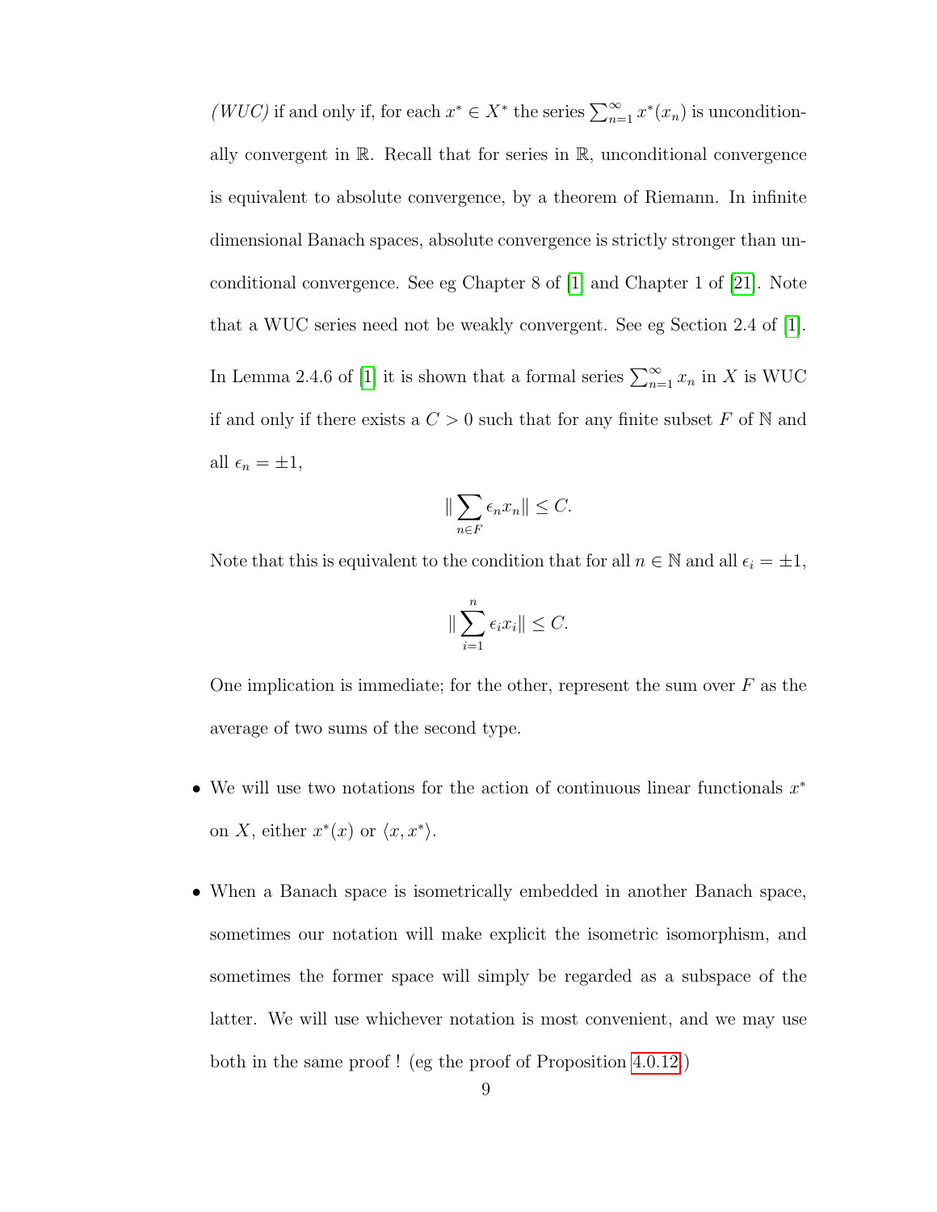*(WUC)* if and only if, for each $x^* \in X^*$ the series $\sum_{n=1}^{\infty} x^*(x_n)$ is unconditionally convergent in $\mathbb{R}$. Recall that for series in $\mathbb{R}$, unconditional convergence is equivalent to absolute convergence, by a theorem of Riemann. In infinite dimensional Banach spaces, absolute convergence is strictly stronger than unconditional convergence. See eg Chapter 8 of [1] and Chapter 1 of [21]. Note that a WUC series need not be weakly convergent. See eg Section 2.4 of [1]. In Lemma 2.4.6 of [1] it is shown that a formal series $\sum_{n=1}^{\infty} x_n$ in $X$ is WUC if and only if there exists a $C > 0$ such that for any finite subset $F$ of $\mathbb{N}$ and all $\epsilon_n = \pm 1$,

$$\| \sum_{n \in F} \epsilon_n x_n \| \leq C.$$

Note that this is equivalent to the condition that for all $n \in \mathbb{N}$ and all $\epsilon_i = \pm 1$,

$$\| \sum_{i=1}^{n} \epsilon_i x_i \| \leq C.$$

One implication is immediate; for the other, represent the sum over $F$ as the average of two sums of the second type.

- We will use two notations for the action of continuous linear functionals $x^*$ on $X$, either $x^*(x)$ or $\langle x, x^* \rangle$.

- When a Banach space is isometrically embedded in another Banach space, sometimes our notation will make explicit the isometric isomorphism, and sometimes the former space will simply be regarded as a subspace of the latter. We will use whichever notation is most convenient, and we may use both in the same proof ! (eg the proof of Proposition 4.0.12.)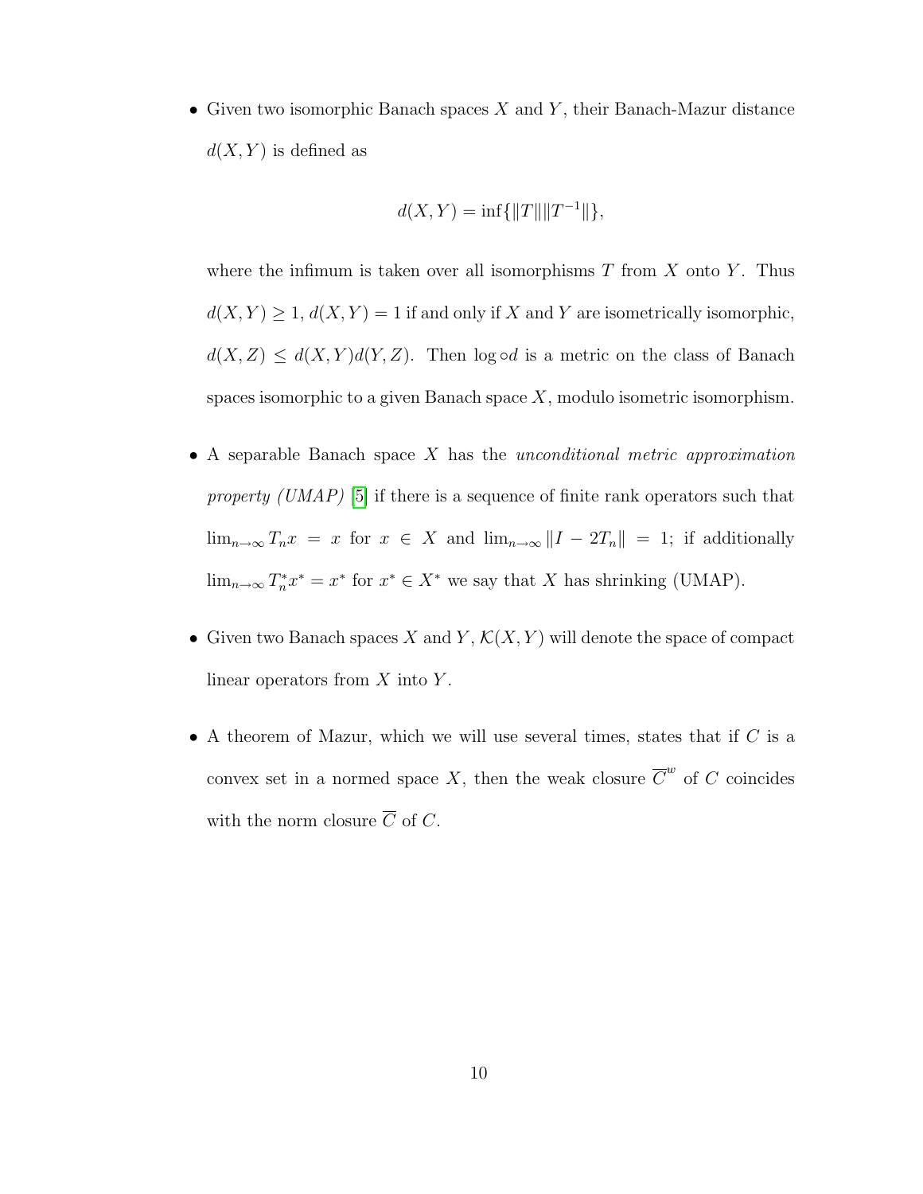- Given two isomorphic Banach spaces $X$ and $Y$, their Banach-Mazur distance $d(X, Y)$ is defined as

$$d(X, Y) = \inf\{\|T\|\|T^{-1}\|\},$$

  where the infimum is taken over all isomorphisms $T$ from $X$ onto $Y$. Thus $d(X, Y) \geq 1$, $d(X, Y) = 1$ if and only if $X$ and $Y$ are isometrically isomorphic, $d(X, Z) \leq d(X, Y)d(Y, Z)$. Then $\log \circ d$ is a metric on the class of Banach spaces isomorphic to a given Banach space $X$, modulo isometric isomorphism.

- A separable Banach space $X$ has the *unconditional metric approximation property (UMAP)* [5] if there is a sequence of finite rank operators such that $\lim_{n\to\infty} T_n x = x$ for $x \in X$ and $\lim_{n\to\infty} \|I - 2T_n\| = 1$; if additionally $\lim_{n\to\infty} T_n^* x^* = x^*$ for $x^* \in X^*$ we say that $X$ has shrinking (UMAP).

- Given two Banach spaces $X$ and $Y$, $\mathcal{K}(X, Y)$ will denote the space of compact linear operators from $X$ into $Y$.

- A theorem of Mazur, which we will use several times, states that if $C$ is a convex set in a normed space $X$, then the weak closure $\overline{C}^w$ of $C$ coincides with the norm closure $\overline{C}$ of $C$.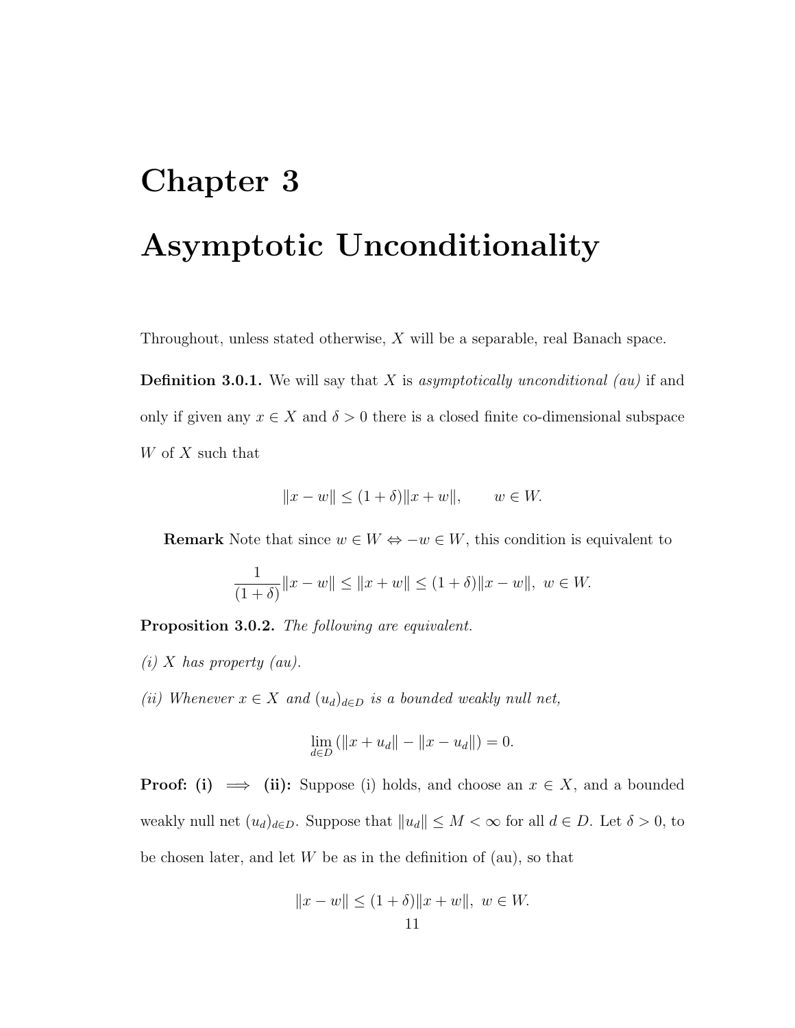# Chapter 3

# Asymptotic Unconditionality

Throughout, unless stated otherwise, $X$ will be a separable, real Banach space.

**Definition 3.0.1.** We will say that $X$ is *asymptotically unconditional (au)* if and only if given any $x \in X$ and $\delta > 0$ there is a closed finite co-dimensional subspace $W$ of $X$ such that

$$\|x - w\| \leq (1 + \delta)\|x + w\|, \qquad w \in W.$$

**Remark** Note that since $w \in W \Leftrightarrow -w \in W$, this condition is equivalent to

$$\frac{1}{(1+\delta)}\|x - w\| \leq \|x + w\| \leq (1 + \delta)\|x - w\|, \ w \in W.$$

**Proposition 3.0.2.** *The following are equivalent.*

*(i) $X$ has property (au).*

*(ii) Whenever $x \in X$ and $(u_d)_{d \in D}$ is a bounded weakly null net,*

$$\lim_{d \in D} (\|x + u_d\| - \|x - u_d\|) = 0.$$

**Proof: (i) $\implies$ (ii):** Suppose (i) holds, and choose an $x \in X$, and a bounded weakly null net $(u_d)_{d \in D}$. Suppose that $\|u_d\| \leq M < \infty$ for all $d \in D$. Let $\delta > 0$, to be chosen later, and let $W$ be as in the definition of (au), so that

$$\|x - w\| \leq (1 + \delta)\|x + w\|, \ w \in W.$$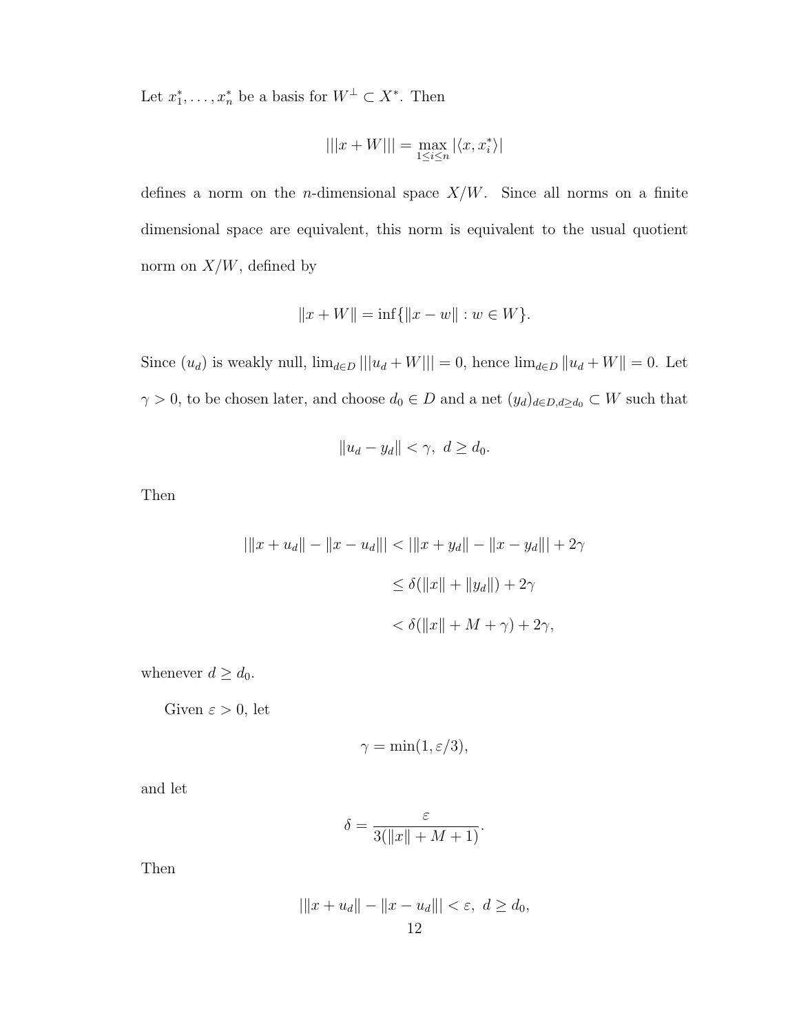Let $x_1^*, \ldots, x_n^*$ be a basis for $W^\perp \subset X^*$. Then

$$|||x + W||| = \max_{1 \le i \le n} |\langle x, x_i^* \rangle|$$

defines a norm on the $n$-dimensional space $X/W$. Since all norms on a finite dimensional space are equivalent, this norm is equivalent to the usual quotient norm on $X/W$, defined by

$$\|x + W\| = \inf\{\|x - w\| : w \in W\}.$$

Since $(u_d)$ is weakly null, $\lim_{d \in D} |||u_d + W||| = 0$, hence $\lim_{d \in D} \|u_d + W\| = 0$. Let $\gamma > 0$, to be chosen later, and choose $d_0 \in D$ and a net $(y_d)_{d \in D, d \ge d_0} \subset W$ such that

$$\|u_d - y_d\| < \gamma, \ d \ge d_0.$$

Then

$$
\begin{aligned}
|\|x + u_d\| - \|x - u_d\|| &< |\|x + y_d\| - \|x - y_d\|| + 2\gamma \\
&\le \delta(\|x\| + \|y_d\|) + 2\gamma \\
&< \delta(\|x\| + M + \gamma) + 2\gamma,
\end{aligned}
$$

whenever $d \ge d_0$.

Given $\varepsilon > 0$, let

$$\gamma = \min(1, \varepsilon/3),$$

and let

$$\delta = \frac{\varepsilon}{3(\|x\| + M + 1)}.$$

Then

$$|\|x + u_d\| - \|x - u_d\|| < \varepsilon, \ d \ge d_0,$$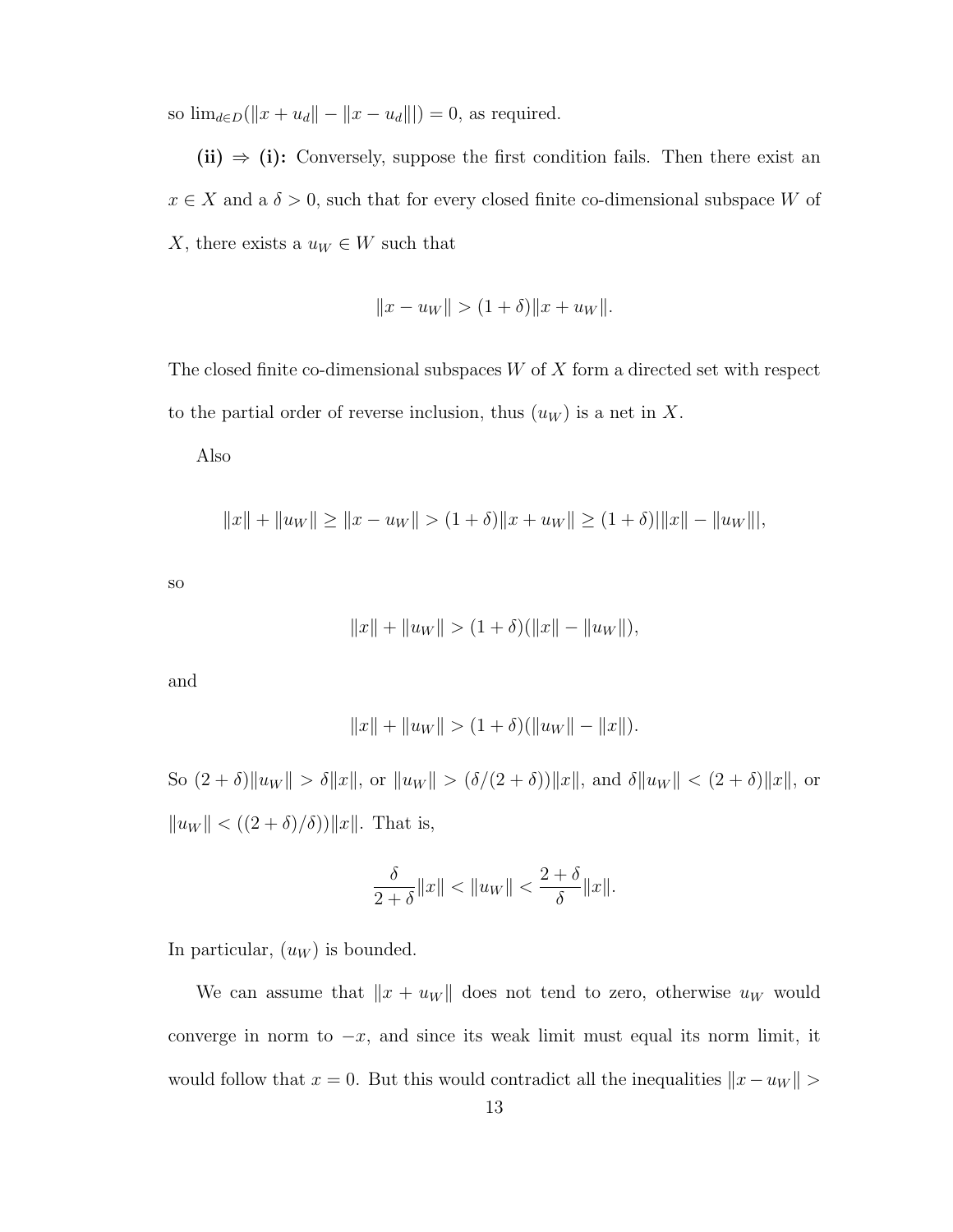so $\lim_{d \in D}(\|x + u_d\| - \|x - u_d\|) = 0$, as required.

**(ii) $\Rightarrow$ (i):** Conversely, suppose the first condition fails. Then there exist an $x \in X$ and a $\delta > 0$, such that for every closed finite co-dimensional subspace $W$ of $X$, there exists a $u_W \in W$ such that

$$\|x - u_W\| > (1 + \delta)\|x + u_W\|.$$

The closed finite co-dimensional subspaces $W$ of $X$ form a directed set with respect to the partial order of reverse inclusion, thus $(u_W)$ is a net in $X$.

Also

$$\|x\| + \|u_W\| \geq \|x - u_W\| > (1 + \delta)\|x + u_W\| \geq (1 + \delta)|\|x\| - \|u_W\||,$$

so

$$\|x\| + \|u_W\| > (1 + \delta)(\|x\| - \|u_W\|),$$

and

$$\|x\| + \|u_W\| > (1 + \delta)(\|u_W\| - \|x\|).$$

So $(2 + \delta)\|u_W\| > \delta\|x\|$, or $\|u_W\| > (\delta/(2 + \delta))\|x\|$, and $\delta\|u_W\| < (2 + \delta)\|x\|$, or $\|u_W\| < ((2 + \delta)/\delta))\|x\|$. That is,

$$\frac{\delta}{2 + \delta}\|x\| < \|u_W\| < \frac{2 + \delta}{\delta}\|x\|.$$

In particular, $(u_W)$ is bounded.

We can assume that $\|x + u_W\|$ does not tend to zero, otherwise $u_W$ would converge in norm to $-x$, and since its weak limit must equal its norm limit, it would follow that $x = 0$. But this would contradict all the inequalities $\|x - u_W\| >$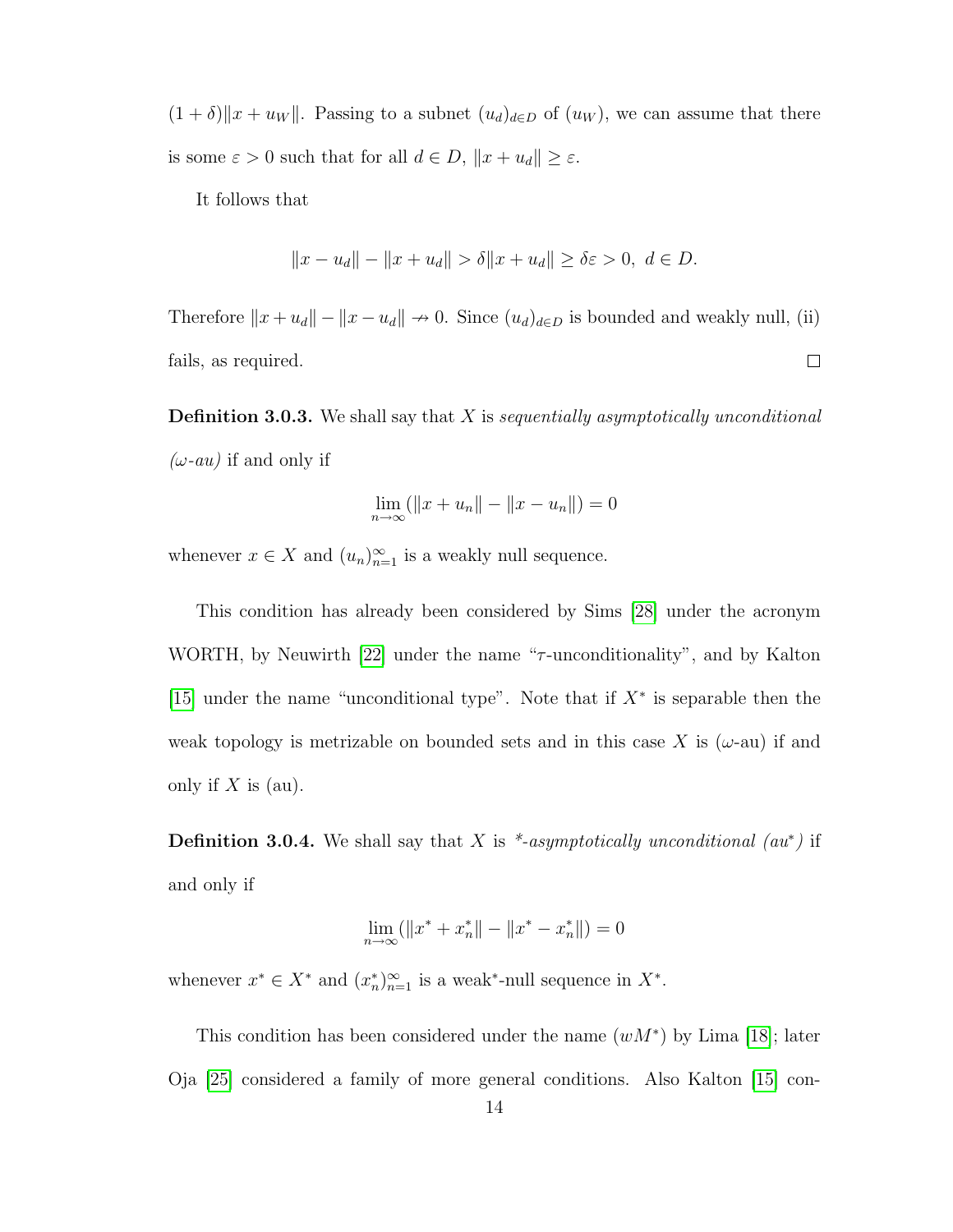$(1+\delta)\|x+u_W\|$. Passing to a subnet $(u_d)_{d\in D}$ of $(u_W)$, we can assume that there is some $\varepsilon > 0$ such that for all $d \in D$, $\|x+u_d\| \geq \varepsilon$.

It follows that

$$\|x-u_d\| - \|x+u_d\| > \delta\|x+u_d\| \geq \delta\varepsilon > 0,\ d \in D.$$

Therefore $\|x+u_d\| - \|x-u_d\| \nrightarrow 0$. Since $(u_d)_{d\in D}$ is bounded and weakly null, (ii) fails, as required. □

**Definition 3.0.3.** We shall say that $X$ is *sequentially asymptotically unconditional ($\omega$-au)* if and only if

$$\lim_{n\to\infty}(\|x+u_n\| - \|x-u_n\|) = 0$$

whenever $x \in X$ and $(u_n)_{n=1}^{\infty}$ is a weakly null sequence.

This condition has already been considered by Sims [28] under the acronym WORTH, by Neuwirth [22] under the name "$\tau$-unconditionality", and by Kalton [15] under the name "unconditional type". Note that if $X^*$ is separable then the weak topology is metrizable on bounded sets and in this case $X$ is ($\omega$-au) if and only if $X$ is (au).

**Definition 3.0.4.** We shall say that $X$ is *\*-asymptotically unconditional (au\*)* if and only if

$$\lim_{n\to\infty}(\|x^*+x_n^*\| - \|x^*-x_n^*\|) = 0$$

whenever $x^* \in X^*$ and $(x_n^*)_{n=1}^{\infty}$ is a weak\*-null sequence in $X^*$.

This condition has been considered under the name $(wM^*)$ by Lima [18]; later Oja [25] considered a family of more general conditions. Also Kalton [15] con-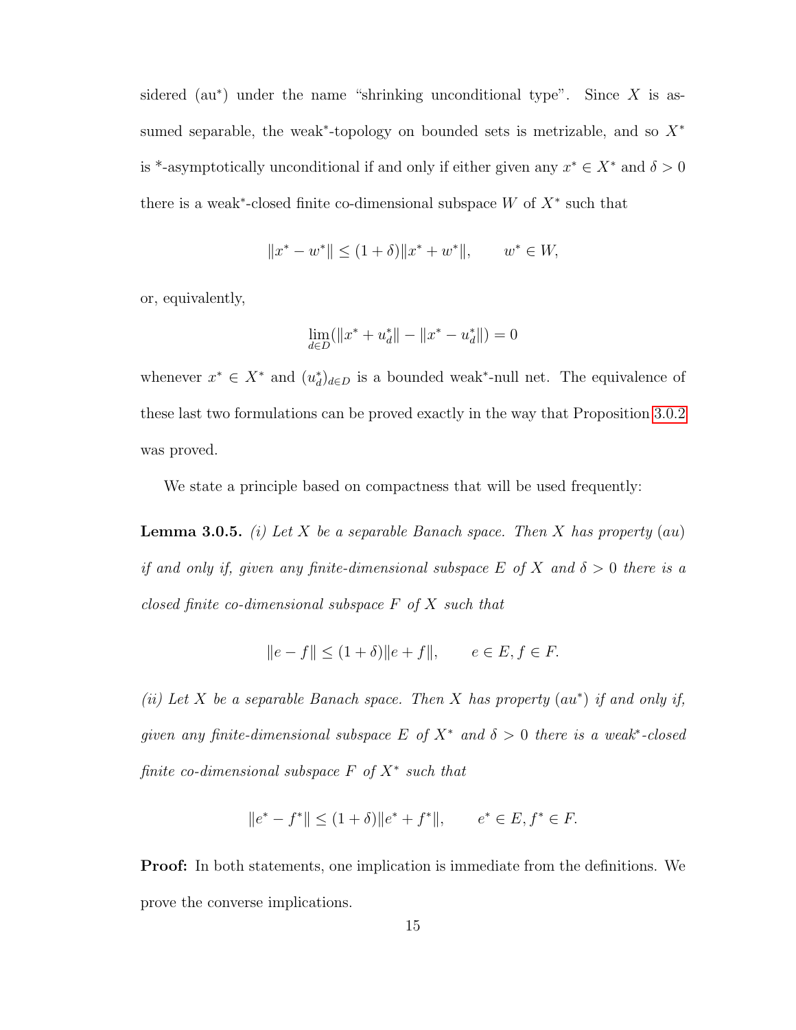sidered (au$^*$) under the name "shrinking unconditional type". Since $X$ is assumed separable, the weak$^*$-topology on bounded sets is metrizable, and so $X^*$ is $^*$-asymptotically unconditional if and only if either given any $x^* \in X^*$ and $\delta > 0$ there is a weak$^*$-closed finite co-dimensional subspace $W$ of $X^*$ such that

$$\|x^* - w^*\| \leq (1 + \delta)\|x^* + w^*\|, \qquad w^* \in W,$$

or, equivalently,

$$\lim_{d \in D}(\|x^* + u_d^*\| - \|x^* - u_d^*\|) = 0$$

whenever $x^* \in X^*$ and $(u_d^*)_{d \in D}$ is a bounded weak$^*$-null net. The equivalence of these last two formulations can be proved exactly in the way that Proposition 3.0.2 was proved.

We state a principle based on compactness that will be used frequently:

**Lemma 3.0.5.** *(i) Let $X$ be a separable Banach space. Then $X$ has property (au) if and only if, given any finite-dimensional subspace $E$ of $X$ and $\delta > 0$ there is a closed finite co-dimensional subspace $F$ of $X$ such that*

$$\|e - f\| \leq (1 + \delta)\|e + f\|, \qquad e \in E, f \in F.$$

*(ii) Let $X$ be a separable Banach space. Then $X$ has property (au$^*$) if and only if, given any finite-dimensional subspace $E$ of $X^*$ and $\delta > 0$ there is a weak$^*$-closed finite co-dimensional subspace $F$ of $X^*$ such that*

$$\|e^* - f^*\| \leq (1 + \delta)\|e^* + f^*\|, \qquad e^* \in E, f^* \in F.$$

**Proof:** In both statements, one implication is immediate from the definitions. We prove the converse implications.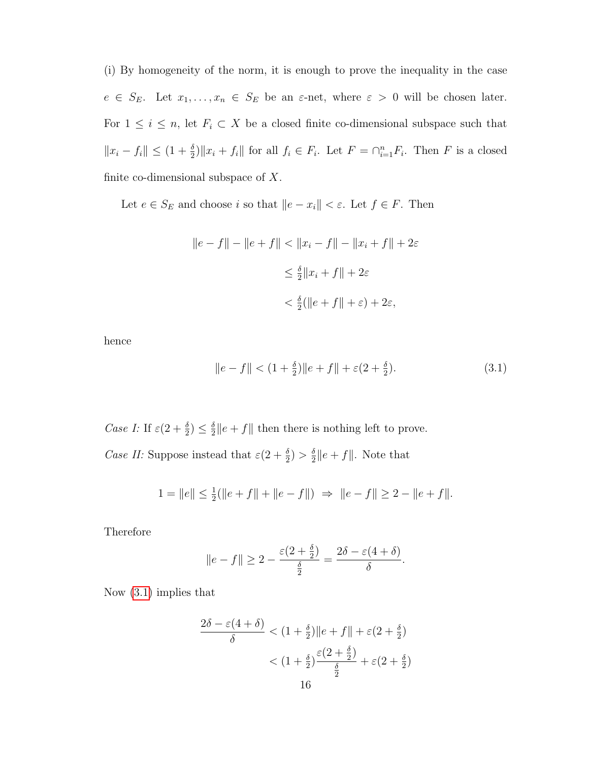(i) By homogeneity of the norm, it is enough to prove the inequality in the case $e \in S_E$. Let $x_1, \ldots, x_n \in S_E$ be an $\varepsilon$-net, where $\varepsilon > 0$ will be chosen later. For $1 \le i \le n$, let $F_i \subset X$ be a closed finite co-dimensional subspace such that $\|x_i - f_i\| \le (1 + \frac{\delta}{2})\|x_i + f_i\|$ for all $f_i \in F_i$. Let $F = \cap_{i=1}^n F_i$. Then $F$ is a closed finite co-dimensional subspace of $X$.

Let $e \in S_E$ and choose $i$ so that $\|e - x_i\| < \varepsilon$. Let $f \in F$. Then

$$
\begin{aligned}
\|e - f\| - \|e + f\| &< \|x_i - f\| - \|x_i + f\| + 2\varepsilon \\
&\le \tfrac{\delta}{2}\|x_i + f\| + 2\varepsilon \\
&< \tfrac{\delta}{2}(\|e + f\| + \varepsilon) + 2\varepsilon,
\end{aligned}
$$

hence

$$
\|e - f\| < (1 + \tfrac{\delta}{2})\|e + f\| + \varepsilon(2 + \tfrac{\delta}{2}). \tag{3.1}
$$

*Case I:* If $\varepsilon(2 + \frac{\delta}{2}) \le \frac{\delta}{2}\|e + f\|$ then there is nothing left to prove.

*Case II:* Suppose instead that $\varepsilon(2 + \frac{\delta}{2}) > \frac{\delta}{2}\|e + f\|$. Note that

$$
1 = \|e\| \le \tfrac{1}{2}(\|e + f\| + \|e - f\|) \;\Rightarrow\; \|e - f\| \ge 2 - \|e + f\|.
$$

Therefore

$$
\|e - f\| \ge 2 - \frac{\varepsilon(2 + \frac{\delta}{2})}{\frac{\delta}{2}} = \frac{2\delta - \varepsilon(4 + \delta)}{\delta}.
$$

Now (3.1) implies that

$$
\begin{aligned}
\frac{2\delta - \varepsilon(4 + \delta)}{\delta} &< (1 + \tfrac{\delta}{2})\|e + f\| + \varepsilon(2 + \tfrac{\delta}{2}) \\
&< (1 + \tfrac{\delta}{2})\frac{\varepsilon(2 + \frac{\delta}{2})}{\frac{\delta}{2}} + \varepsilon(2 + \tfrac{\delta}{2})
\end{aligned}
$$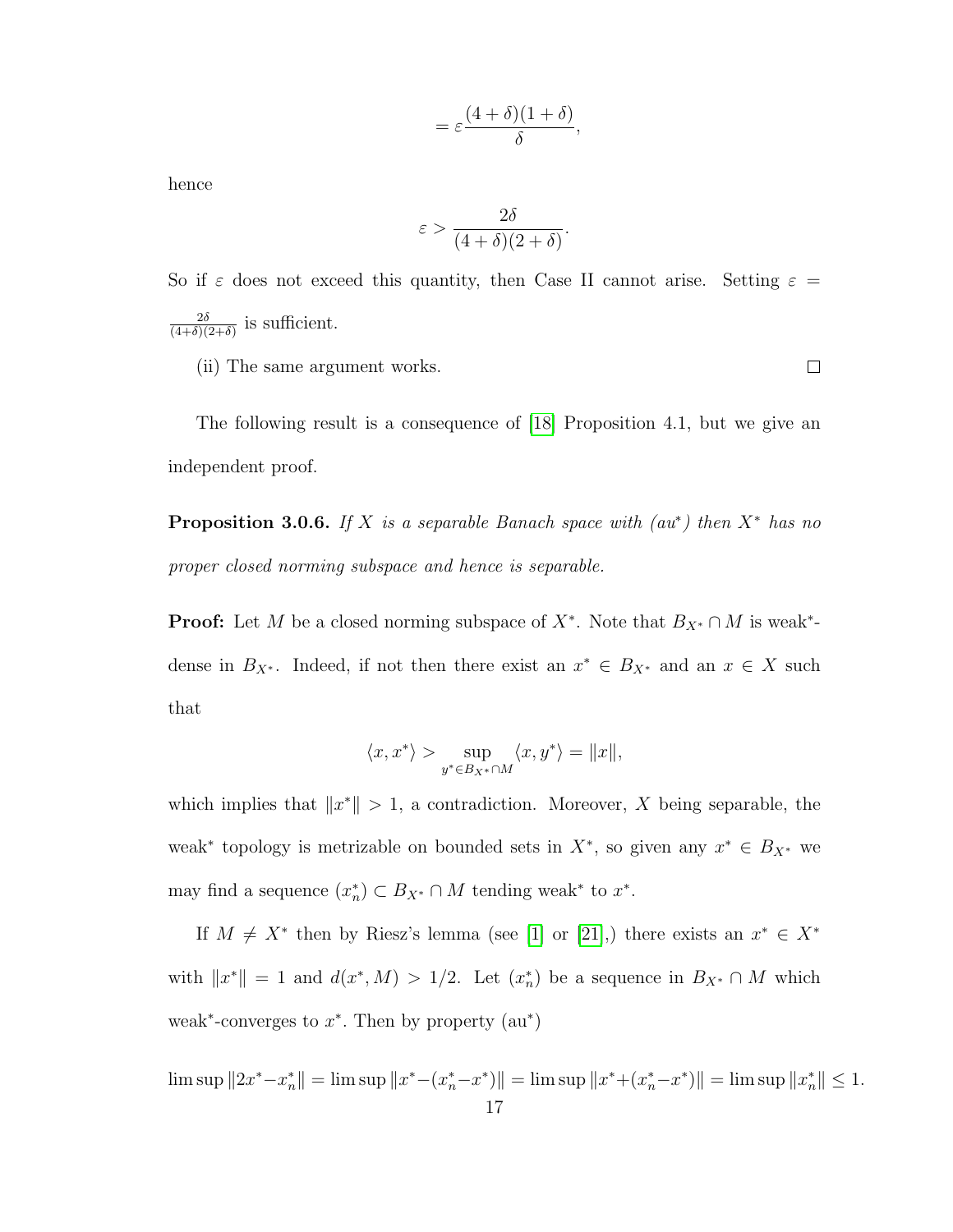$$= \varepsilon \frac{(4+\delta)(1+\delta)}{\delta},$$

hence

$$\varepsilon > \frac{2\delta}{(4+\delta)(2+\delta)}.$$

So if $\varepsilon$ does not exceed this quantity, then Case II cannot arise. Setting $\varepsilon = \frac{2\delta}{(4+\delta)(2+\delta)}$ is sufficient.

(ii) The same argument works. ☐

The following result is a consequence of [18] Proposition 4.1, but we give an independent proof.

**Proposition 3.0.6.** *If $X$ is a separable Banach space with (au$^*$) then $X^*$ has no proper closed norming subspace and hence is separable.*

**Proof:** Let $M$ be a closed norming subspace of $X^*$. Note that $B_{X^*} \cap M$ is weak$^*$-dense in $B_{X^*}$. Indeed, if not then there exist an $x^* \in B_{X^*}$ and an $x \in X$ such that

$$\langle x, x^* \rangle > \sup_{y^* \in B_{X^*} \cap M} \langle x, y^* \rangle = \|x\|,$$

which implies that $\|x^*\| > 1$, a contradiction. Moreover, $X$ being separable, the weak$^*$ topology is metrizable on bounded sets in $X^*$, so given any $x^* \in B_{X^*}$ we may find a sequence $(x_n^*) \subset B_{X^*} \cap M$ tending weak$^*$ to $x^*$.

If $M \neq X^*$ then by Riesz's lemma (see [1] or [21],) there exists an $x^* \in X^*$ with $\|x^*\| = 1$ and $d(x^*, M) > 1/2$. Let $(x_n^*)$ be a sequence in $B_{X^*} \cap M$ which weak$^*$-converges to $x^*$. Then by property (au$^*$)

$$\limsup \|2x^* - x_n^*\| = \limsup \|x^* - (x_n^* - x^*)\| = \limsup \|x^* + (x_n^* - x^*)\| = \limsup \|x_n^*\| \leq 1.$$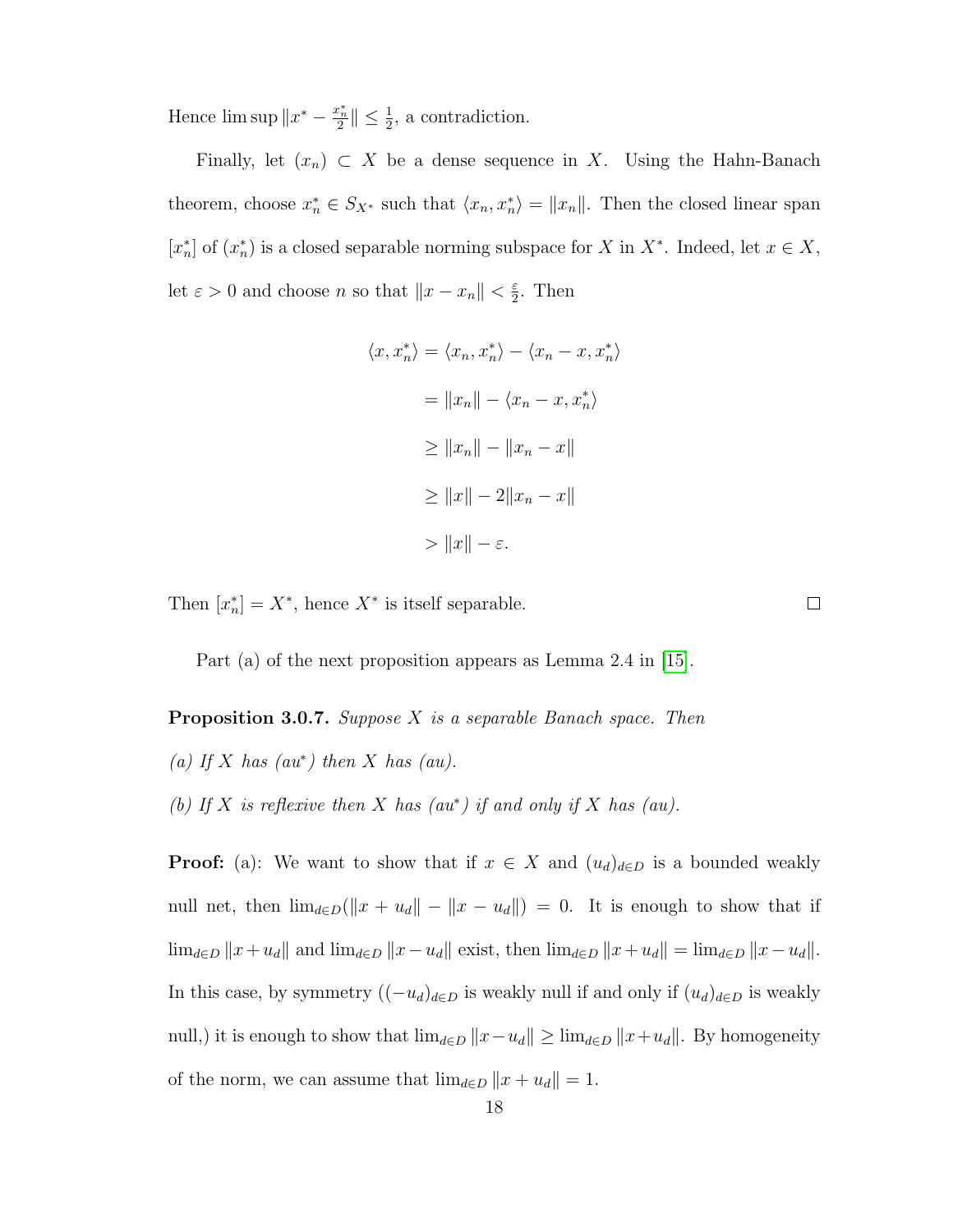Hence $\limsup \|x^* - \frac{x_n^*}{2}\| \leq \frac{1}{2}$, a contradiction.

Finally, let $(x_n) \subset X$ be a dense sequence in $X$. Using the Hahn-Banach theorem, choose $x_n^* \in S_{X^*}$ such that $\langle x_n, x_n^* \rangle = \|x_n\|$. Then the closed linear span $[x_n^*]$ of $(x_n^*)$ is a closed separable norming subspace for $X$ in $X^*$. Indeed, let $x \in X$, let $\varepsilon > 0$ and choose $n$ so that $\|x - x_n\| < \frac{\varepsilon}{2}$. Then

$$
\begin{aligned}
\langle x, x_n^* \rangle &= \langle x_n, x_n^* \rangle - \langle x_n - x, x_n^* \rangle \\
&= \|x_n\| - \langle x_n - x, x_n^* \rangle \\
&\geq \|x_n\| - \|x_n - x\| \\
&\geq \|x\| - 2\|x_n - x\| \\
&> \|x\| - \varepsilon.
\end{aligned}
$$

Then $[x_n^*] = X^*$, hence $X^*$ is itself separable. $\square$

Part (a) of the next proposition appears as Lemma 2.4 in [15].

**Proposition 3.0.7.** *Suppose $X$ is a separable Banach space. Then*

*(a) If $X$ has (au$^*$) then $X$ has (au).*

*(b) If $X$ is reflexive then $X$ has (au$^*$) if and only if $X$ has (au).*

**Proof:** (a): We want to show that if $x \in X$ and $(u_d)_{d \in D}$ is a bounded weakly null net, then $\lim_{d \in D}(\|x + u_d\| - \|x - u_d\|) = 0$. It is enough to show that if $\lim_{d \in D} \|x + u_d\|$ and $\lim_{d \in D} \|x - u_d\|$ exist, then $\lim_{d \in D} \|x + u_d\| = \lim_{d \in D} \|x - u_d\|$. In this case, by symmetry ($(-u_d)_{d \in D}$ is weakly null if and only if $(u_d)_{d \in D}$ is weakly null,) it is enough to show that $\lim_{d \in D} \|x - u_d\| \geq \lim_{d \in D} \|x + u_d\|$. By homogeneity of the norm, we can assume that $\lim_{d \in D} \|x + u_d\| = 1$.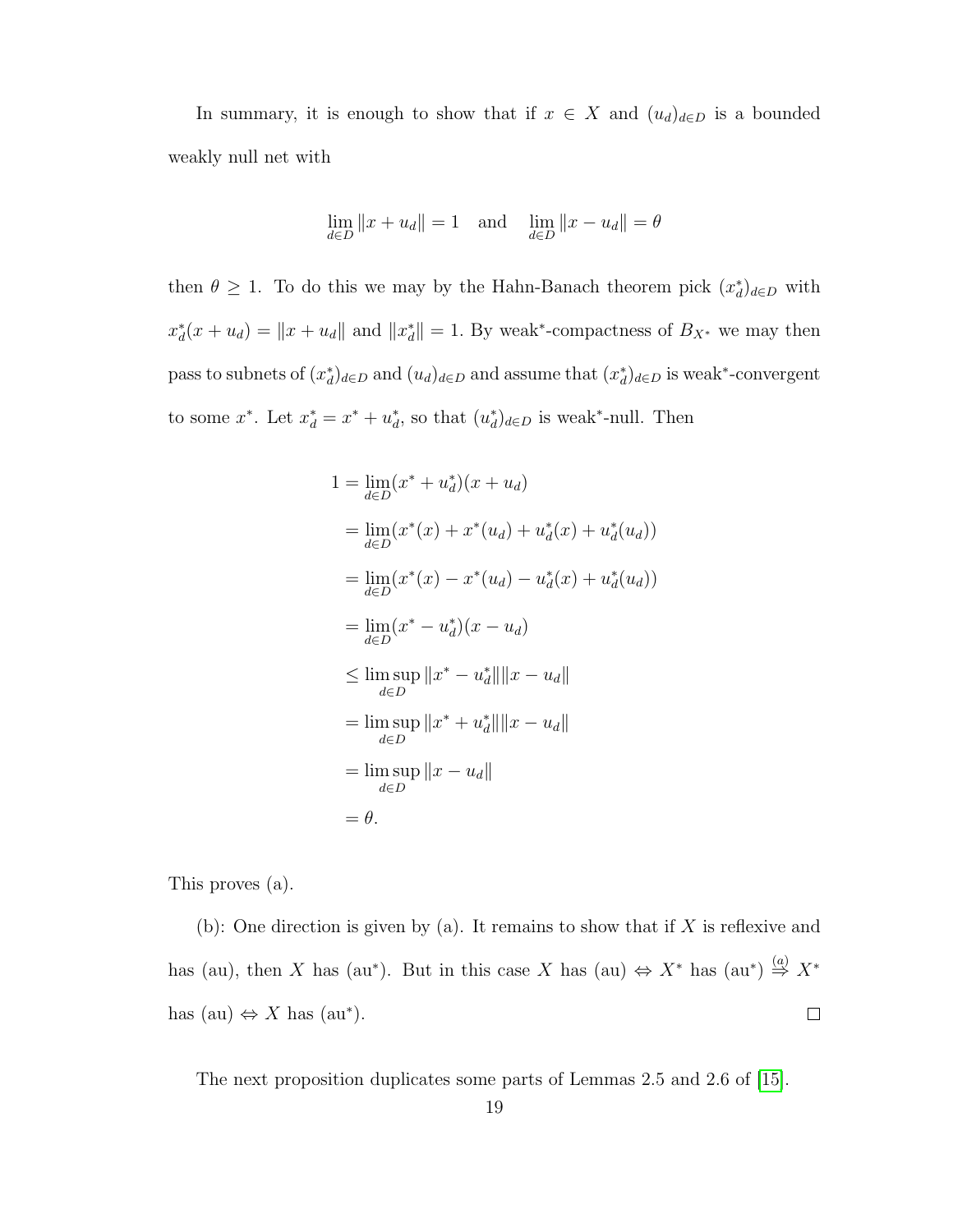In summary, it is enough to show that if $x \in X$ and $(u_d)_{d\in D}$ is a bounded weakly null net with

$$\lim_{d\in D} \|x + u_d\| = 1 \quad \text{and} \quad \lim_{d\in D} \|x - u_d\| = \theta$$

then $\theta \geq 1$. To do this we may by the Hahn-Banach theorem pick $(x_d^*)_{d\in D}$ with $x_d^*(x + u_d) = \|x + u_d\|$ and $\|x_d^*\| = 1$. By weak*-compactness of $B_{X^*}$ we may then pass to subnets of $(x_d^*)_{d\in D}$ and $(u_d)_{d\in D}$ and assume that $(x_d^*)_{d\in D}$ is weak*-convergent to some $x^*$. Let $x_d^* = x^* + u_d^*$, so that $(u_d^*)_{d\in D}$ is weak*-null. Then

$$\begin{aligned}
1 &= \lim_{d\in D}(x^* + u_d^*)(x + u_d) \\
&= \lim_{d\in D}(x^*(x) + x^*(u_d) + u_d^*(x) + u_d^*(u_d)) \\
&= \lim_{d\in D}(x^*(x) - x^*(u_d) - u_d^*(x) + u_d^*(u_d)) \\
&= \lim_{d\in D}(x^* - u_d^*)(x - u_d) \\
&\leq \limsup_{d\in D} \|x^* - u_d^*\|\|x - u_d\| \\
&= \limsup_{d\in D} \|x^* + u_d^*\|\|x - u_d\| \\
&= \limsup_{d\in D} \|x - u_d\| \\
&= \theta.
\end{aligned}$$

This proves (a).

(b): One direction is given by (a). It remains to show that if $X$ is reflexive and has (au), then $X$ has (au*). But in this case $X$ has (au) $\Leftrightarrow$ $X^*$ has (au*) $\overset{(a)}{\Rightarrow}$ $X^*$ has (au) $\Leftrightarrow$ $X$ has (au*). $\square$

The next proposition duplicates some parts of Lemmas 2.5 and 2.6 of [15].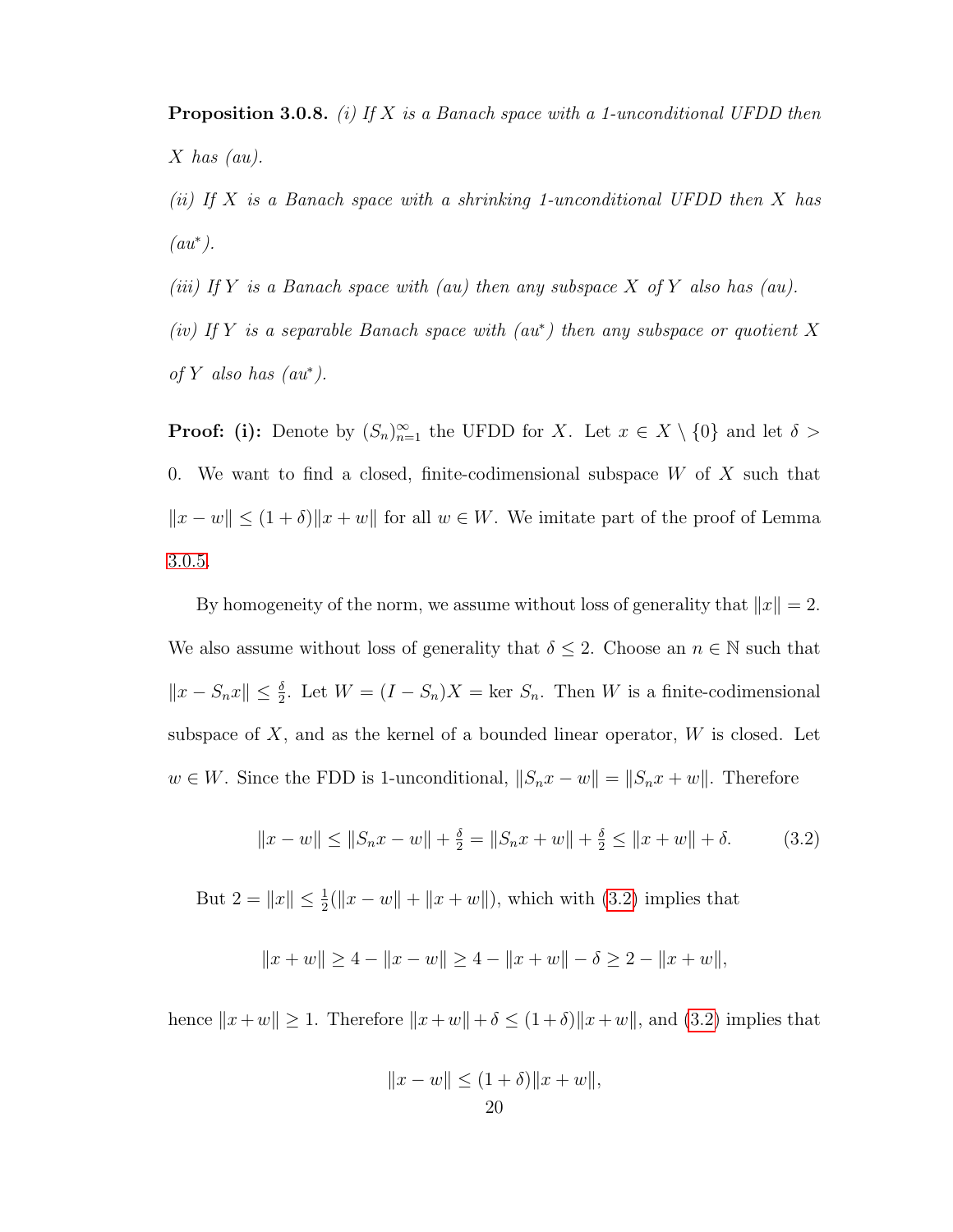**Proposition 3.0.8.** *(i) If $X$ is a Banach space with a 1-unconditional UFDD then $X$ has (au).*

*(ii) If $X$ is a Banach space with a shrinking 1-unconditional UFDD then $X$ has (au*).*

*(iii) If $Y$ is a Banach space with (au) then any subspace $X$ of $Y$ also has (au).*

*(iv) If $Y$ is a separable Banach space with (au*) then any subspace or quotient $X$ of $Y$ also has (au*).*

**Proof: (i):** Denote by $(S_n)_{n=1}^{\infty}$ the UFDD for $X$. Let $x \in X \setminus \{0\}$ and let $\delta > 0$. We want to find a closed, finite-codimensional subspace $W$ of $X$ such that $\|x - w\| \leq (1+\delta)\|x + w\|$ for all $w \in W$. We imitate part of the proof of Lemma 3.0.5.

By homogeneity of the norm, we assume without loss of generality that $\|x\| = 2$. We also assume without loss of generality that $\delta \leq 2$. Choose an $n \in \mathbb{N}$ such that $\|x - S_n x\| \leq \frac{\delta}{2}$. Let $W = (I - S_n)X = \ker S_n$. Then $W$ is a finite-codimensional subspace of $X$, and as the kernel of a bounded linear operator, $W$ is closed. Let $w \in W$. Since the FDD is 1-unconditional, $\|S_n x - w\| = \|S_n x + w\|$. Therefore

$$\|x - w\| \leq \|S_n x - w\| + \tfrac{\delta}{2} = \|S_n x + w\| + \tfrac{\delta}{2} \leq \|x + w\| + \delta. \tag{3.2}$$

But $2 = \|x\| \leq \frac{1}{2}(\|x - w\| + \|x + w\|)$, which with (3.2) implies that

$$\|x + w\| \geq 4 - \|x - w\| \geq 4 - \|x + w\| - \delta \geq 2 - \|x + w\|,$$

hence $\|x + w\| \geq 1$. Therefore $\|x + w\| + \delta \leq (1+\delta)\|x + w\|$, and (3.2) implies that

$$\|x - w\| \leq (1+\delta)\|x + w\|,$$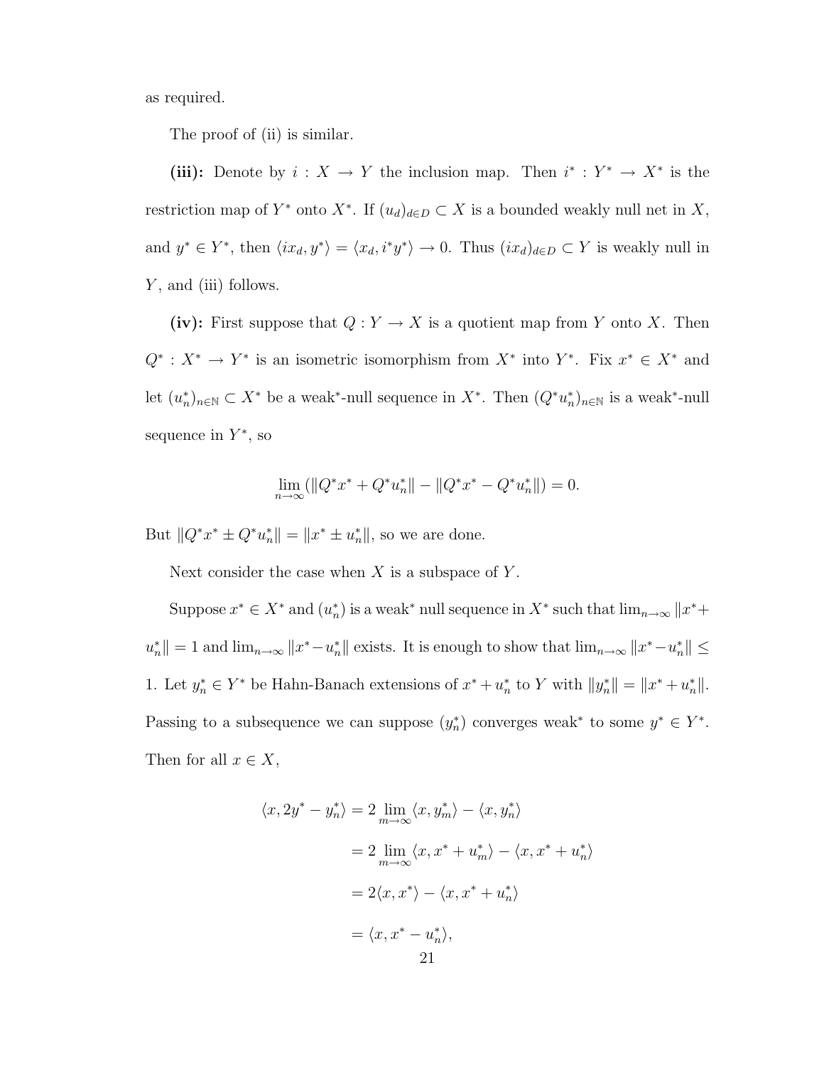as required.

The proof of (ii) is similar.

**(iii):** Denote by $i : X \to Y$ the inclusion map. Then $i^* : Y^* \to X^*$ is the restriction map of $Y^*$ onto $X^*$. If $(u_d)_{d\in D} \subset X$ is a bounded weakly null net in $X$, and $y^* \in Y^*$, then $\langle ix_d, y^* \rangle = \langle x_d, i^*y^* \rangle \to 0$. Thus $(ix_d)_{d\in D} \subset Y$ is weakly null in $Y$, and (iii) follows.

**(iv):** First suppose that $Q : Y \to X$ is a quotient map from $Y$ onto $X$. Then $Q^* : X^* \to Y^*$ is an isometric isomorphism from $X^*$ into $Y^*$. Fix $x^* \in X^*$ and let $(u_n^*)_{n\in\mathbb{N}} \subset X^*$ be a weak$^*$-null sequence in $X^*$. Then $(Q^*u_n^*)_{n\in\mathbb{N}}$ is a weak$^*$-null sequence in $Y^*$, so

$$\lim_{n\to\infty} (\|Q^*x^* + Q^*u_n^*\| - \|Q^*x^* - Q^*u_n^*\|) = 0.$$

But $\|Q^*x^* \pm Q^*u_n^*\| = \|x^* \pm u_n^*\|$, so we are done.

Next consider the case when $X$ is a subspace of $Y$.

Suppose $x^* \in X^*$ and $(u_n^*)$ is a weak$^*$ null sequence in $X^*$ such that $\lim_{n\to\infty} \|x^* + u_n^*\| = 1$ and $\lim_{n\to\infty} \|x^* - u_n^*\|$ exists. It is enough to show that $\lim_{n\to\infty} \|x^* - u_n^*\| \leq 1$. Let $y_n^* \in Y^*$ be Hahn-Banach extensions of $x^* + u_n^*$ to $Y$ with $\|y_n^*\| = \|x^* + u_n^*\|$. Passing to a subsequence we can suppose $(y_n^*)$ converges weak$^*$ to some $y^* \in Y^*$. Then for all $x \in X$,

$$\begin{aligned}
\langle x, 2y^* - y_n^* \rangle &= 2 \lim_{m\to\infty} \langle x, y_m^* \rangle - \langle x, y_n^* \rangle \\
&= 2 \lim_{m\to\infty} \langle x, x^* + u_m^* \rangle - \langle x, x^* + u_n^* \rangle \\
&= 2\langle x, x^* \rangle - \langle x, x^* + u_n^* \rangle \\
&= \langle x, x^* - u_n^* \rangle,
\end{aligned}$$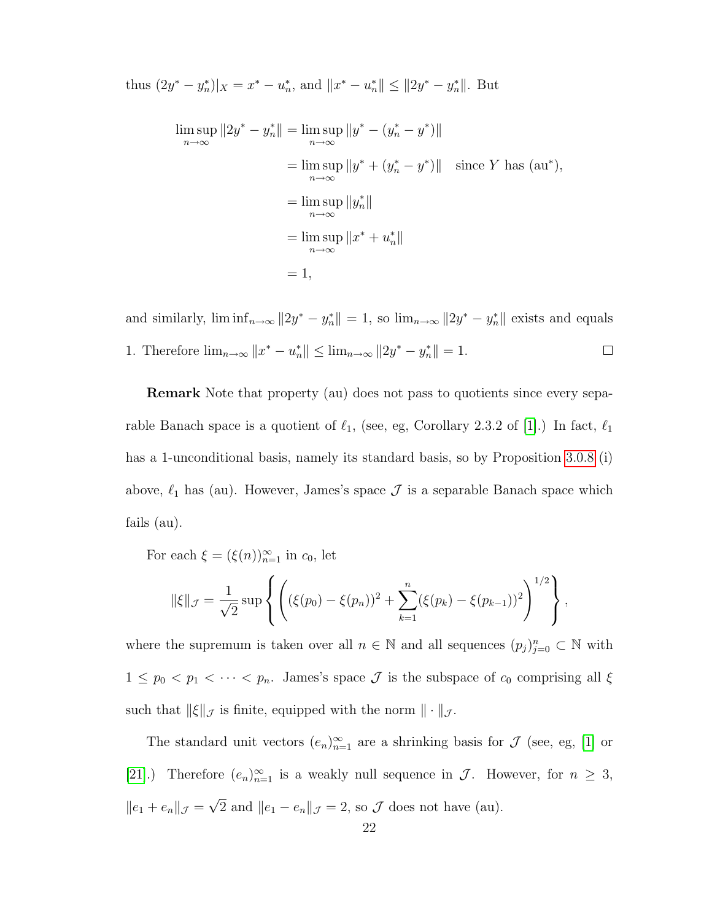thus $(2y^* - y_n^*)|_X = x^* - u_n^*$, and $\|x^* - u_n^*\| \leq \|2y^* - y_n^*\|$. But

$$
\begin{aligned}
\limsup_{n\to\infty} \|2y^* - y_n^*\| &= \limsup_{n\to\infty} \|y^* - (y_n^* - y^*)\| \\
&= \limsup_{n\to\infty} \|y^* + (y_n^* - y^*)\| \quad \text{since } Y \text{ has (au}^*\text{)}, \\
&= \limsup_{n\to\infty} \|y_n^*\| \\
&= \limsup_{n\to\infty} \|x^* + u_n^*\| \\
&= 1,
\end{aligned}
$$

and similarly, $\liminf_{n\to\infty} \|2y^* - y_n^*\| = 1$, so $\lim_{n\to\infty} \|2y^* - y_n^*\|$ exists and equals 1. Therefore $\lim_{n\to\infty} \|x^* - u_n^*\| \leq \lim_{n\to\infty} \|2y^* - y_n^*\| = 1$. □

**Remark** Note that property (au) does not pass to quotients since every separable Banach space is a quotient of $\ell_1$, (see, eg, Corollary 2.3.2 of [1].) In fact, $\ell_1$ has a 1-unconditional basis, namely its standard basis, so by Proposition 3.0.8 (i) above, $\ell_1$ has (au). However, James's space $\mathcal{J}$ is a separable Banach space which fails (au).

For each $\xi = (\xi(n))_{n=1}^\infty$ in $c_0$, let

$$
\|\xi\|_{\mathcal{J}} = \frac{1}{\sqrt{2}} \sup \left\{ \left( (\xi(p_0) - \xi(p_n))^2 + \sum_{k=1}^{n} (\xi(p_k) - \xi(p_{k-1}))^2 \right)^{1/2} \right\},
$$

where the supremum is taken over all $n \in \mathbb{N}$ and all sequences $(p_j)_{j=0}^n \subset \mathbb{N}$ with $1 \leq p_0 < p_1 < \cdots < p_n$. James's space $\mathcal{J}$ is the subspace of $c_0$ comprising all $\xi$ such that $\|\xi\|_{\mathcal{J}}$ is finite, equipped with the norm $\|\cdot\|_{\mathcal{J}}$.

The standard unit vectors $(e_n)_{n=1}^\infty$ are a shrinking basis for $\mathcal{J}$ (see, eg, [1] or [21].) Therefore $(e_n)_{n=1}^\infty$ is a weakly null sequence in $\mathcal{J}$. However, for $n \geq 3$, $\|e_1 + e_n\|_{\mathcal{J}} = \sqrt{2}$ and $\|e_1 - e_n\|_{\mathcal{J}} = 2$, so $\mathcal{J}$ does not have (au).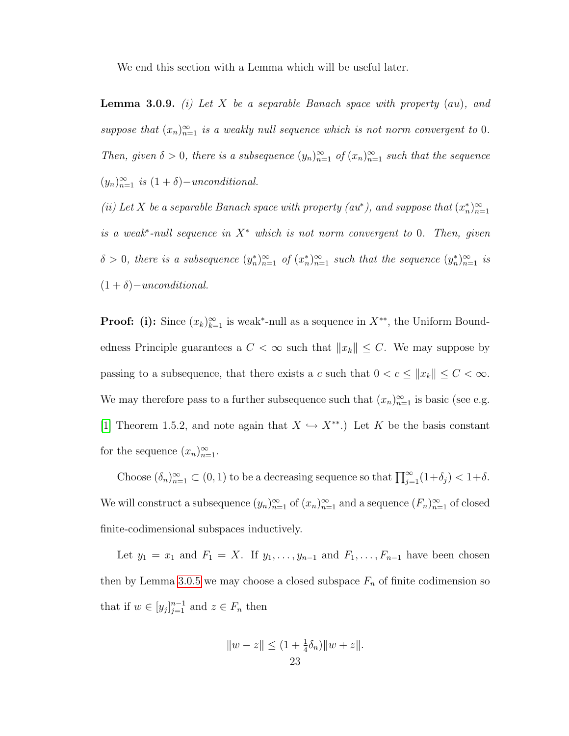We end this section with a Lemma which will be useful later.

**Lemma 3.0.9.** *(i) Let $X$ be a separable Banach space with property $(au)$, and suppose that $(x_n)_{n=1}^{\infty}$ is a weakly null sequence which is not norm convergent to $0$. Then, given $\delta > 0$, there is a subsequence $(y_n)_{n=1}^{\infty}$ of $(x_n)_{n=1}^{\infty}$ such that the sequence $(y_n)_{n=1}^{\infty}$ is $(1+\delta)-$unconditional.*

*(ii) Let $X$ be a separable Banach space with property $(au^*)$, and suppose that $(x_n^*)_{n=1}^{\infty}$ is a weak$^*$-null sequence in $X^*$ which is not norm convergent to $0$. Then, given $\delta > 0$, there is a subsequence $(y_n^*)_{n=1}^{\infty}$ of $(x_n^*)_{n=1}^{\infty}$ such that the sequence $(y_n^*)_{n=1}^{\infty}$ is $(1+\delta)-$unconditional.*

**Proof:** **(i):** Since $(x_k)_{k=1}^{\infty}$ is weak$^*$-null as a sequence in $X^{**}$, the Uniform Boundedness Principle guarantees a $C < \infty$ such that $\|x_k\| \leq C$. We may suppose by passing to a subsequence, that there exists a $c$ such that $0 < c \leq \|x_k\| \leq C < \infty$. We may therefore pass to a further subsequence such that $(x_n)_{n=1}^{\infty}$ is basic (see e.g. [1] Theorem 1.5.2, and note again that $X \hookrightarrow X^{**}$.) Let $K$ be the basis constant for the sequence $(x_n)_{n=1}^{\infty}$.

Choose $(\delta_n)_{n=1}^{\infty} \subset (0,1)$ to be a decreasing sequence so that $\prod_{j=1}^{\infty}(1+\delta_j) < 1+\delta$. We will construct a subsequence $(y_n)_{n=1}^{\infty}$ of $(x_n)_{n=1}^{\infty}$ and a sequence $(F_n)_{n=1}^{\infty}$ of closed finite-codimensional subspaces inductively.

Let $y_1 = x_1$ and $F_1 = X$. If $y_1, \ldots, y_{n-1}$ and $F_1, \ldots, F_{n-1}$ have been chosen then by Lemma 3.0.5 we may choose a closed subspace $F_n$ of finite codimension so that if $w \in [y_j]_{j=1}^{n-1}$ and $z \in F_n$ then

$$\|w - z\| \leq (1 + \tfrac{1}{4}\delta_n)\|w + z\|.$$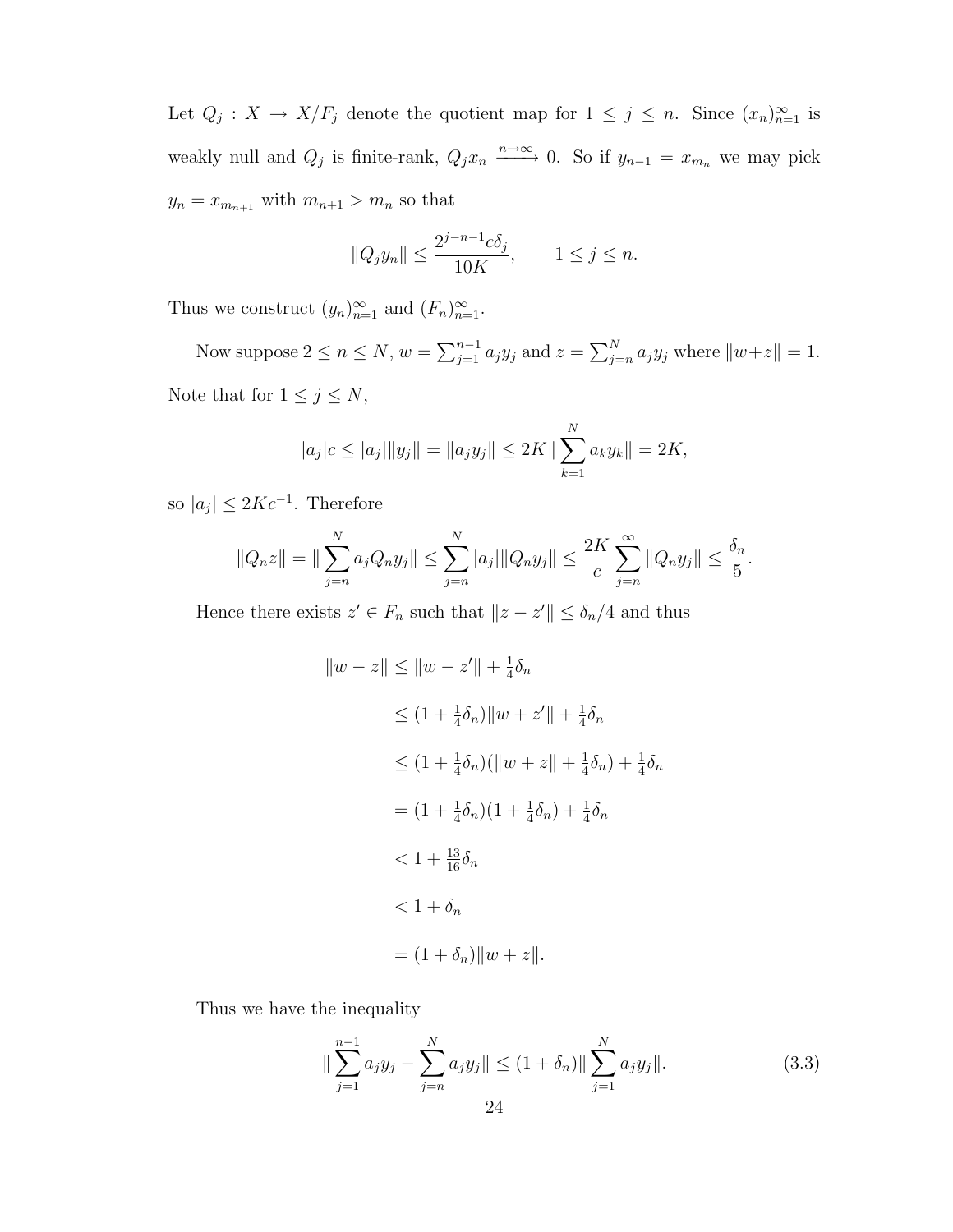Let $Q_j : X \to X/F_j$ denote the quotient map for $1 \le j \le n$. Since $(x_n)_{n=1}^\infty$ is weakly null and $Q_j$ is finite-rank, $Q_j x_n \xrightarrow{n\to\infty} 0$. So if $y_{n-1} = x_{m_n}$ we may pick $y_n = x_{m_{n+1}}$ with $m_{n+1} > m_n$ so that

$$\|Q_j y_n\| \le \frac{2^{j-n-1} c\delta_j}{10K}, \qquad 1 \le j \le n.$$

Thus we construct $(y_n)_{n=1}^\infty$ and $(F_n)_{n=1}^\infty$.

Now suppose $2 \le n \le N$, $w = \sum_{j=1}^{n-1} a_j y_j$ and $z = \sum_{j=n}^{N} a_j y_j$ where $\|w+z\| = 1$. Note that for $1 \le j \le N$,

$$|a_j| c \le |a_j|\|y_j\| = \|a_j y_j\| \le 2K \|\sum_{k=1}^{N} a_k y_k\| = 2K,$$

so $|a_j| \le 2Kc^{-1}$. Therefore

$$\|Q_n z\| = \|\sum_{j=n}^{N} a_j Q_n y_j\| \le \sum_{j=n}^{N} |a_j|\|Q_n y_j\| \le \frac{2K}{c} \sum_{j=n}^{\infty} \|Q_n y_j\| \le \frac{\delta_n}{5}.$$

Hence there exists $z' \in F_n$ such that $\|z - z'\| \le \delta_n/4$ and thus

$$\begin{aligned}
\|w - z\| &\le \|w - z'\| + \tfrac{1}{4}\delta_n \\
&\le (1 + \tfrac{1}{4}\delta_n)\|w + z'\| + \tfrac{1}{4}\delta_n \\
&\le (1 + \tfrac{1}{4}\delta_n)(\|w + z\| + \tfrac{1}{4}\delta_n) + \tfrac{1}{4}\delta_n \\
&= (1 + \tfrac{1}{4}\delta_n)(1 + \tfrac{1}{4}\delta_n) + \tfrac{1}{4}\delta_n \\
&< 1 + \tfrac{13}{16}\delta_n \\
&< 1 + \delta_n \\
&= (1 + \delta_n)\|w + z\|.
\end{aligned}$$

Thus we have the inequality

$$\|\sum_{j=1}^{n-1} a_j y_j - \sum_{j=n}^{N} a_j y_j\| \le (1 + \delta_n)\|\sum_{j=1}^{N} a_j y_j\|. \tag{3.3}$$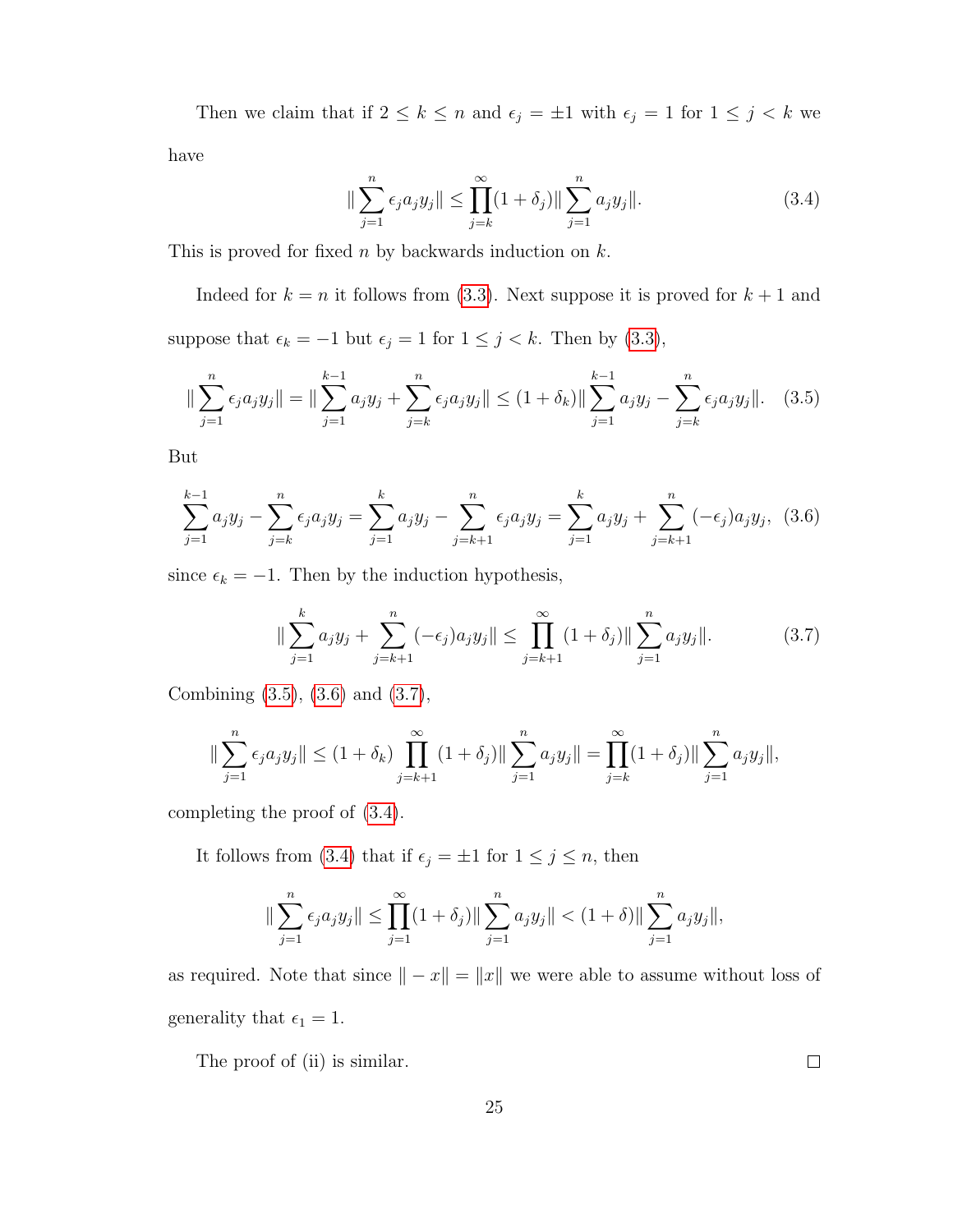Then we claim that if $2 \le k \le n$ and $\epsilon_j = \pm 1$ with $\epsilon_j = 1$ for $1 \le j < k$ we have

$$\|\sum_{j=1}^{n} \epsilon_j a_j y_j\| \le \prod_{j=k}^{\infty}(1+\delta_j)\|\sum_{j=1}^{n} a_j y_j\|. \tag{3.4}$$

This is proved for fixed $n$ by backwards induction on $k$.

Indeed for $k = n$ it follows from (3.3). Next suppose it is proved for $k+1$ and suppose that $\epsilon_k = -1$ but $\epsilon_j = 1$ for $1 \le j < k$. Then by (3.3),

$$\|\sum_{j=1}^{n} \epsilon_j a_j y_j\| = \|\sum_{j=1}^{k-1} a_j y_j + \sum_{j=k}^{n} \epsilon_j a_j y_j\| \le (1+\delta_k)\|\sum_{j=1}^{k-1} a_j y_j - \sum_{j=k}^{n} \epsilon_j a_j y_j\|. \tag{3.5}$$

But

$$\sum_{j=1}^{k-1} a_j y_j - \sum_{j=k}^{n} \epsilon_j a_j y_j = \sum_{j=1}^{k} a_j y_j - \sum_{j=k+1}^{n} \epsilon_j a_j y_j = \sum_{j=1}^{k} a_j y_j + \sum_{j=k+1}^{n} (-\epsilon_j) a_j y_j, \tag{3.6}$$

since $\epsilon_k = -1$. Then by the induction hypothesis,

$$\|\sum_{j=1}^{k} a_j y_j + \sum_{j=k+1}^{n} (-\epsilon_j) a_j y_j\| \le \prod_{j=k+1}^{\infty}(1+\delta_j)\|\sum_{j=1}^{n} a_j y_j\|. \tag{3.7}$$

Combining (3.5), (3.6) and (3.7),

$$\|\sum_{j=1}^{n} \epsilon_j a_j y_j\| \le (1+\delta_k)\prod_{j=k+1}^{\infty}(1+\delta_j)\|\sum_{j=1}^{n} a_j y_j\| = \prod_{j=k}^{\infty}(1+\delta_j)\|\sum_{j=1}^{n} a_j y_j\|,$$

completing the proof of (3.4).

It follows from (3.4) that if $\epsilon_j = \pm 1$ for $1 \le j \le n$, then

$$\|\sum_{j=1}^{n} \epsilon_j a_j y_j\| \le \prod_{j=1}^{\infty}(1+\delta_j)\|\sum_{j=1}^{n} a_j y_j\| < (1+\delta)\|\sum_{j=1}^{n} a_j y_j\|,$$

as required. Note that since $\|-x\| = \|x\|$ we were able to assume without loss of generality that $\epsilon_1 = 1$.

The proof of (ii) is similar. □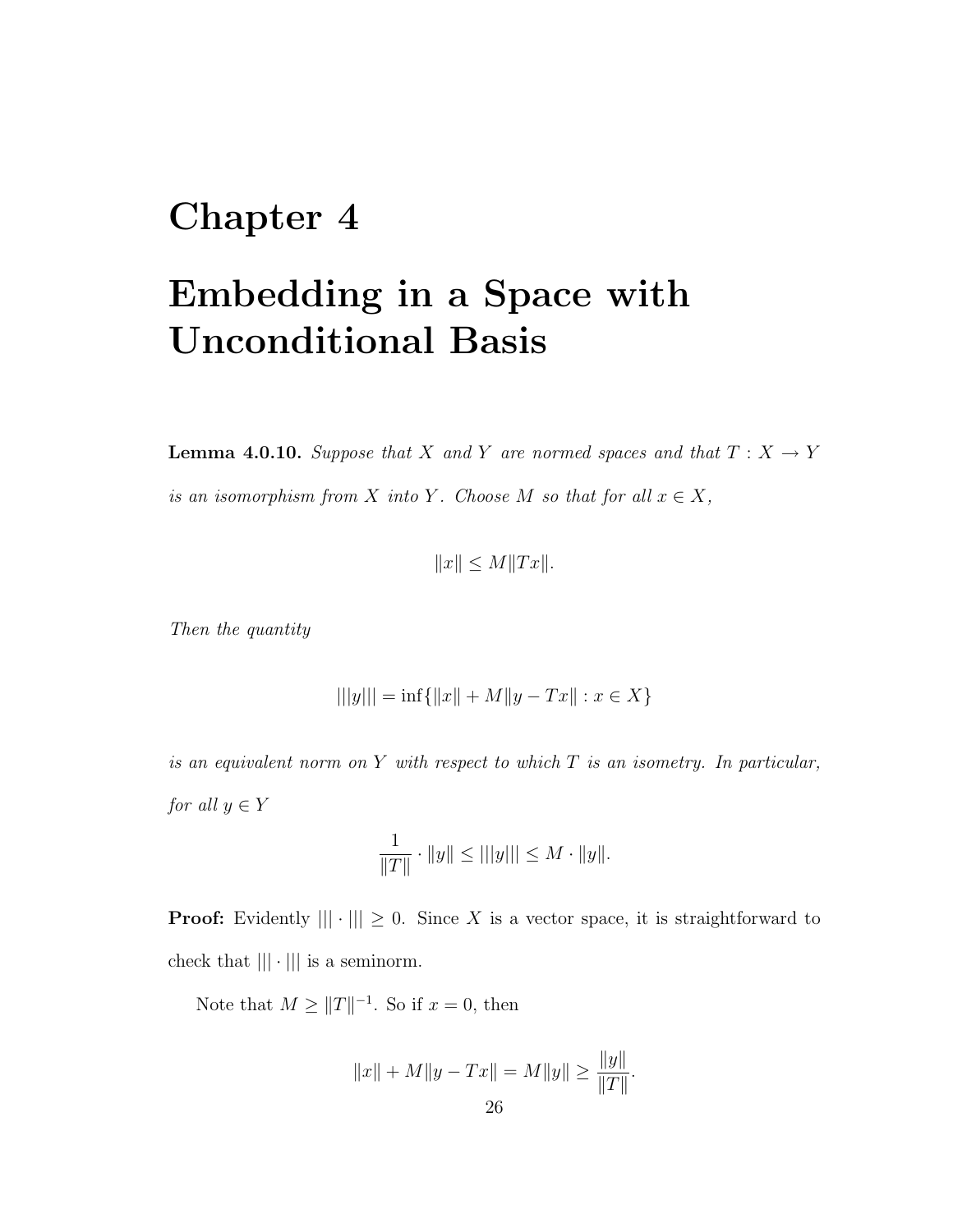# Chapter 4

# Embedding in a Space with Unconditional Basis

**Lemma 4.0.10.** *Suppose that $X$ and $Y$ are normed spaces and that $T : X \to Y$ is an isomorphism from $X$ into $Y$. Choose $M$ so that for all $x \in X$,*

$$\|x\| \leq M\|Tx\|.$$

*Then the quantity*

$$|||y||| = \inf\{\|x\| + M\|y - Tx\| : x \in X\}$$

*is an equivalent norm on $Y$ with respect to which $T$ is an isometry. In particular, for all $y \in Y$*

$$\frac{1}{\|T\|} \cdot \|y\| \leq |||y||| \leq M \cdot \|y\|.$$

**Proof:** Evidently $||| \cdot ||| \geq 0$. Since $X$ is a vector space, it is straightforward to check that $||| \cdot |||$ is a seminorm.

Note that $M \geq \|T\|^{-1}$. So if $x = 0$, then

$$\|x\| + M\|y - Tx\| = M\|y\| \geq \frac{\|y\|}{\|T\|}.$$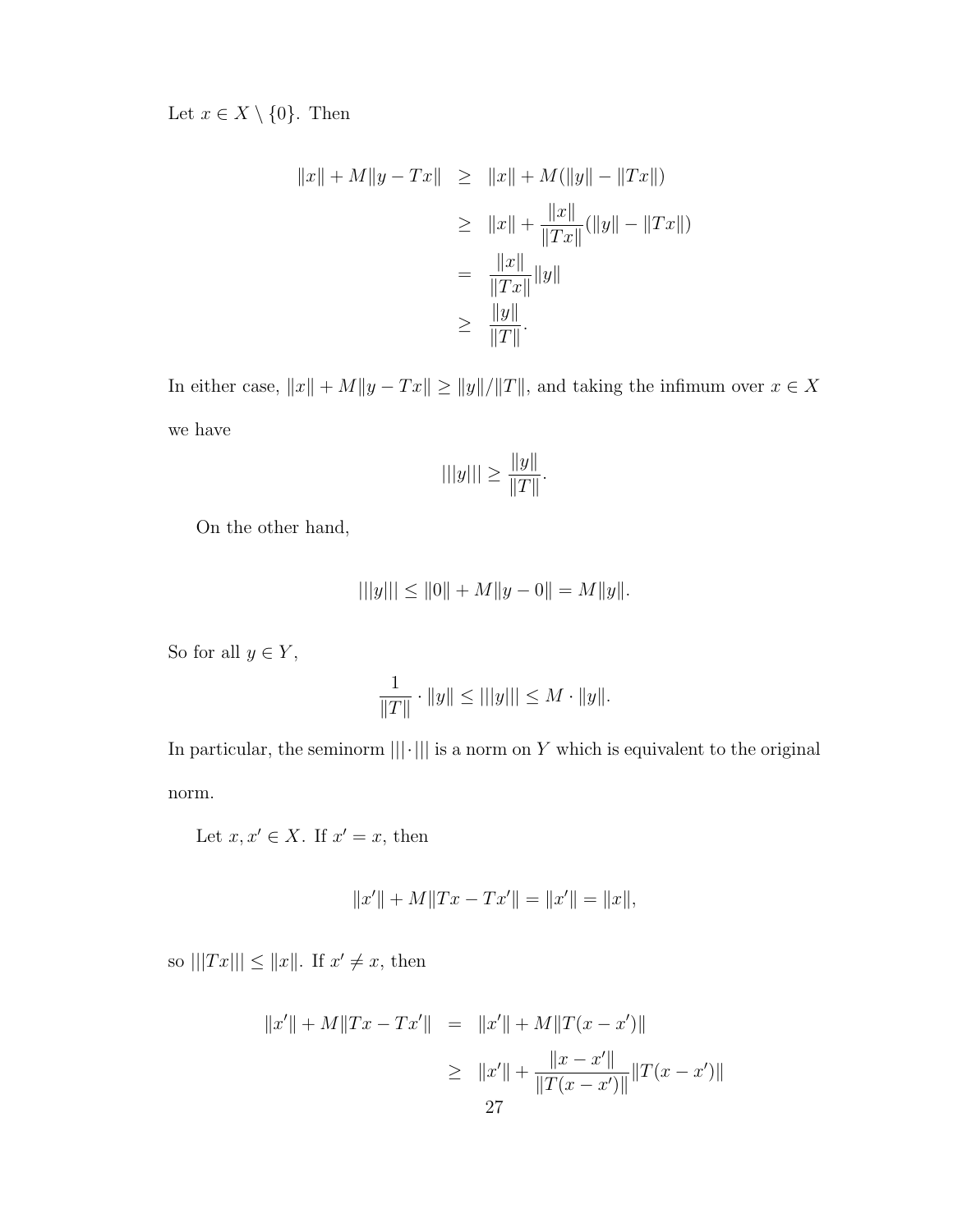Let $x \in X \setminus \{0\}$. Then

$$
\begin{aligned}
\|x\| + M\|y - Tx\| &\geq \|x\| + M(\|y\| - \|Tx\|) \\
&\geq \|x\| + \frac{\|x\|}{\|Tx\|}(\|y\| - \|Tx\|) \\
&= \frac{\|x\|}{\|Tx\|}\|y\| \\
&\geq \frac{\|y\|}{\|T\|}.
\end{aligned}
$$

In either case, $\|x\| + M\|y - Tx\| \geq \|y\|/\|T\|$, and taking the infimum over $x \in X$ we have

$$
|||y||| \geq \frac{\|y\|}{\|T\|}.
$$

On the other hand,

$$
|||y||| \leq \|0\| + M\|y - 0\| = M\|y\|.
$$

So for all $y \in Y$,

$$
\frac{1}{\|T\|} \cdot \|y\| \leq |||y||| \leq M \cdot \|y\|.
$$

In particular, the seminorm $|||\cdot|||$ is a norm on $Y$ which is equivalent to the original norm.

Let $x, x' \in X$. If $x' = x$, then

$$
\|x'\| + M\|Tx - Tx'\| = \|x'\| = \|x\|,
$$

so $|||Tx||| \leq \|x\|$. If $x' \neq x$, then

$$
\begin{aligned}
\|x'\| + M\|Tx - Tx'\| &= \|x'\| + M\|T(x - x')\| \\
&\geq \|x'\| + \frac{\|x - x'\|}{\|T(x - x')\|}\|T(x - x')\|
\end{aligned}
$$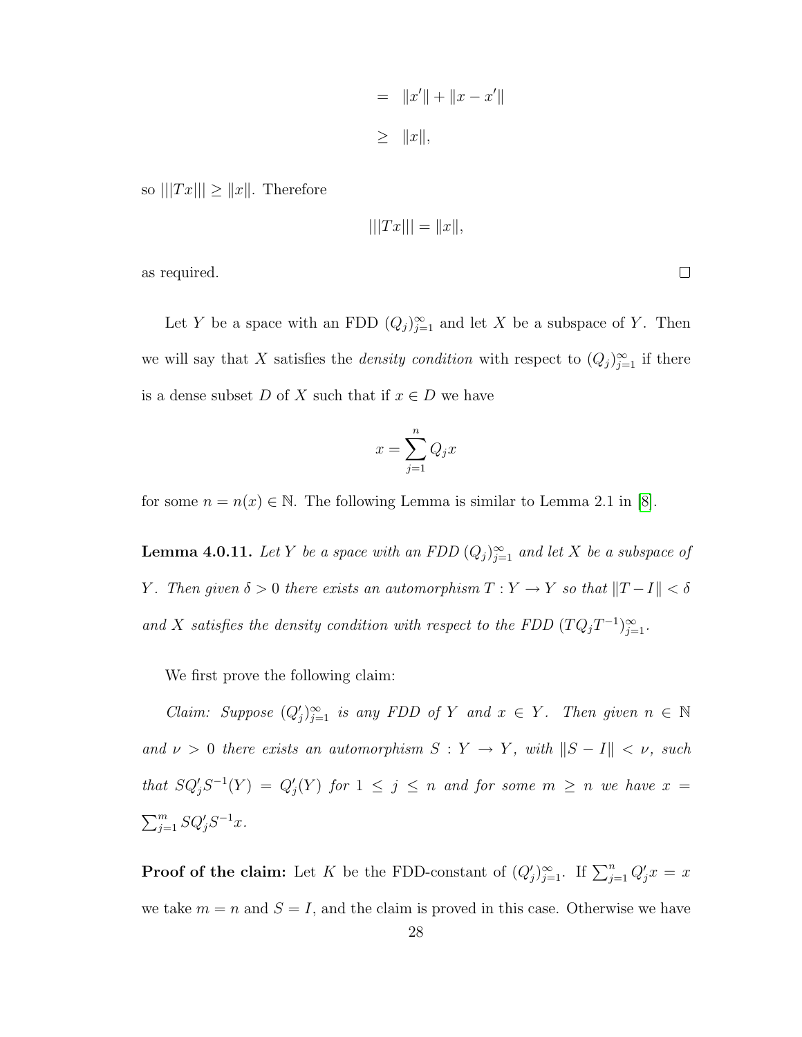$$= \|x'\| + \|x - x'\|$$

$$\geq \|x\|,$$

so $|||Tx||| \geq \|x\|$. Therefore

$$|||Tx||| = \|x\|,$$

as required. □

Let $Y$ be a space with an FDD $(Q_j)_{j=1}^{\infty}$ and let $X$ be a subspace of $Y$. Then we will say that $X$ satisfies the *density condition* with respect to $(Q_j)_{j=1}^{\infty}$ if there is a dense subset $D$ of $X$ such that if $x \in D$ we have

$$x = \sum_{j=1}^{n} Q_j x$$

for some $n = n(x) \in \mathbb{N}$. The following Lemma is similar to Lemma 2.1 in [8].

**Lemma 4.0.11.** *Let $Y$ be a space with an FDD $(Q_j)_{j=1}^{\infty}$ and let $X$ be a subspace of $Y$. Then given $\delta > 0$ there exists an automorphism $T : Y \to Y$ so that $\|T - I\| < \delta$ and $X$ satisfies the density condition with respect to the FDD $(TQ_jT^{-1})_{j=1}^{\infty}$.*

We first prove the following claim:

*Claim: Suppose $(Q'_j)_{j=1}^{\infty}$ is any FDD of $Y$ and $x \in Y$. Then given $n \in \mathbb{N}$ and $\nu > 0$ there exists an automorphism $S : Y \to Y$, with $\|S - I\| < \nu$, such that $SQ'_jS^{-1}(Y) = Q'_j(Y)$ for $1 \leq j \leq n$ and for some $m \geq n$ we have $x = \sum_{j=1}^{m} SQ'_jS^{-1}x$.*

**Proof of the claim:** Let $K$ be the FDD-constant of $(Q'_j)_{j=1}^{\infty}$. If $\sum_{j=1}^{n} Q'_j x = x$ we take $m = n$ and $S = I$, and the claim is proved in this case. Otherwise we have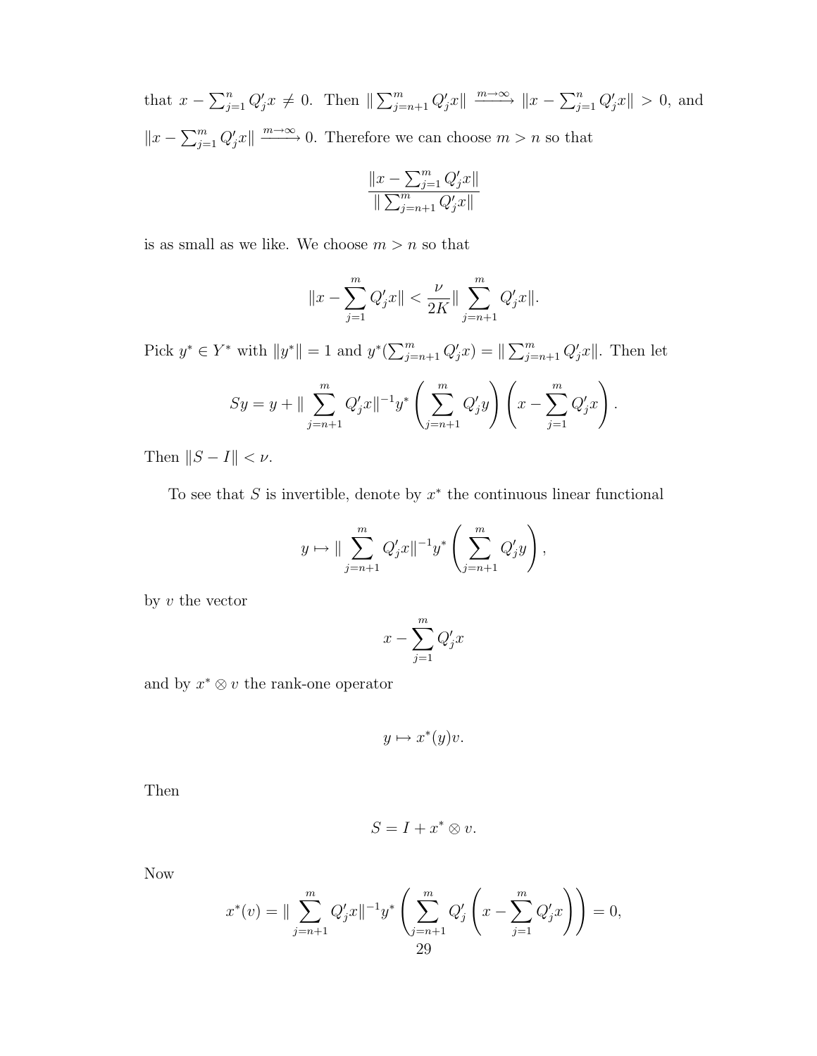that $x - \sum_{j=1}^{n} Q'_j x \neq 0$. Then $\| \sum_{j=n+1}^{m} Q'_j x\| \xrightarrow{m\to\infty} \|x - \sum_{j=1}^{n} Q'_j x\| > 0$, and $\|x - \sum_{j=1}^{m} Q'_j x\| \xrightarrow{m\to\infty} 0$. Therefore we can choose $m > n$ so that

$$\frac{\|x - \sum_{j=1}^{m} Q'_j x\|}{\| \sum_{j=n+1}^{m} Q'_j x\|}$$

is as small as we like. We choose $m > n$ so that

$$\|x - \sum_{j=1}^{m} Q'_j x\| < \frac{\nu}{2K} \| \sum_{j=n+1}^{m} Q'_j x\|.$$

Pick $y^* \in Y^*$ with $\|y^*\| = 1$ and $y^*(\sum_{j=n+1}^{m} Q'_j x) = \| \sum_{j=n+1}^{m} Q'_j x\|$. Then let

$$Sy = y + \| \sum_{j=n+1}^{m} Q'_j x\|^{-1} y^* \left( \sum_{j=n+1}^{m} Q'_j y \right) \left( x - \sum_{j=1}^{m} Q'_j x \right).$$

Then $\|S - I\| < \nu$.

To see that $S$ is invertible, denote by $x^*$ the continuous linear functional

$$y \mapsto \| \sum_{j=n+1}^{m} Q'_j x\|^{-1} y^* \left( \sum_{j=n+1}^{m} Q'_j y \right),$$

by $v$ the vector

$$x - \sum_{j=1}^{m} Q'_j x$$

and by $x^* \otimes v$ the rank-one operator

$$y \mapsto x^*(y) v.$$

Then

$$S = I + x^* \otimes v.$$

Now

$$x^*(v) = \| \sum_{j=n+1}^{m} Q'_j x\|^{-1} y^* \left( \sum_{j=n+1}^{m} Q'_j \left( x - \sum_{j=1}^{m} Q'_j x \right) \right) = 0,$$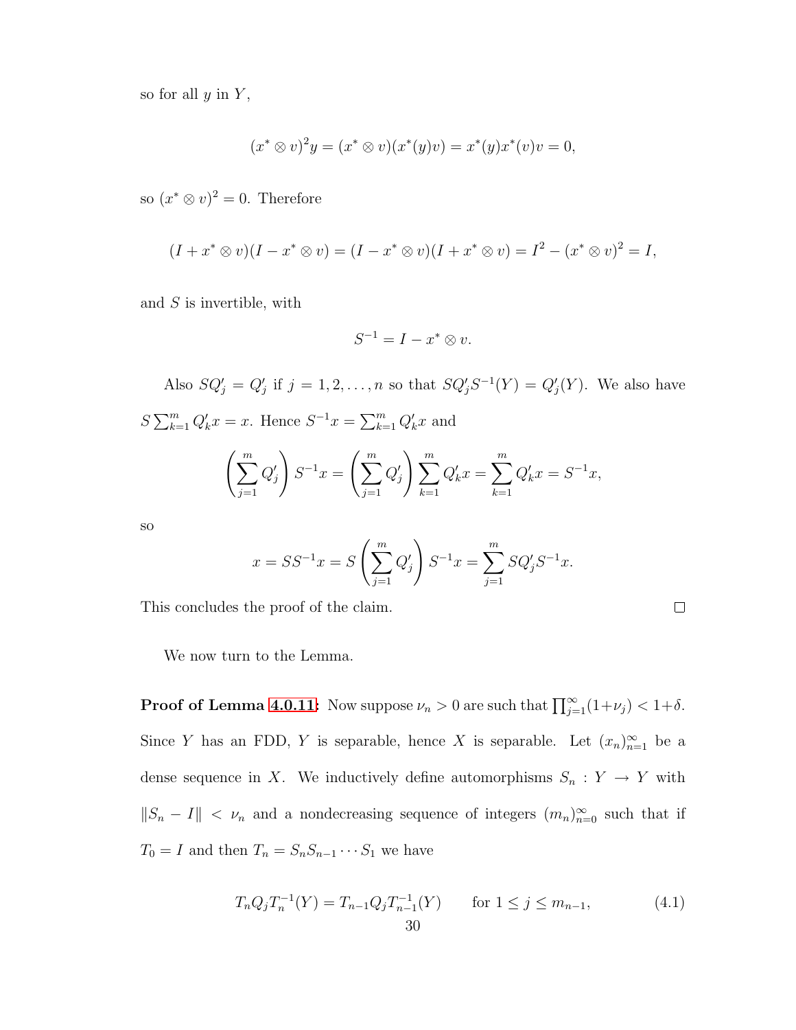so for all $y$ in $Y$,

$$(x^* \otimes v)^2 y = (x^* \otimes v)(x^*(y)v) = x^*(y)x^*(v)v = 0,$$

so $(x^* \otimes v)^2 = 0$. Therefore

$$(I + x^* \otimes v)(I - x^* \otimes v) = (I - x^* \otimes v)(I + x^* \otimes v) = I^2 - (x^* \otimes v)^2 = I,$$

and $S$ is invertible, with

$$S^{-1} = I - x^* \otimes v.$$

Also $SQ'_j = Q'_j$ if $j = 1, 2, \ldots, n$ so that $SQ'_j S^{-1}(Y) = Q'_j(Y)$. We also have $S \sum_{k=1}^m Q'_k x = x$. Hence $S^{-1}x = \sum_{k=1}^m Q'_k x$ and

$$\left(\sum_{j=1}^m Q'_j\right) S^{-1}x = \left(\sum_{j=1}^m Q'_j\right) \sum_{k=1}^m Q'_k x = \sum_{k=1}^m Q'_k x = S^{-1}x,$$

so

$$x = SS^{-1}x = S\left(\sum_{j=1}^m Q'_j\right) S^{-1}x = \sum_{j=1}^m SQ'_j S^{-1}x.$$

This concludes the proof of the claim. □

We now turn to the Lemma.

**Proof of Lemma 4.0.11:** Now suppose $\nu_n > 0$ are such that $\prod_{j=1}^\infty (1+\nu_j) < 1+\delta$. Since $Y$ has an FDD, $Y$ is separable, hence $X$ is separable. Let $(x_n)_{n=1}^\infty$ be a dense sequence in $X$. We inductively define automorphisms $S_n : Y \to Y$ with $\|S_n - I\| < \nu_n$ and a nondecreasing sequence of integers $(m_n)_{n=0}^\infty$ such that if $T_0 = I$ and then $T_n = S_n S_{n-1} \cdots S_1$ we have

$$T_n Q_j T_n^{-1}(Y) = T_{n-1} Q_j T_{n-1}^{-1}(Y) \qquad \text{for } 1 \le j \le m_{n-1}, \tag{4.1}$$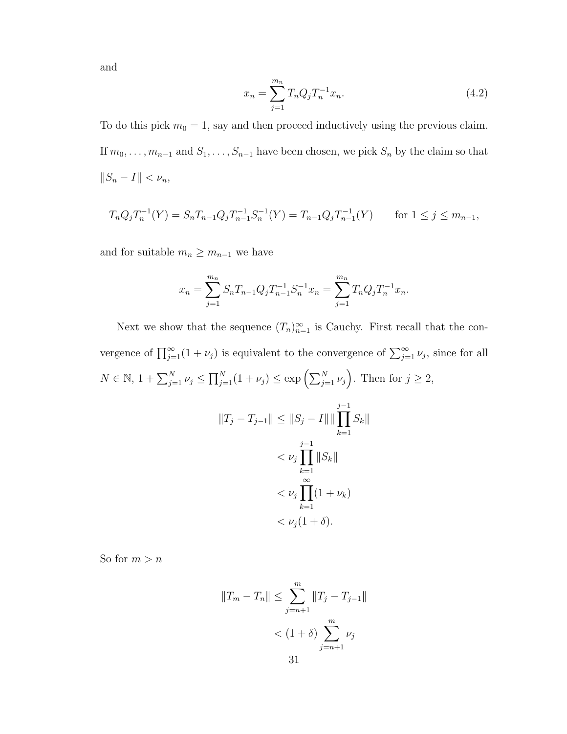and

$$x_n = \sum_{j=1}^{m_n} T_n Q_j T_n^{-1} x_n. \tag{4.2}$$

To do this pick $m_0 = 1$, say and then proceed inductively using the previous claim. If $m_0, \ldots, m_{n-1}$ and $S_1, \ldots, S_{n-1}$ have been chosen, we pick $S_n$ by the claim so that $\|S_n - I\| < \nu_n$,

$$T_n Q_j T_n^{-1}(Y) = S_n T_{n-1} Q_j T_{n-1}^{-1} S_n^{-1}(Y) = T_{n-1} Q_j T_{n-1}^{-1}(Y) \qquad \text{for } 1 \leq j \leq m_{n-1},$$

and for suitable $m_n \geq m_{n-1}$ we have

$$x_n = \sum_{j=1}^{m_n} S_n T_{n-1} Q_j T_{n-1}^{-1} S_n^{-1} x_n = \sum_{j=1}^{m_n} T_n Q_j T_n^{-1} x_n.$$

Next we show that the sequence $(T_n)_{n=1}^{\infty}$ is Cauchy. First recall that the convergence of $\prod_{j=1}^{\infty}(1+\nu_j)$ is equivalent to the convergence of $\sum_{j=1}^{\infty} \nu_j$, since for all $N \in \mathbb{N}$, $1 + \sum_{j=1}^{N} \nu_j \leq \prod_{j=1}^{N}(1+\nu_j) \leq \exp\left(\sum_{j=1}^{N} \nu_j\right)$. Then for $j \geq 2$,

$$\begin{aligned}
\|T_j - T_{j-1}\| &\leq \|S_j - I\| \| \prod_{k=1}^{j-1} S_k \| \\
&< \nu_j \prod_{k=1}^{j-1} \|S_k\| \\
&< \nu_j \prod_{k=1}^{\infty} (1+\nu_k) \\
&< \nu_j (1+\delta).
\end{aligned}$$

So for $m > n$

$$\begin{aligned}
\|T_m - T_n\| &\leq \sum_{j=n+1}^{m} \|T_j - T_{j-1}\| \\
&< (1+\delta) \sum_{j=n+1}^{m} \nu_j
\end{aligned}$$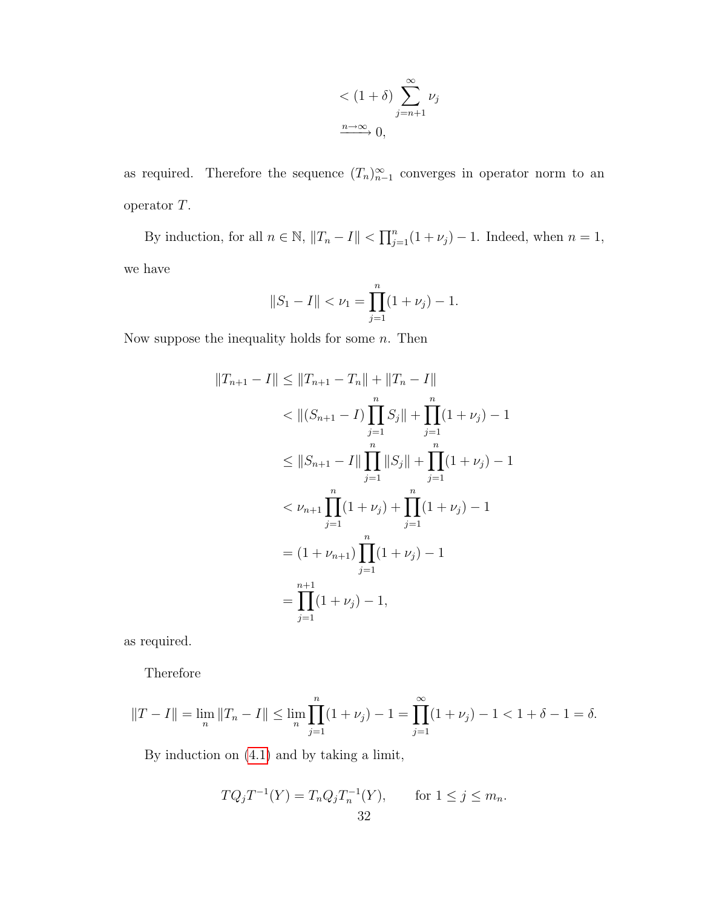$$
\begin{aligned}
&< (1+\delta) \sum_{j=n+1}^{\infty} \nu_j \\
&\xrightarrow{n\to\infty} 0,
\end{aligned}
$$

as required. Therefore the sequence $(T_n)_{n-1}^{\infty}$ converges in operator norm to an operator $T$.

By induction, for all $n \in \mathbb{N}$, $\|T_n - I\| < \prod_{j=1}^{n}(1+\nu_j) - 1$. Indeed, when $n = 1$, we have

$$
\|S_1 - I\| < \nu_1 = \prod_{j=1}^{n}(1+\nu_j) - 1.
$$

Now suppose the inequality holds for some $n$. Then

$$
\begin{aligned}
\|T_{n+1} - I\| &\leq \|T_{n+1} - T_n\| + \|T_n - I\| \\
&< \|(S_{n+1} - I)\prod_{j=1}^{n} S_j\| + \prod_{j=1}^{n}(1+\nu_j) - 1 \\
&\leq \|S_{n+1} - I\| \prod_{j=1}^{n} \|S_j\| + \prod_{j=1}^{n}(1+\nu_j) - 1 \\
&< \nu_{n+1} \prod_{j=1}^{n}(1+\nu_j) + \prod_{j=1}^{n}(1+\nu_j) - 1 \\
&= (1+\nu_{n+1}) \prod_{j=1}^{n}(1+\nu_j) - 1 \\
&= \prod_{j=1}^{n+1}(1+\nu_j) - 1,
\end{aligned}
$$

as required.

Therefore

$$
\|T - I\| = \lim_n \|T_n - I\| \leq \lim_n \prod_{j=1}^{n}(1+\nu_j) - 1 = \prod_{j=1}^{\infty}(1+\nu_j) - 1 < 1 + \delta - 1 = \delta.
$$

By induction on (4.1) and by taking a limit,

$$
TQ_jT^{-1}(Y) = T_nQ_jT_n^{-1}(Y), \qquad \text{for } 1 \leq j \leq m_n.
$$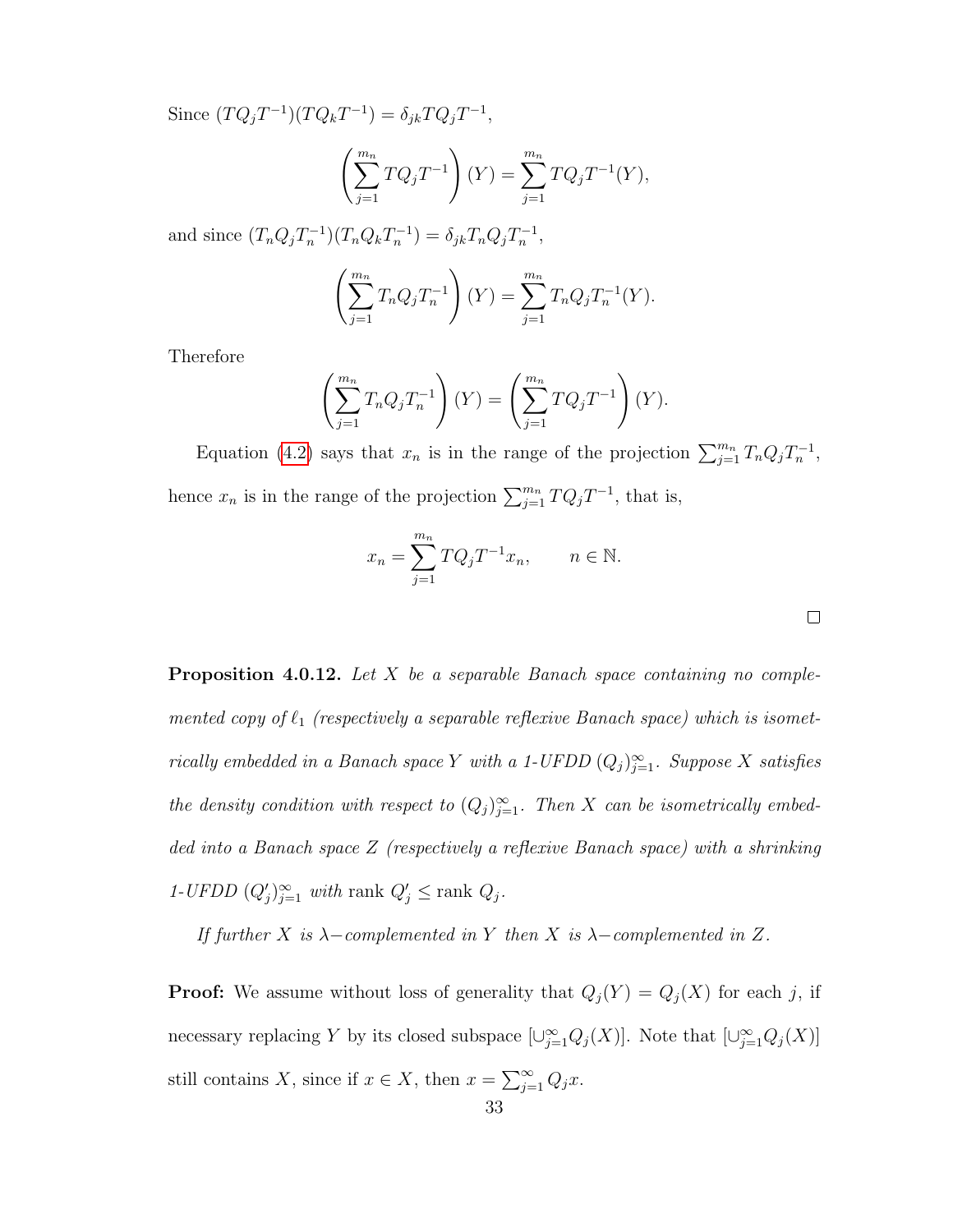Since $(TQ_jT^{-1})(TQ_kT^{-1}) = \delta_{jk}TQ_jT^{-1}$,

$$\left(\sum_{j=1}^{m_n} TQ_jT^{-1}\right)(Y) = \sum_{j=1}^{m_n} TQ_jT^{-1}(Y),$$

and since $(T_nQ_jT_n^{-1})(T_nQ_kT_n^{-1}) = \delta_{jk}T_nQ_jT_n^{-1}$,

$$\left(\sum_{j=1}^{m_n} T_nQ_jT_n^{-1}\right)(Y) = \sum_{j=1}^{m_n} T_nQ_jT_n^{-1}(Y).$$

Therefore

$$\left(\sum_{j=1}^{m_n} T_nQ_jT_n^{-1}\right)(Y) = \left(\sum_{j=1}^{m_n} TQ_jT^{-1}\right)(Y).$$

Equation (4.2) says that $x_n$ is in the range of the projection $\sum_{j=1}^{m_n} T_nQ_jT_n^{-1}$, hence $x_n$ is in the range of the projection $\sum_{j=1}^{m_n} TQ_jT^{-1}$, that is,

$$x_n = \sum_{j=1}^{m_n} TQ_jT^{-1}x_n, \qquad n \in \mathbb{N}.$$

□

**Proposition 4.0.12.** *Let $X$ be a separable Banach space containing no complemented copy of $\ell_1$ (respectively a separable reflexive Banach space) which is isometrically embedded in a Banach space $Y$ with a 1-UFDD $(Q_j)_{j=1}^{\infty}$. Suppose $X$ satisfies the density condition with respect to $(Q_j)_{j=1}^{\infty}$. Then $X$ can be isometrically embedded into a Banach space $Z$ (respectively a reflexive Banach space) with a shrinking 1-UFDD $(Q'_j)_{j=1}^{\infty}$ with* rank $Q'_j \leq$ rank $Q_j$.

*If further $X$ is $\lambda-$complemented in $Y$ then $X$ is $\lambda-$complemented in $Z$.*

**Proof:** We assume without loss of generality that $Q_j(Y) = Q_j(X)$ for each $j$, if necessary replacing $Y$ by its closed subspace $[\cup_{j=1}^{\infty} Q_j(X)]$. Note that $[\cup_{j=1}^{\infty} Q_j(X)]$ still contains $X$, since if $x \in X$, then $x = \sum_{j=1}^{\infty} Q_jx$.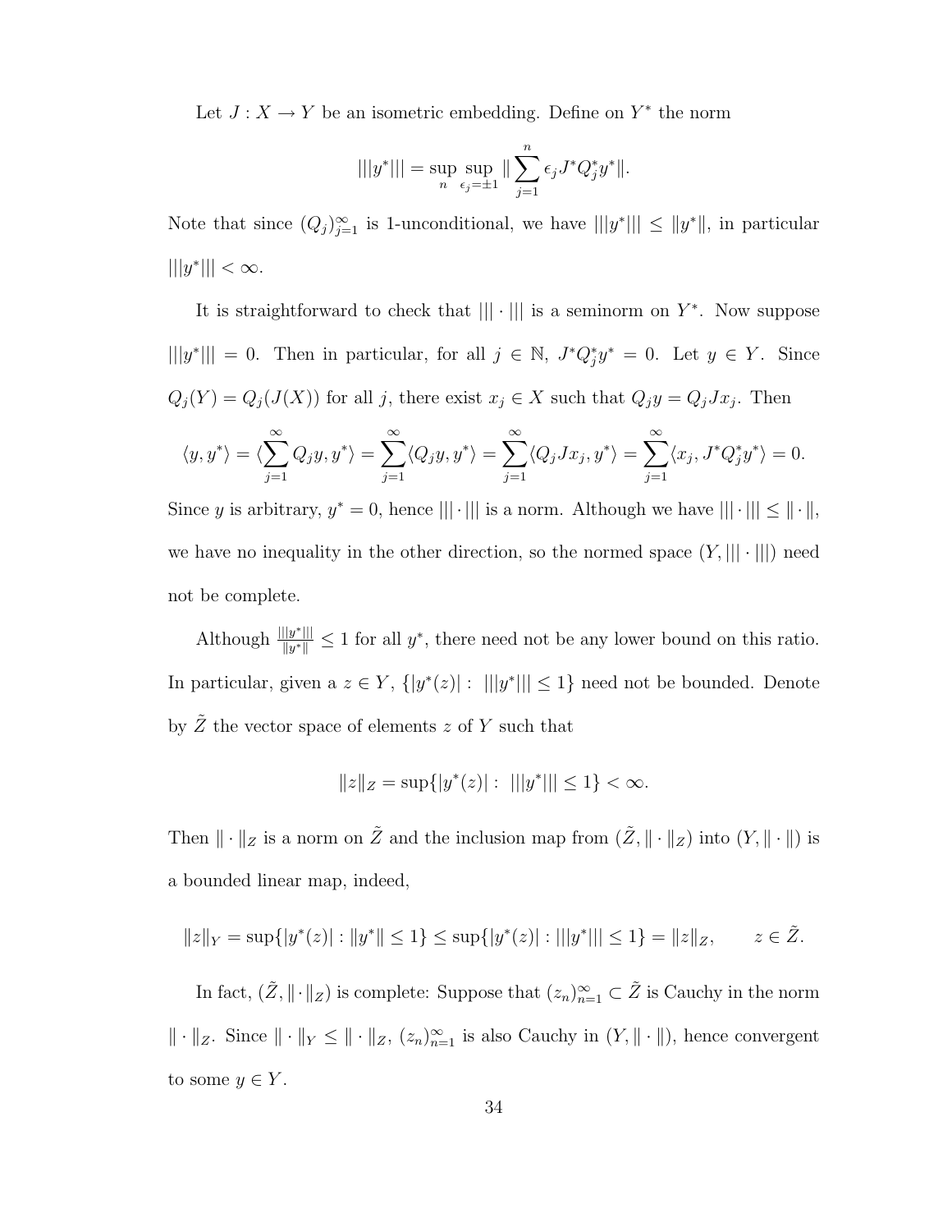Let $J : X \to Y$ be an isometric embedding. Define on $Y^*$ the norm

$$|||y^*||| = \sup_n \sup_{\epsilon_j = \pm 1} \| \sum_{j=1}^n \epsilon_j J^* Q_j^* y^* \|.$$

Note that since $(Q_j)_{j=1}^\infty$ is 1-unconditional, we have $|||y^*||| \leq \|y^*\|$, in particular $|||y^*||| < \infty$.

It is straightforward to check that $||| \cdot |||$ is a seminorm on $Y^*$. Now suppose $|||y^*||| = 0$. Then in particular, for all $j \in \mathbb{N}$, $J^* Q_j^* y^* = 0$. Let $y \in Y$. Since $Q_j(Y) = Q_j(J(X))$ for all $j$, there exist $x_j \in X$ such that $Q_j y = Q_j J x_j$. Then

$$\langle y, y^* \rangle = \langle \sum_{j=1}^\infty Q_j y, y^* \rangle = \sum_{j=1}^\infty \langle Q_j y, y^* \rangle = \sum_{j=1}^\infty \langle Q_j J x_j, y^* \rangle = \sum_{j=1}^\infty \langle x_j, J^* Q_j^* y^* \rangle = 0.$$

Since $y$ is arbitrary, $y^* = 0$, hence $||| \cdot |||$ is a norm. Although we have $||| \cdot ||| \leq \| \cdot \|$, we have no inequality in the other direction, so the normed space $(Y, ||| \cdot |||)$ need not be complete.

Although $\frac{|||y^*|||}{\|y^*\|} \leq 1$ for all $y^*$, there need not be any lower bound on this ratio. In particular, given a $z \in Y$, $\{|y^*(z)| : \ |||y^*||| \leq 1\}$ need not be bounded. Denote by $\tilde{Z}$ the vector space of elements $z$ of $Y$ such that

$$\|z\|_Z = \sup\{|y^*(z)| : \ |||y^*||| \leq 1\} < \infty.$$

Then $\| \cdot \|_Z$ is a norm on $\tilde{Z}$ and the inclusion map from $(\tilde{Z}, \| \cdot \|_Z)$ into $(Y, \| \cdot \|)$ is a bounded linear map, indeed,

$$\|z\|_Y = \sup\{|y^*(z)| : \|y^*\| \leq 1\} \leq \sup\{|y^*(z)| : |||y^*||| \leq 1\} = \|z\|_Z, \qquad z \in \tilde{Z}.$$

In fact, $(\tilde{Z}, \| \cdot \|_Z)$ is complete: Suppose that $(z_n)_{n=1}^\infty \subset \tilde{Z}$ is Cauchy in the norm $\| \cdot \|_Z$. Since $\| \cdot \|_Y \leq \| \cdot \|_Z$, $(z_n)_{n=1}^\infty$ is also Cauchy in $(Y, \| \cdot \|)$, hence convergent to some $y \in Y$.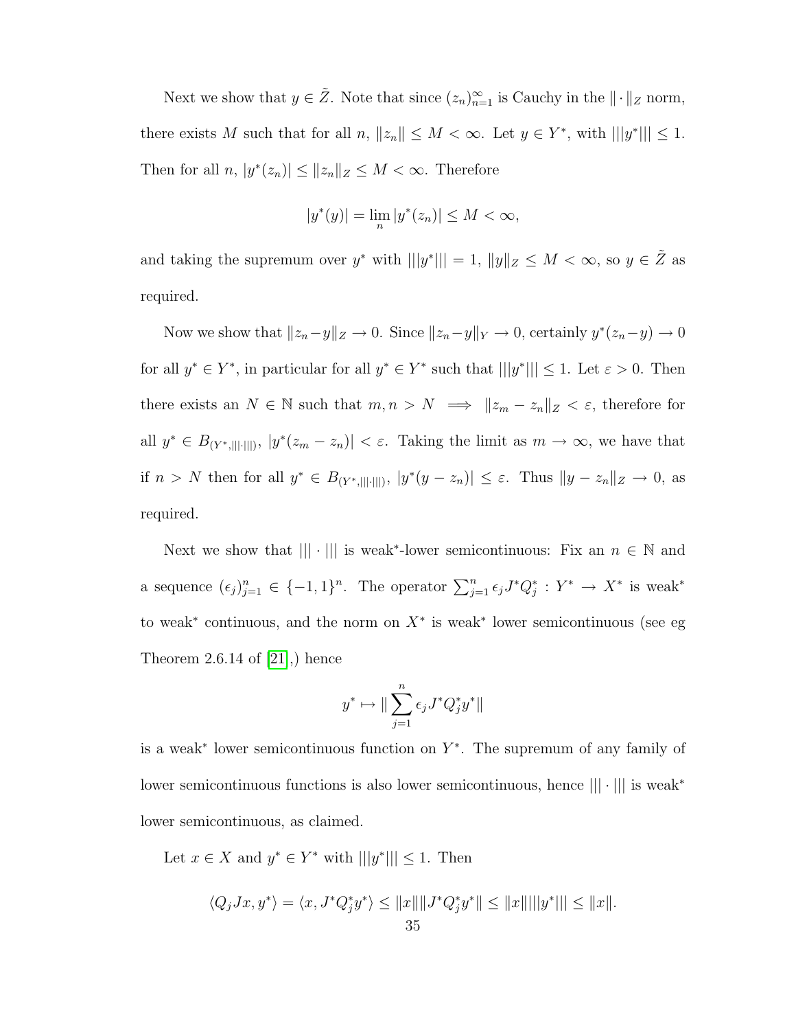Next we show that $y \in \tilde{Z}$. Note that since $(z_n)_{n=1}^{\infty}$ is Cauchy in the $\|\cdot\|_Z$ norm, there exists $M$ such that for all $n$, $\|z_n\| \leq M < \infty$. Let $y \in Y^*$, with $|||y^*||| \leq 1$. Then for all $n$, $|y^*(z_n)| \leq \|z_n\|_Z \leq M < \infty$. Therefore

$$|y^*(y)| = \lim_n |y^*(z_n)| \leq M < \infty,$$

and taking the supremum over $y^*$ with $|||y^*||| = 1$, $\|y\|_Z \leq M < \infty$, so $y \in \tilde{Z}$ as required.

Now we show that $\|z_n - y\|_Z \to 0$. Since $\|z_n - y\|_Y \to 0$, certainly $y^*(z_n - y) \to 0$ for all $y^* \in Y^*$, in particular for all $y^* \in Y^*$ such that $|||y^*||| \leq 1$. Let $\varepsilon > 0$. Then there exists an $N \in \mathbb{N}$ such that $m, n > N \implies \|z_m - z_n\|_Z < \varepsilon$, therefore for all $y^* \in B_{(Y^*, |||\cdot|||)}$, $|y^*(z_m - z_n)| < \varepsilon$. Taking the limit as $m \to \infty$, we have that if $n > N$ then for all $y^* \in B_{(Y^*, |||\cdot|||)}$, $|y^*(y - z_n)| \leq \varepsilon$. Thus $\|y - z_n\|_Z \to 0$, as required.

Next we show that $|||\cdot|||$ is weak*-lower semicontinuous: Fix an $n \in \mathbb{N}$ and a sequence $(\epsilon_j)_{j=1}^n \in \{-1, 1\}^n$. The operator $\sum_{j=1}^n \epsilon_j J^* Q_j^* : Y^* \to X^*$ is weak* to weak* continuous, and the norm on $X^*$ is weak* lower semicontinuous (see eg Theorem 2.6.14 of [21],) hence

$$y^* \mapsto \|\sum_{j=1}^n \epsilon_j J^* Q_j^* y^*\|$$

is a weak* lower semicontinuous function on $Y^*$. The supremum of any family of lower semicontinuous functions is also lower semicontinuous, hence $|||\cdot|||$ is weak* lower semicontinuous, as claimed.

Let $x \in X$ and $y^* \in Y^*$ with $|||y^*||| \leq 1$. Then

$$\langle Q_j J x, y^* \rangle = \langle x, J^* Q_j^* y^* \rangle \leq \|x\| \|J^* Q_j^* y^*\| \leq \|x\| |||y^*||| \leq \|x\|.$$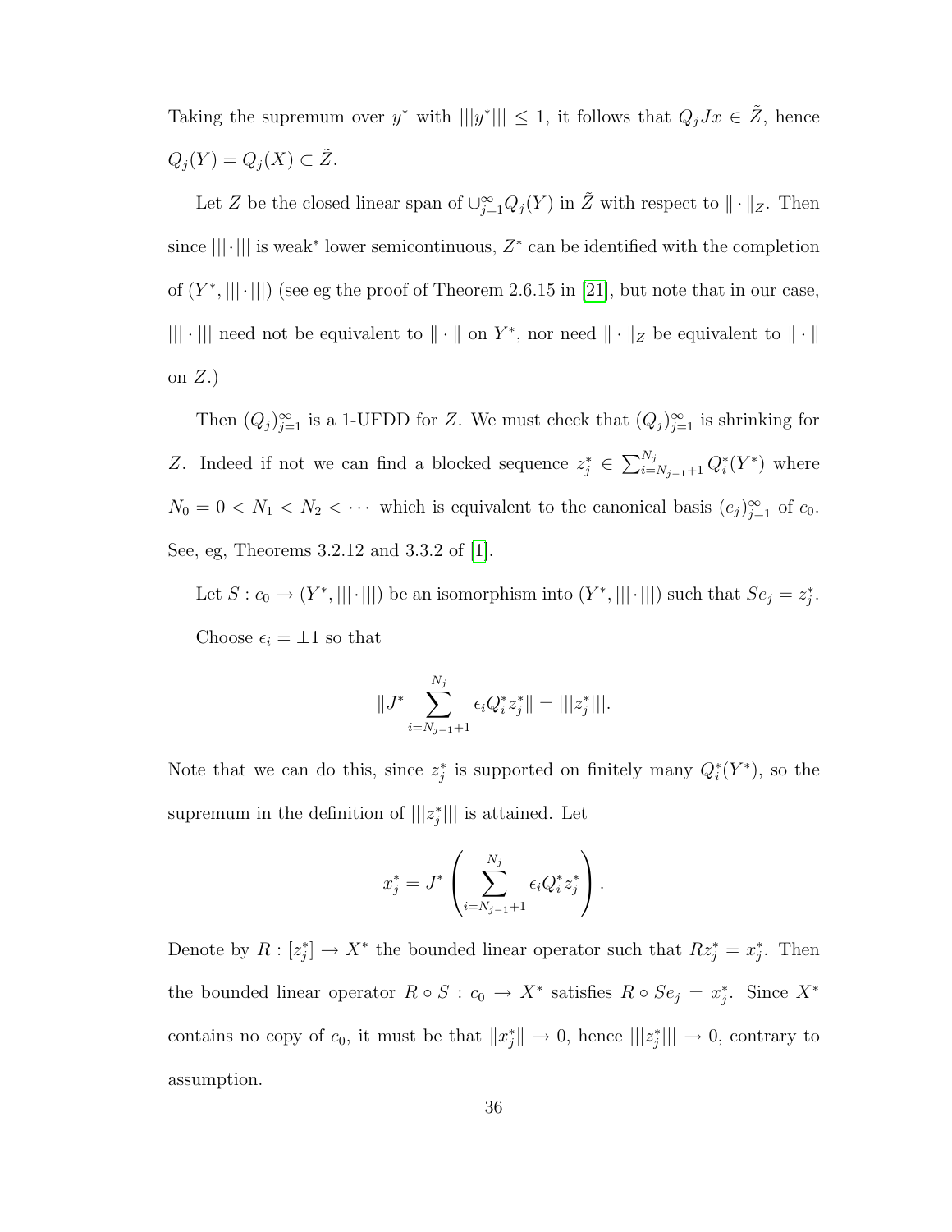Taking the supremum over $y^*$ with $|||y^*||| \le 1$, it follows that $Q_j Jx \in \tilde{Z}$, hence $Q_j(Y) = Q_j(X) \subset \tilde{Z}$.

Let $Z$ be the closed linear span of $\cup_{j=1}^{\infty} Q_j(Y)$ in $\tilde{Z}$ with respect to $\|\cdot\|_Z$. Then since $|||\cdot|||$ is weak* lower semicontinuous, $Z^*$ can be identified with the completion of $(Y^*, |||\cdot|||)$ (see eg the proof of Theorem 2.6.15 in [21], but note that in our case, $|||\cdot|||$ need not be equivalent to $\|\cdot\|$ on $Y^*$, nor need $\|\cdot\|_Z$ be equivalent to $\|\cdot\|$ on $Z$.)

Then $(Q_j)_{j=1}^{\infty}$ is a 1-UFDD for $Z$. We must check that $(Q_j)_{j=1}^{\infty}$ is shrinking for $Z$. Indeed if not we can find a blocked sequence $z_j^* \in \sum_{i=N_{j-1}+1}^{N_j} Q_i^*(Y^*)$ where $N_0 = 0 < N_1 < N_2 < \cdots$ which is equivalent to the canonical basis $(e_j)_{j=1}^{\infty}$ of $c_0$. See, eg, Theorems 3.2.12 and 3.3.2 of [1].

Let $S : c_0 \to (Y^*, |||\cdot|||)$ be an isomorphism into $(Y^*, |||\cdot|||)$ such that $Se_j = z_j^*$. Choose $\epsilon_i = \pm 1$ so that

$$\|J^* \sum_{i=N_{j-1}+1}^{N_j} \epsilon_i Q_i^* z_j^*\| = |||z_j^*|||.$$

Note that we can do this, since $z_j^*$ is supported on finitely many $Q_i^*(Y^*)$, so the supremum in the definition of $|||z_j^*|||$ is attained. Let

$$x_j^* = J^* \left( \sum_{i=N_{j-1}+1}^{N_j} \epsilon_i Q_i^* z_j^* \right).$$

Denote by $R : [z_j^*] \to X^*$ the bounded linear operator such that $Rz_j^* = x_j^*$. Then the bounded linear operator $R \circ S : c_0 \to X^*$ satisfies $R \circ Se_j = x_j^*$. Since $X^*$ contains no copy of $c_0$, it must be that $\|x_j^*\| \to 0$, hence $|||z_j^*||| \to 0$, contrary to assumption.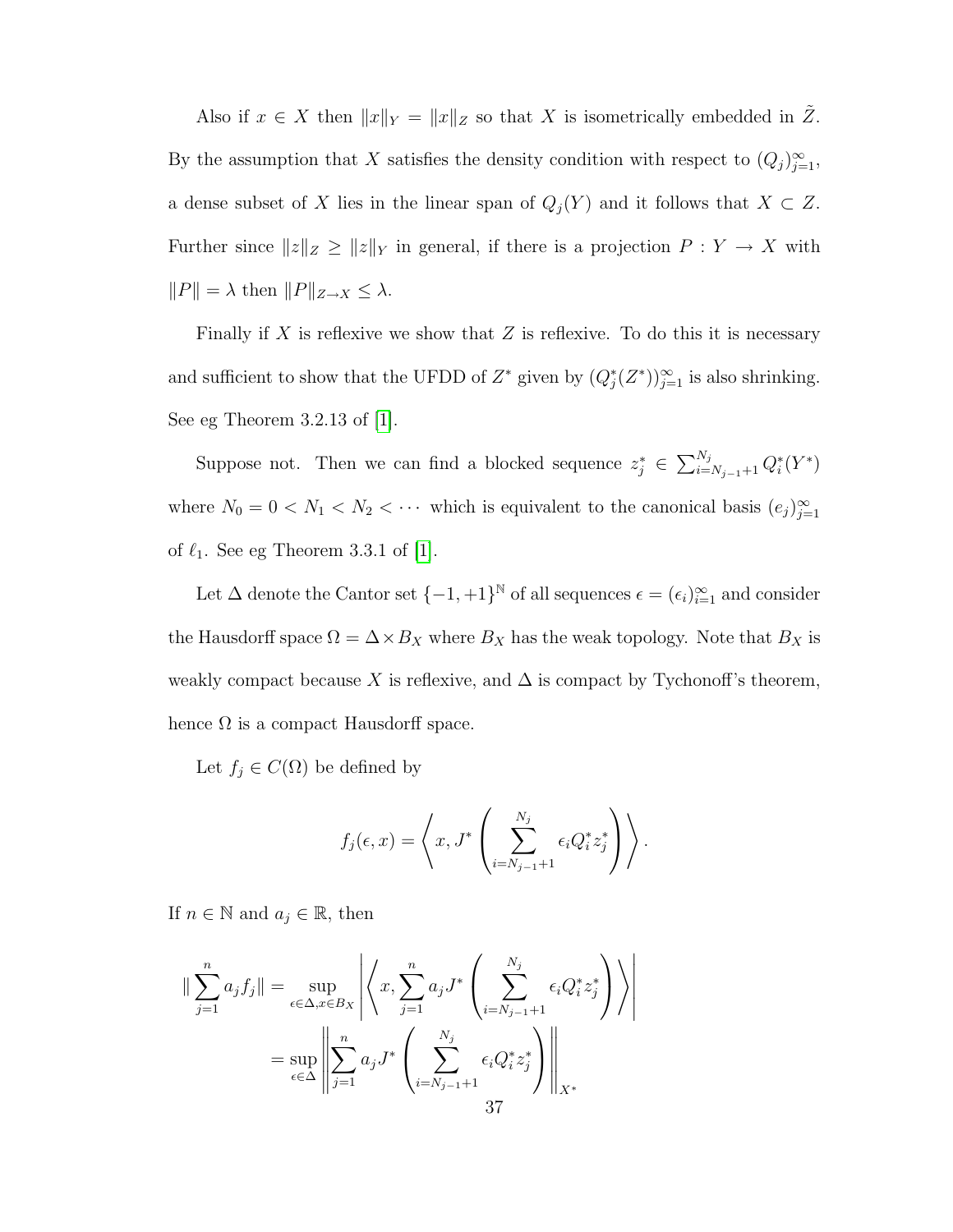Also if $x \in X$ then $\|x\|_Y = \|x\|_Z$ so that $X$ is isometrically embedded in $\tilde{Z}$. By the assumption that $X$ satisfies the density condition with respect to $(Q_j)_{j=1}^{\infty}$, a dense subset of $X$ lies in the linear span of $Q_j(Y)$ and it follows that $X \subset Z$. Further since $\|z\|_Z \geq \|z\|_Y$ in general, if there is a projection $P : Y \to X$ with $\|P\| = \lambda$ then $\|P\|_{Z \to X} \leq \lambda$.

Finally if $X$ is reflexive we show that $Z$ is reflexive. To do this it is necessary and sufficient to show that the UFDD of $Z^*$ given by $(Q_j^*(Z^*))_{j=1}^{\infty}$ is also shrinking. See eg Theorem 3.2.13 of [1].

Suppose not. Then we can find a blocked sequence $z_j^* \in \sum_{i=N_{j-1}+1}^{N_j} Q_i^*(Y^*)$ where $N_0 = 0 < N_1 < N_2 < \cdots$ which is equivalent to the canonical basis $(e_j)_{j=1}^{\infty}$ of $\ell_1$. See eg Theorem 3.3.1 of [1].

Let $\Delta$ denote the Cantor set $\{-1, +1\}^{\mathbb{N}}$ of all sequences $\epsilon = (\epsilon_i)_{i=1}^{\infty}$ and consider the Hausdorff space $\Omega = \Delta \times B_X$ where $B_X$ has the weak topology. Note that $B_X$ is weakly compact because $X$ is reflexive, and $\Delta$ is compact by Tychonoff's theorem, hence $\Omega$ is a compact Hausdorff space.

Let $f_j \in C(\Omega)$ be defined by

$$f_j(\epsilon, x) = \left\langle x, J^* \left( \sum_{i=N_{j-1}+1}^{N_j} \epsilon_i Q_i^* z_j^* \right) \right\rangle .$$

If $n \in \mathbb{N}$ and $a_j \in \mathbb{R}$, then

$$\begin{aligned}
\|\sum_{j=1}^{n} a_j f_j\| &= \sup_{\epsilon \in \Delta, x \in B_X} \left| \left\langle x, \sum_{j=1}^{n} a_j J^* \left( \sum_{i=N_{j-1}+1}^{N_j} \epsilon_i Q_i^* z_j^* \right) \right\rangle \right| \\
&= \sup_{\epsilon \in \Delta} \left\| \sum_{j=1}^{n} a_j J^* \left( \sum_{i=N_{j-1}+1}^{N_j} \epsilon_i Q_i^* z_j^* \right) \right\|_{X^*}
\end{aligned}$$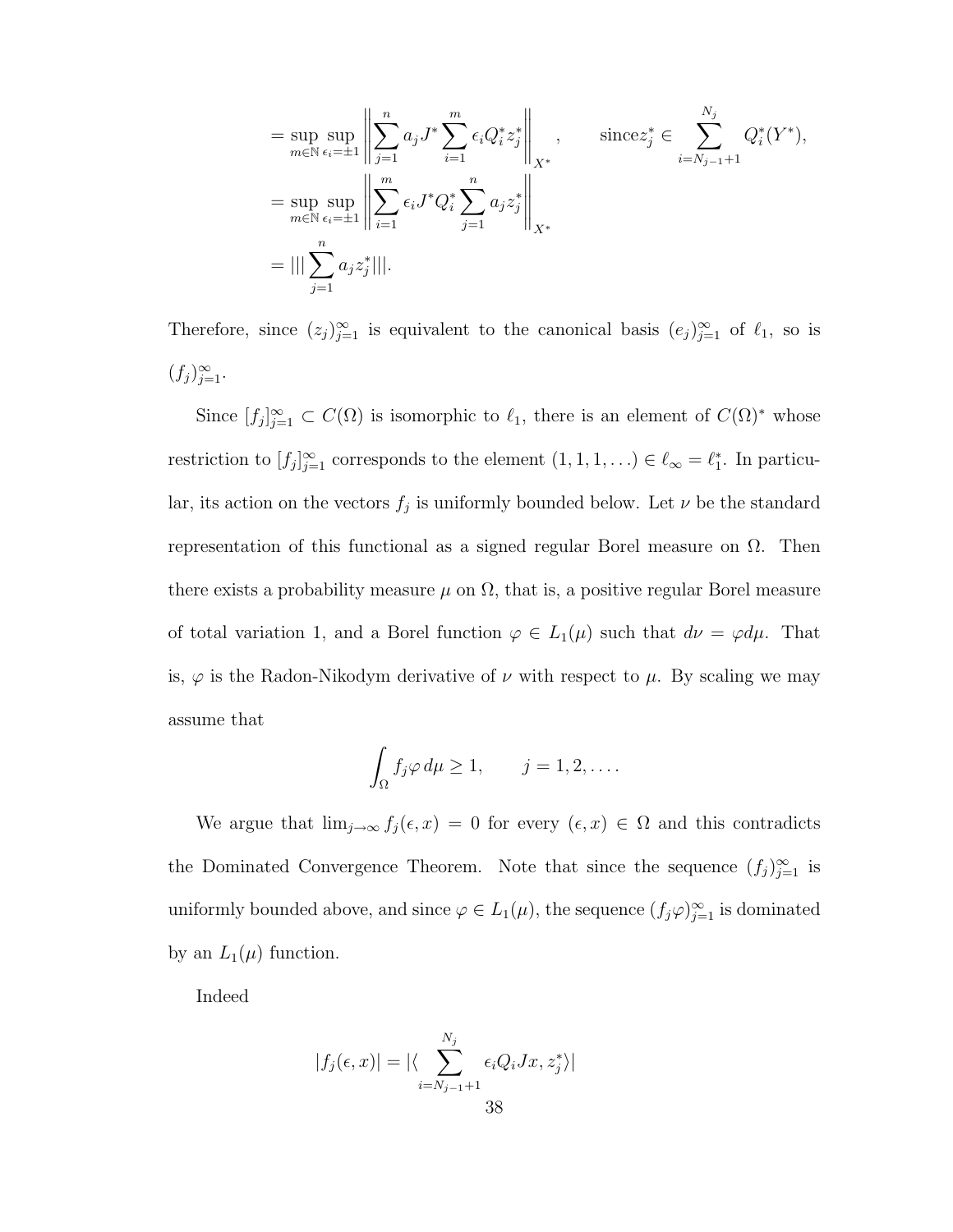$$
\begin{aligned}
&= \sup_{m\in\mathbb{N}} \sup_{\epsilon_i=\pm 1} \left\| \sum_{j=1}^{n} a_j J^* \sum_{i=1}^{m} \epsilon_i Q_i^* z_j^* \right\|_{X^*}, \qquad \text{since} z_j^* \in \sum_{i=N_{j-1}+1}^{N_j} Q_i^*(Y^*), \\
&= \sup_{m\in\mathbb{N}} \sup_{\epsilon_i=\pm 1} \left\| \sum_{i=1}^{m} \epsilon_i J^* Q_i^* \sum_{j=1}^{n} a_j z_j^* \right\|_{X^*} \\
&= |||\sum_{j=1}^{n} a_j z_j^*|||.
\end{aligned}
$$

Therefore, since $(z_j)_{j=1}^{\infty}$ is equivalent to the canonical basis $(e_j)_{j=1}^{\infty}$ of $\ell_1$, so is $(f_j)_{j=1}^{\infty}$.

Since $[f_j]_{j=1}^{\infty} \subset C(\Omega)$ is isomorphic to $\ell_1$, there is an element of $C(\Omega)^*$ whose restriction to $[f_j]_{j=1}^{\infty}$ corresponds to the element $(1,1,1,\ldots) \in \ell_\infty = \ell_1^*$. In particular, its action on the vectors $f_j$ is uniformly bounded below. Let $\nu$ be the standard representation of this functional as a signed regular Borel measure on $\Omega$. Then there exists a probability measure $\mu$ on $\Omega$, that is, a positive regular Borel measure of total variation 1, and a Borel function $\varphi \in L_1(\mu)$ such that $d\nu = \varphi d\mu$. That is, $\varphi$ is the Radon-Nikodym derivative of $\nu$ with respect to $\mu$. By scaling we may assume that

$$
\int_\Omega f_j \varphi \, d\mu \geq 1, \qquad j = 1, 2, \ldots.
$$

We argue that $\lim_{j\to\infty} f_j(\epsilon, x) = 0$ for every $(\epsilon, x) \in \Omega$ and this contradicts the Dominated Convergence Theorem. Note that since the sequence $(f_j)_{j=1}^{\infty}$ is uniformly bounded above, and since $\varphi \in L_1(\mu)$, the sequence $(f_j\varphi)_{j=1}^{\infty}$ is dominated by an $L_1(\mu)$ function.

Indeed

$$
|f_j(\epsilon, x)| = |\langle \sum_{i=N_{j-1}+1}^{N_j} \epsilon_i Q_i J x, z_j^* \rangle|
$$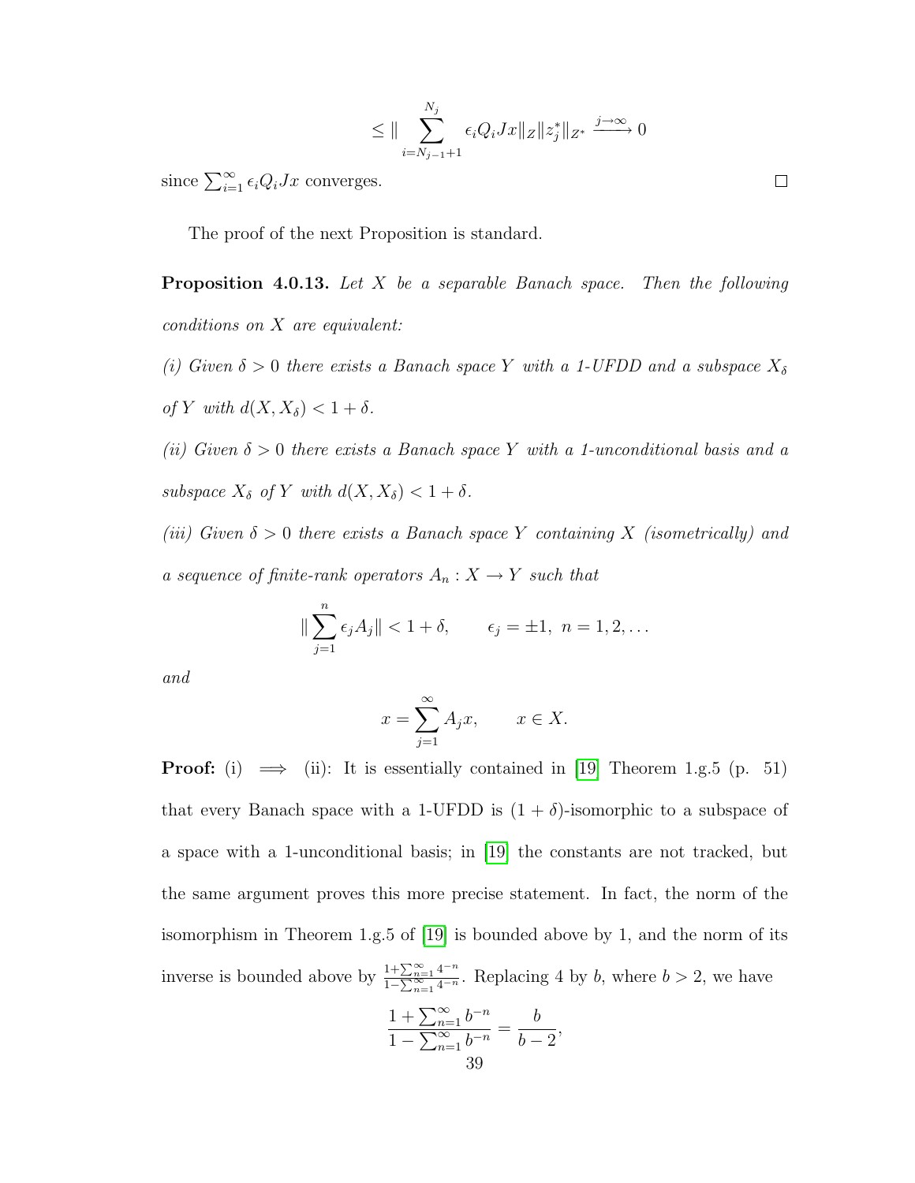$$\leq \|\sum_{i=N_{j-1}+1}^{N_j} \epsilon_i Q_i J x\|_Z \|z_j^*\|_{Z^*} \xrightarrow{j\to\infty} 0$$

since $\sum_{i=1}^{\infty} \epsilon_i Q_i J x$ converges. $\square$

The proof of the next Proposition is standard.

**Proposition 4.0.13.** *Let $X$ be a separable Banach space. Then the following conditions on $X$ are equivalent:*

*(i) Given $\delta > 0$ there exists a Banach space $Y$ with a 1-UFDD and a subspace $X_\delta$ of $Y$ with $d(X, X_\delta) < 1 + \delta$.*

*(ii) Given $\delta > 0$ there exists a Banach space $Y$ with a 1-unconditional basis and a subspace $X_\delta$ of $Y$ with $d(X, X_\delta) < 1 + \delta$.*

*(iii) Given $\delta > 0$ there exists a Banach space $Y$ containing $X$ (isometrically) and a sequence of finite-rank operators $A_n : X \to Y$ such that*

$$\|\sum_{j=1}^{n} \epsilon_j A_j\| < 1 + \delta, \qquad \epsilon_j = \pm 1,\ n = 1, 2, \ldots$$

*and*

$$x = \sum_{j=1}^{\infty} A_j x, \qquad x \in X.$$

**Proof:** (i) $\implies$ (ii): It is essentially contained in [19] Theorem 1.g.5 (p. 51) that every Banach space with a 1-UFDD is $(1 + \delta)$-isomorphic to a subspace of a space with a 1-unconditional basis; in [19] the constants are not tracked, but the same argument proves this more precise statement. In fact, the norm of the isomorphism in Theorem 1.g.5 of [19] is bounded above by 1, and the norm of its inverse is bounded above by $\frac{1+\sum_{n=1}^{\infty} 4^{-n}}{1-\sum_{n=1}^{\infty} 4^{-n}}$. Replacing 4 by $b$, where $b > 2$, we have

$$\frac{1 + \sum_{n=1}^{\infty} b^{-n}}{1 - \sum_{n=1}^{\infty} b^{-n}} = \frac{b}{b-2},$$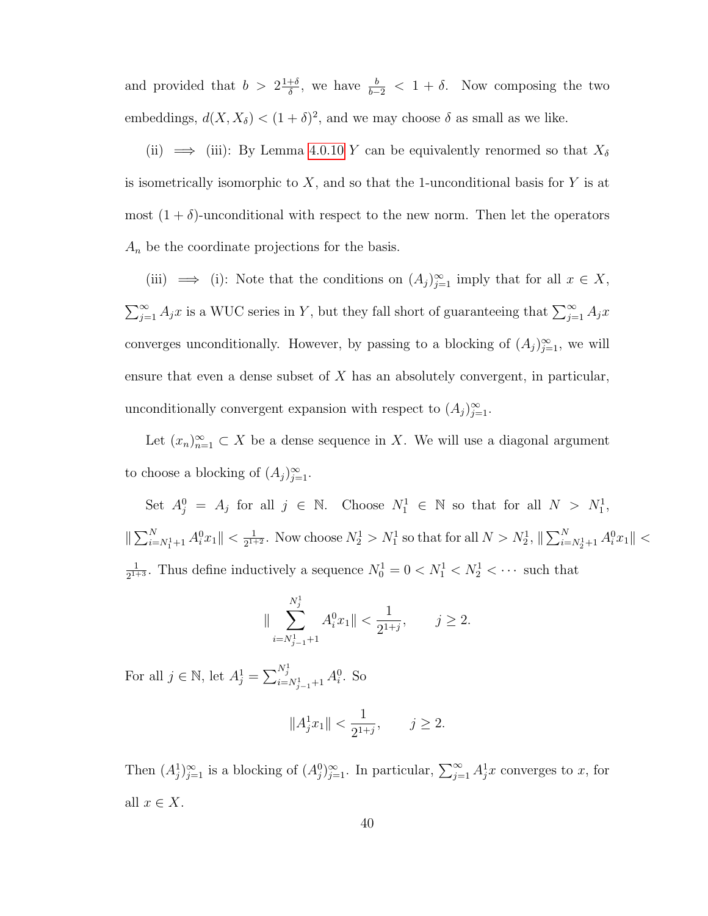and provided that $b > 2\frac{1+\delta}{\delta}$, we have $\frac{b}{b-2} < 1 + \delta$. Now composing the two embeddings, $d(X, X_\delta) < (1+\delta)^2$, and we may choose $\delta$ as small as we like.

(ii) $\implies$ (iii): By Lemma 4.0.10 $Y$ can be equivalently renormed so that $X_\delta$ is isometrically isomorphic to $X$, and so that the 1-unconditional basis for $Y$ is at most $(1+\delta)$-unconditional with respect to the new norm. Then let the operators $A_n$ be the coordinate projections for the basis.

(iii) $\implies$ (i): Note that the conditions on $(A_j)_{j=1}^\infty$ imply that for all $x \in X$, $\sum_{j=1}^\infty A_j x$ is a WUC series in $Y$, but they fall short of guaranteeing that $\sum_{j=1}^\infty A_j x$ converges unconditionally. However, by passing to a blocking of $(A_j)_{j=1}^\infty$, we will ensure that even a dense subset of $X$ has an absolutely convergent, in particular, unconditionally convergent expansion with respect to $(A_j)_{j=1}^\infty$.

Let $(x_n)_{n=1}^\infty \subset X$ be a dense sequence in $X$. We will use a diagonal argument to choose a blocking of $(A_j)_{j=1}^\infty$.

Set $A_j^0 = A_j$ for all $j \in \mathbb{N}$. Choose $N_1^1 \in \mathbb{N}$ so that for all $N > N_1^1$, $\|\sum_{i=N_1^1+1}^N A_i^0 x_1\| < \frac{1}{2^{1+2}}$. Now choose $N_2^1 > N_1^1$ so that for all $N > N_2^1$, $\|\sum_{i=N_2^1+1}^N A_i^0 x_1\| < \frac{1}{2^{1+3}}$. Thus define inductively a sequence $N_0^1 = 0 < N_1^1 < N_2^1 < \cdots$ such that

$$\|\sum_{i=N_{j-1}^1+1}^{N_j^1} A_i^0 x_1\| < \frac{1}{2^{1+j}}, \qquad j \geq 2.$$

For all $j \in \mathbb{N}$, let $A_j^1 = \sum_{i=N_{j-1}^1+1}^{N_j^1} A_i^0$. So

$$\|A_j^1 x_1\| < \frac{1}{2^{1+j}}, \qquad j \geq 2.$$

Then $(A_j^1)_{j=1}^\infty$ is a blocking of $(A_j^0)_{j=1}^\infty$. In particular, $\sum_{j=1}^\infty A_j^1 x$ converges to $x$, for all $x \in X$.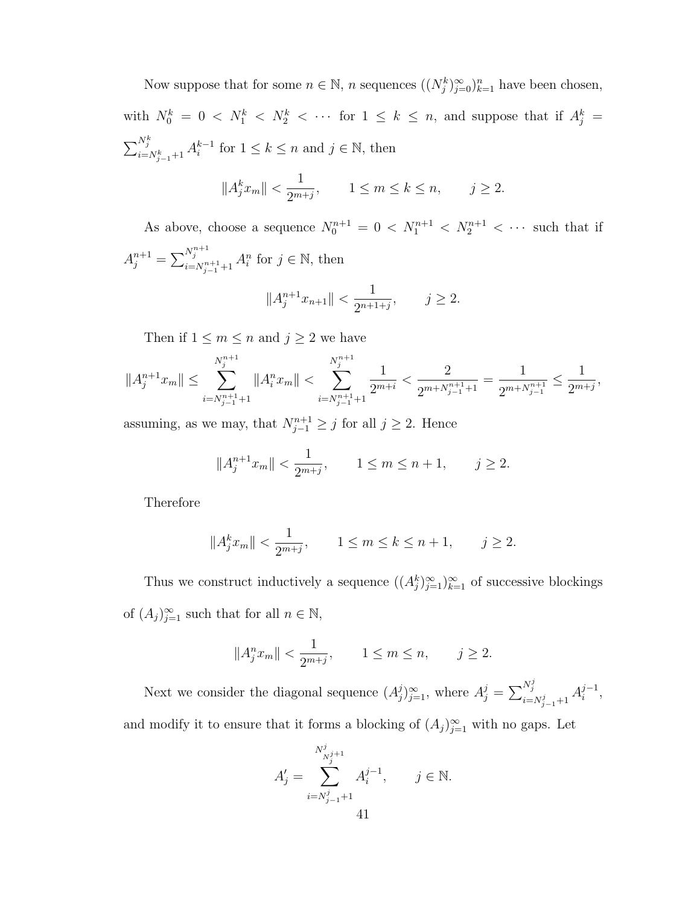Now suppose that for some $n \in \mathbb{N}$, $n$ sequences $((N_j^k)_{j=0}^{\infty})_{k=1}^n$ have been chosen, with $N_0^k = 0 < N_1^k < N_2^k < \cdots$ for $1 \leq k \leq n$, and suppose that if $A_j^k = \sum_{i=N_{j-1}^k+1}^{N_j^k} A_i^{k-1}$ for $1 \leq k \leq n$ and $j \in \mathbb{N}$, then

$$\|A_j^k x_m\| < \frac{1}{2^{m+j}}, \qquad 1 \leq m \leq k \leq n, \qquad j \geq 2.$$

As above, choose a sequence $N_0^{n+1} = 0 < N_1^{n+1} < N_2^{n+1} < \cdots$ such that if $A_j^{n+1} = \sum_{i=N_{j-1}^{n+1}+1}^{N_j^{n+1}} A_i^n$ for $j \in \mathbb{N}$, then

$$\|A_j^{n+1} x_{n+1}\| < \frac{1}{2^{n+1+j}}, \qquad j \geq 2.$$

Then if $1 \leq m \leq n$ and $j \geq 2$ we have

$$\|A_j^{n+1} x_m\| \leq \sum_{i=N_{j-1}^{n+1}+1}^{N_j^{n+1}} \|A_i^n x_m\| < \sum_{i=N_{j-1}^{n+1}+1}^{N_j^{n+1}} \frac{1}{2^{m+i}} < \frac{2}{2^{m+N_{j-1}^{n+1}+1}} = \frac{1}{2^{m+N_{j-1}^{n+1}}} \leq \frac{1}{2^{m+j}},$$

assuming, as we may, that $N_{j-1}^{n+1} \geq j$ for all $j \geq 2$. Hence

$$\|A_j^{n+1} x_m\| < \frac{1}{2^{m+j}}, \qquad 1 \leq m \leq n+1, \qquad j \geq 2.$$

Therefore

$$\|A_j^k x_m\| < \frac{1}{2^{m+j}}, \qquad 1 \leq m \leq k \leq n+1, \qquad j \geq 2.$$

Thus we construct inductively a sequence $((A_j^k)_{j=1}^{\infty})_{k=1}^{\infty}$ of successive blockings of $(A_j)_{j=1}^{\infty}$ such that for all $n \in \mathbb{N}$,

$$\|A_j^n x_m\| < \frac{1}{2^{m+j}}, \qquad 1 \leq m \leq n, \qquad j \geq 2.$$

Next we consider the diagonal sequence $(A_j^j)_{j=1}^{\infty}$, where $A_j^j = \sum_{i=N_{j-1}^j+1}^{N_j^j} A_i^{j-1}$, and modify it to ensure that it forms a blocking of $(A_j)_{j=1}^{\infty}$ with no gaps. Let

$$A_j' = \sum_{i=N_{j-1}^j+1}^{N^j_{N_j^{j+1}}} A_i^{j-1}, \qquad j \in \mathbb{N}.$$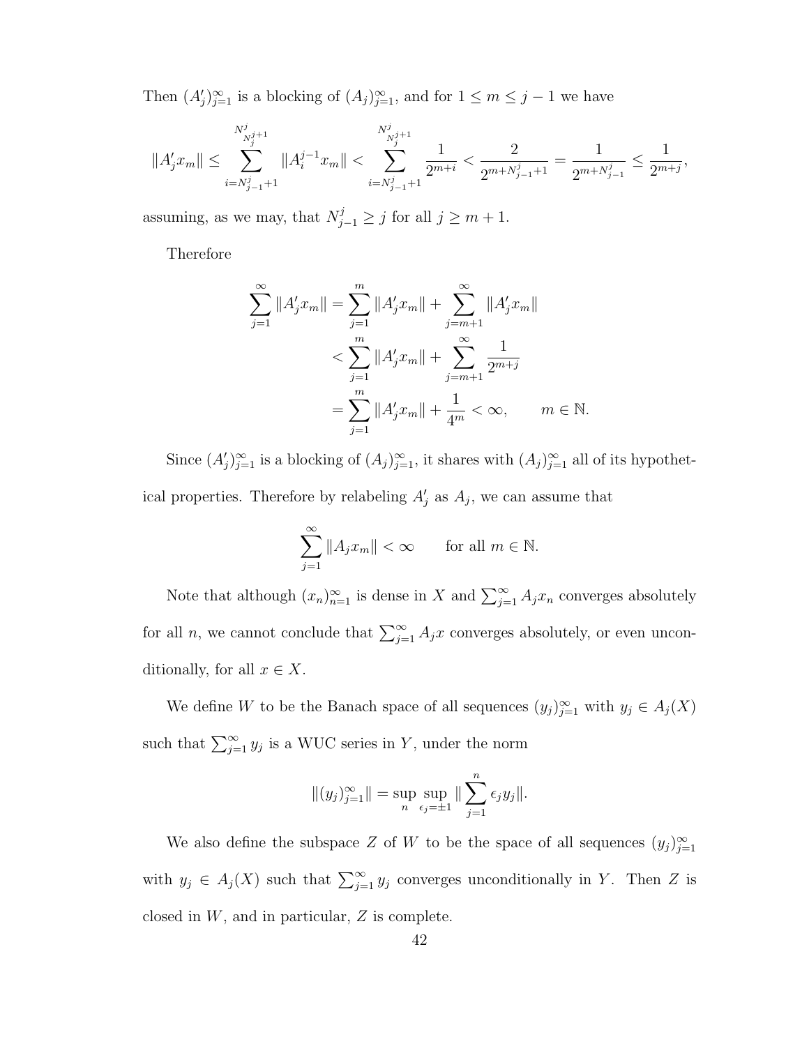Then $(A'_j)_{j=1}^\infty$ is a blocking of $(A_j)_{j=1}^\infty$, and for $1 \le m \le j-1$ we have

$$\|A'_j x_m\| \le \sum_{i=N_{j-1}^j+1}^{N_{N_j^{j+1}}^j} \|A_i^{j-1} x_m\| < \sum_{i=N_{j-1}^j+1}^{N_{N_j^{j+1}}^j} \frac{1}{2^{m+i}} < \frac{2}{2^{m+N_{j-1}^j+1}} = \frac{1}{2^{m+N_{j-1}^j}} \le \frac{1}{2^{m+j}},$$

assuming, as we may, that $N_{j-1}^j \ge j$ for all $j \ge m+1$.

Therefore

$$\begin{aligned}
\sum_{j=1}^\infty \|A'_j x_m\| &= \sum_{j=1}^m \|A'_j x_m\| + \sum_{j=m+1}^\infty \|A'_j x_m\| \\
&< \sum_{j=1}^m \|A'_j x_m\| + \sum_{j=m+1}^\infty \frac{1}{2^{m+j}} \\
&= \sum_{j=1}^m \|A'_j x_m\| + \frac{1}{4^m} < \infty, \qquad m \in \mathbb{N}.
\end{aligned}$$

Since $(A'_j)_{j=1}^\infty$ is a blocking of $(A_j)_{j=1}^\infty$, it shares with $(A_j)_{j=1}^\infty$ all of its hypothetical properties. Therefore by relabeling $A'_j$ as $A_j$, we can assume that

$$\sum_{j=1}^\infty \|A_j x_m\| < \infty \qquad \text{for all } m \in \mathbb{N}.$$

Note that although $(x_n)_{n=1}^\infty$ is dense in $X$ and $\sum_{j=1}^\infty A_j x_n$ converges absolutely for all $n$, we cannot conclude that $\sum_{j=1}^\infty A_j x$ converges absolutely, or even unconditionally, for all $x \in X$.

We define $W$ to be the Banach space of all sequences $(y_j)_{j=1}^\infty$ with $y_j \in A_j(X)$ such that $\sum_{j=1}^\infty y_j$ is a WUC series in $Y$, under the norm

$$\|(y_j)_{j=1}^\infty\| = \sup_n \sup_{\epsilon_j = \pm 1} \|\sum_{j=1}^n \epsilon_j y_j\|.$$

We also define the subspace $Z$ of $W$ to be the space of all sequences $(y_j)_{j=1}^\infty$ with $y_j \in A_j(X)$ such that $\sum_{j=1}^\infty y_j$ converges unconditionally in $Y$. Then $Z$ is closed in $W$, and in particular, $Z$ is complete.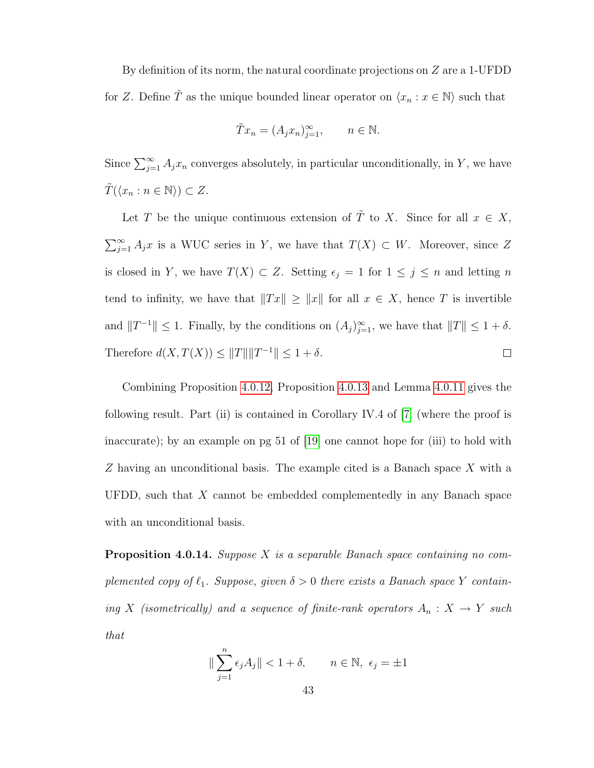By definition of its norm, the natural coordinate projections on $Z$ are a 1-UFDD for $Z$. Define $\tilde{T}$ as the unique bounded linear operator on $\langle x_n : x \in \mathbb{N} \rangle$ such that

$$\tilde{T}x_n = (A_j x_n)_{j=1}^{\infty}, \qquad n \in \mathbb{N}.$$

Since $\sum_{j=1}^{\infty} A_j x_n$ converges absolutely, in particular unconditionally, in $Y$, we have $\tilde{T}(\langle x_n : n \in \mathbb{N} \rangle) \subset Z$.

Let $T$ be the unique continuous extension of $\tilde{T}$ to $X$. Since for all $x \in X$, $\sum_{j=1}^{\infty} A_j x$ is a WUC series in $Y$, we have that $T(X) \subset W$. Moreover, since $Z$ is closed in $Y$, we have $T(X) \subset Z$. Setting $\epsilon_j = 1$ for $1 \leq j \leq n$ and letting $n$ tend to infinity, we have that $\|Tx\| \geq \|x\|$ for all $x \in X$, hence $T$ is invertible and $\|T^{-1}\| \leq 1$. Finally, by the conditions on $(A_j)_{j=1}^{\infty}$, we have that $\|T\| \leq 1 + \delta$. Therefore $d(X, T(X)) \leq \|T\| \|T^{-1}\| \leq 1 + \delta$. □

Combining Proposition 4.0.12, Proposition 4.0.13 and Lemma 4.0.11 gives the following result. Part (ii) is contained in Corollary IV.4 of [7] (where the proof is inaccurate); by an example on pg 51 of [19] one cannot hope for (iii) to hold with $Z$ having an unconditional basis. The example cited is a Banach space $X$ with a UFDD, such that $X$ cannot be embedded complementedly in any Banach space with an unconditional basis.

**Proposition 4.0.14.** *Suppose $X$ is a separable Banach space containing no complemented copy of $\ell_1$. Suppose, given $\delta > 0$ there exists a Banach space $Y$ containing $X$ (isometrically) and a sequence of finite-rank operators $A_n : X \to Y$ such that*

$$\|\sum_{j=1}^{n} \epsilon_j A_j\| < 1 + \delta, \qquad n \in \mathbb{N},\ \epsilon_j = \pm 1$$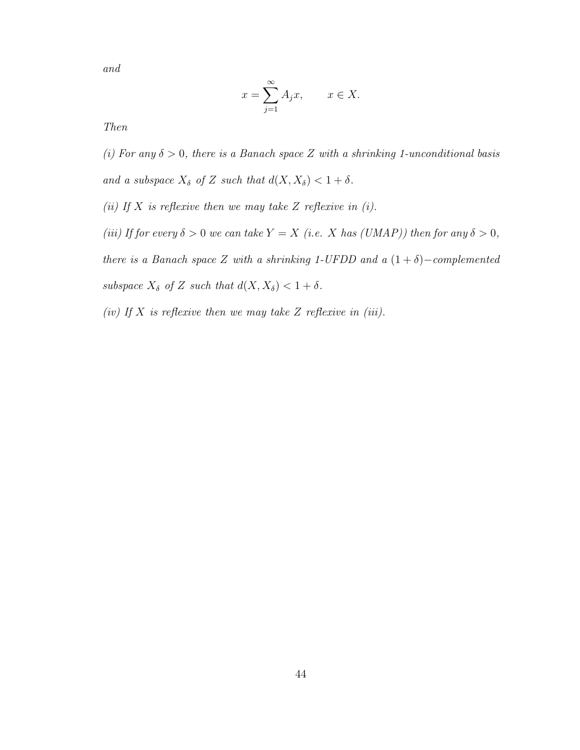*and*

$$x = \sum_{j=1}^{\infty} A_j x, \qquad x \in X.$$

*Then*

*(i) For any $\delta > 0$, there is a Banach space $Z$ with a shrinking 1-unconditional basis and a subspace $X_\delta$ of $Z$ such that $d(X, X_\delta) < 1 + \delta$.*

*(ii) If $X$ is reflexive then we may take $Z$ reflexive in (i).*

*(iii) If for every $\delta > 0$ we can take $Y = X$ (i.e. $X$ has (UMAP)) then for any $\delta > 0$, there is a Banach space $Z$ with a shrinking 1-UFDD and a $(1+\delta)-$complemented subspace $X_\delta$ of $Z$ such that $d(X, X_\delta) < 1 + \delta$.*

*(iv) If $X$ is reflexive then we may take $Z$ reflexive in (iii).*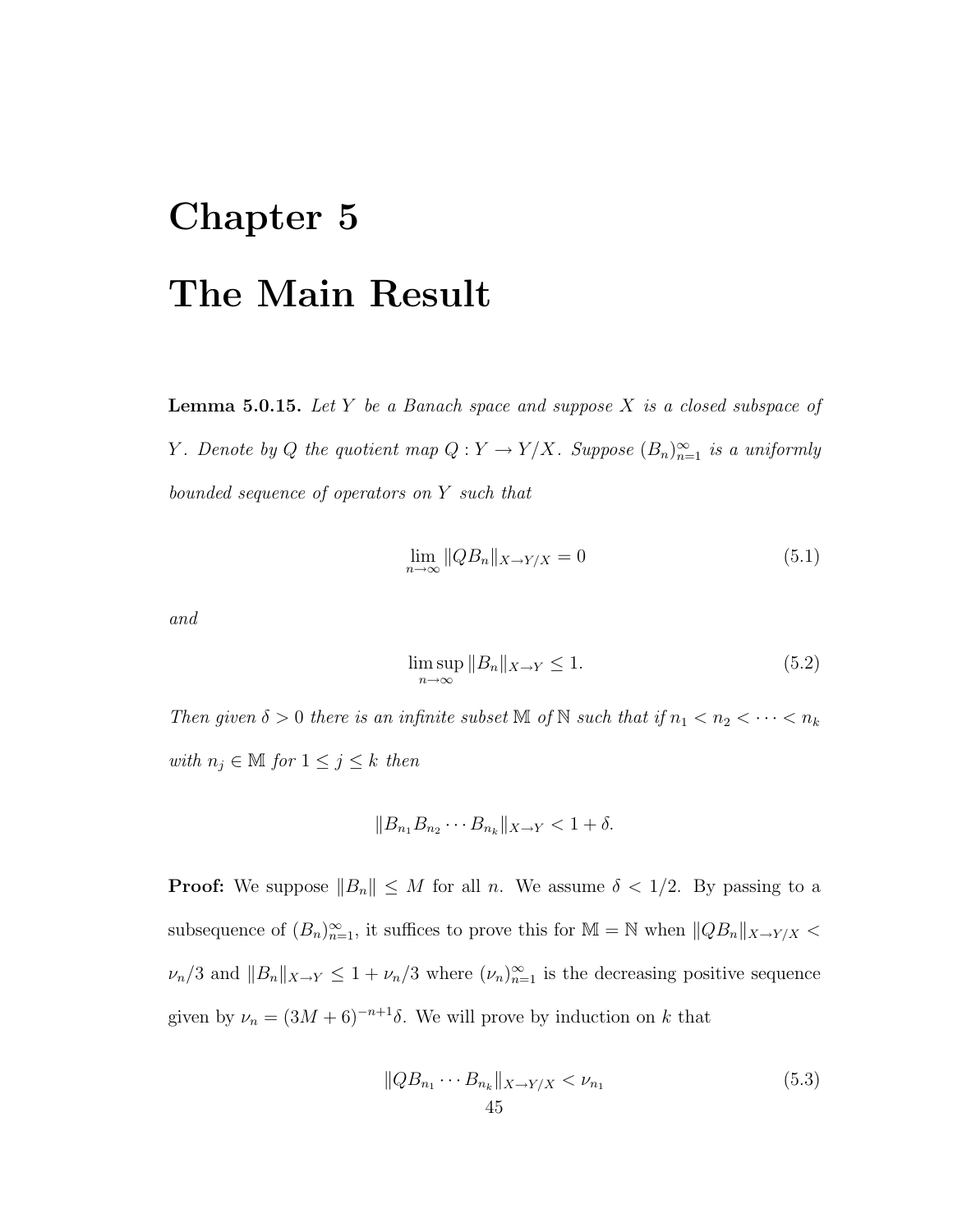# Chapter 5

# The Main Result

**Lemma 5.0.15.** *Let $Y$ be a Banach space and suppose $X$ is a closed subspace of $Y$. Denote by $Q$ the quotient map $Q : Y \to Y/X$. Suppose $(B_n)_{n=1}^{\infty}$ is a uniformly bounded sequence of operators on $Y$ such that*

$$\lim_{n\to\infty} \|QB_n\|_{X\to Y/X} = 0 \tag{5.1}$$

*and*

$$\limsup_{n\to\infty} \|B_n\|_{X\to Y} \leq 1. \tag{5.2}$$

*Then given $\delta > 0$ there is an infinite subset $\mathbb{M}$ of $\mathbb{N}$ such that if $n_1 < n_2 < \cdots < n_k$ with $n_j \in \mathbb{M}$ for $1 \leq j \leq k$ then*

$$\|B_{n_1} B_{n_2} \cdots B_{n_k}\|_{X\to Y} < 1 + \delta.$$

**Proof:** We suppose $\|B_n\| \leq M$ for all $n$. We assume $\delta < 1/2$. By passing to a subsequence of $(B_n)_{n=1}^{\infty}$, it suffices to prove this for $\mathbb{M} = \mathbb{N}$ when $\|QB_n\|_{X\to Y/X} < \nu_n/3$ and $\|B_n\|_{X\to Y} \leq 1 + \nu_n/3$ where $(\nu_n)_{n=1}^{\infty}$ is the decreasing positive sequence given by $\nu_n = (3M+6)^{-n+1}\delta$. We will prove by induction on $k$ that

$$\|QB_{n_1} \cdots B_{n_k}\|_{X\to Y/X} < \nu_{n_1} \tag{5.3}$$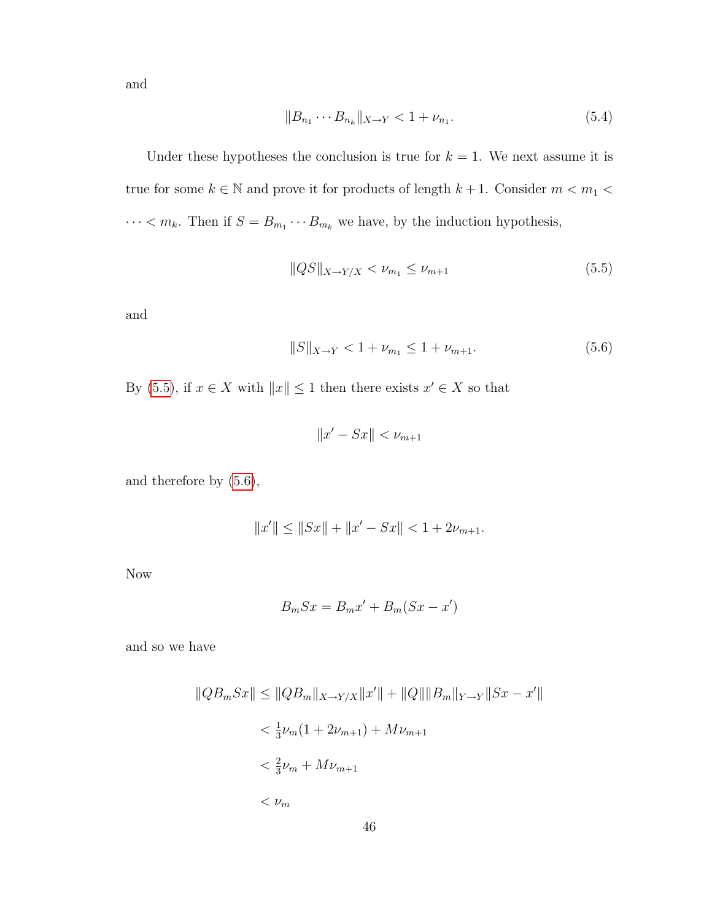and

$$\|B_{n_1} \cdots B_{n_k}\|_{X \to Y} < 1 + \nu_{n_1}. \tag{5.4}$$

Under these hypotheses the conclusion is true for $k = 1$. We next assume it is true for some $k \in \mathbb{N}$ and prove it for products of length $k+1$. Consider $m < m_1 < \cdots < m_k$. Then if $S = B_{m_1} \cdots B_{m_k}$ we have, by the induction hypothesis,

$$\|QS\|_{X \to Y/X} < \nu_{m_1} \leq \nu_{m+1} \tag{5.5}$$

and

$$\|S\|_{X \to Y} < 1 + \nu_{m_1} \leq 1 + \nu_{m+1}. \tag{5.6}$$

By (5.5), if $x \in X$ with $\|x\| \leq 1$ then there exists $x' \in X$ so that

$$\|x' - Sx\| < \nu_{m+1}$$

and therefore by (5.6),

$$\|x'\| \leq \|Sx\| + \|x' - Sx\| < 1 + 2\nu_{m+1}.$$

Now

$$B_m Sx = B_m x' + B_m(Sx - x')$$

and so we have

$$\begin{aligned}
\|QB_m Sx\| &\leq \|QB_m\|_{X \to Y/X}\|x'\| + \|Q\|\|B_m\|_{Y \to Y}\|Sx - x'\| \\
&< \tfrac{1}{3}\nu_m(1 + 2\nu_{m+1}) + M\nu_{m+1} \\
&< \tfrac{2}{3}\nu_m + M\nu_{m+1} \\
&< \nu_m
\end{aligned}$$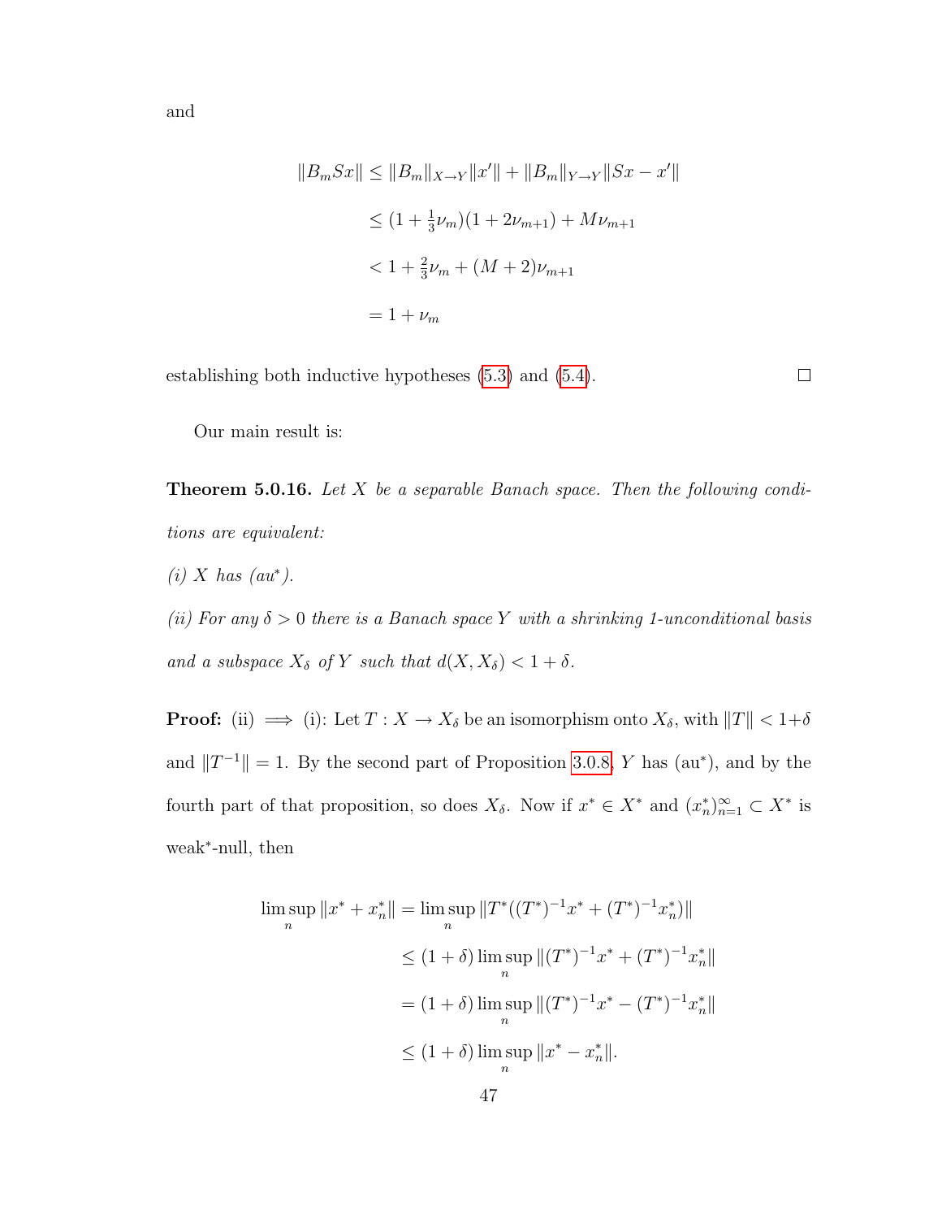and

$$
\begin{aligned}
\|B_m Sx\| &\le \|B_m\|_{X\to Y}\|x'\| + \|B_m\|_{Y\to Y}\|Sx - x'\| \\
&\le (1 + \tfrac{1}{3}\nu_m)(1 + 2\nu_{m+1}) + M\nu_{m+1} \\
&< 1 + \tfrac{2}{3}\nu_m + (M+2)\nu_{m+1} \\
&= 1 + \nu_m
\end{aligned}
$$

establishing both inductive hypotheses (5.3) and (5.4). $\square$

Our main result is:

**Theorem 5.0.16.** *Let $X$ be a separable Banach space. Then the following conditions are equivalent:*

*(i) $X$ has (au$^*$).*

*(ii) For any $\delta > 0$ there is a Banach space $Y$ with a shrinking 1-unconditional basis and a subspace $X_\delta$ of $Y$ such that $d(X, X_\delta) < 1 + \delta$.*

**Proof:** (ii) $\implies$ (i): Let $T : X \to X_\delta$ be an isomorphism onto $X_\delta$, with $\|T\| < 1+\delta$ and $\|T^{-1}\| = 1$. By the second part of Proposition 3.0.8, $Y$ has (au$^*$), and by the fourth part of that proposition, so does $X_\delta$. Now if $x^* \in X^*$ and $(x_n^*)_{n=1}^\infty \subset X^*$ is weak$^*$-null, then

$$
\begin{aligned}
\limsup_n \|x^* + x_n^*\| &= \limsup_n \|T^*((T^*)^{-1}x^* + (T^*)^{-1}x_n^*)\| \\
&\le (1+\delta)\limsup_n \|(T^*)^{-1}x^* + (T^*)^{-1}x_n^*\| \\
&= (1+\delta)\limsup_n \|(T^*)^{-1}x^* - (T^*)^{-1}x_n^*\| \\
&\le (1+\delta)\limsup_n \|x^* - x_n^*\|.
\end{aligned}
$$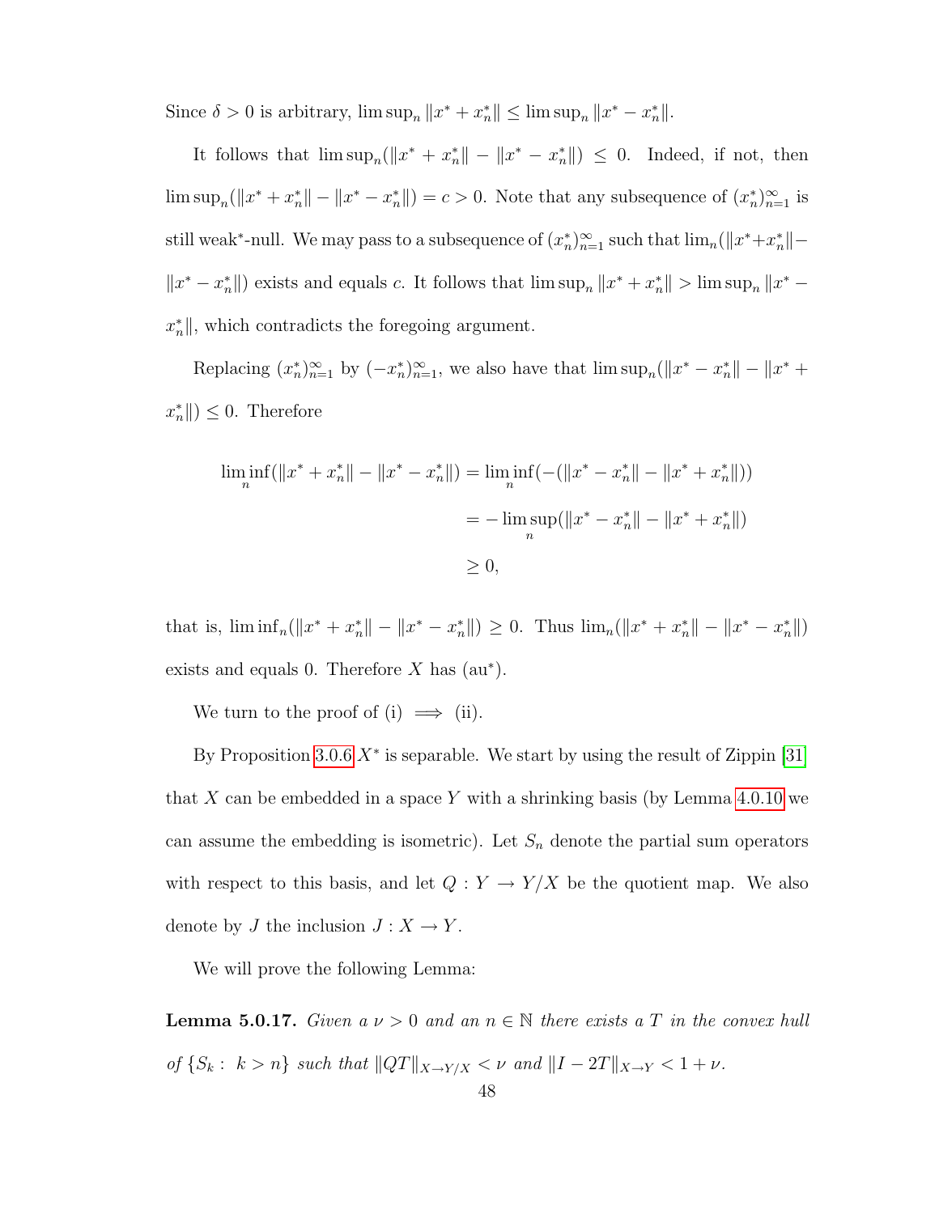Since $\delta > 0$ is arbitrary, $\limsup_n \|x^* + x_n^*\| \leq \limsup_n \|x^* - x_n^*\|$.

It follows that $\limsup_n(\|x^* + x_n^*\| - \|x^* - x_n^*\|) \leq 0$. Indeed, if not, then $\limsup_n(\|x^* + x_n^*\| - \|x^* - x_n^*\|) = c > 0$. Note that any subsequence of $(x_n^*)_{n=1}^\infty$ is still weak$^*$-null. We may pass to a subsequence of $(x_n^*)_{n=1}^\infty$ such that $\lim_n(\|x^*+x_n^*\| - \|x^* - x_n^*\|)$ exists and equals $c$. It follows that $\limsup_n \|x^* + x_n^*\| > \limsup_n \|x^* - x_n^*\|$, which contradicts the foregoing argument.

Replacing $(x_n^*)_{n=1}^\infty$ by $(-x_n^*)_{n=1}^\infty$, we also have that $\limsup_n(\|x^* - x_n^*\| - \|x^* + x_n^*\|) \leq 0$. Therefore

$$
\begin{aligned}
\liminf_n(\|x^* + x_n^*\| - \|x^* - x_n^*\|) &= \liminf_n(-(\|x^* - x_n^*\| - \|x^* + x_n^*\|)) \\
&= -\limsup_n(\|x^* - x_n^*\| - \|x^* + x_n^*\|) \\
&\geq 0,
\end{aligned}
$$

that is, $\liminf_n(\|x^* + x_n^*\| - \|x^* - x_n^*\|) \geq 0$. Thus $\lim_n(\|x^* + x_n^*\| - \|x^* - x_n^*\|)$ exists and equals 0. Therefore $X$ has (au$^*$).

We turn to the proof of (i) $\implies$ (ii).

By Proposition 3.0.6 $X^*$ is separable. We start by using the result of Zippin [31] that $X$ can be embedded in a space $Y$ with a shrinking basis (by Lemma 4.0.10 we can assume the embedding is isometric). Let $S_n$ denote the partial sum operators with respect to this basis, and let $Q : Y \to Y/X$ be the quotient map. We also denote by $J$ the inclusion $J : X \to Y$.

We will prove the following Lemma:

**Lemma 5.0.17.** *Given a $\nu > 0$ and an $n \in \mathbb{N}$ there exists a $T$ in the convex hull of $\{S_k : \ k > n\}$ such that $\|QT\|_{X \to Y/X} < \nu$ and $\|I - 2T\|_{X \to Y} < 1 + \nu$.*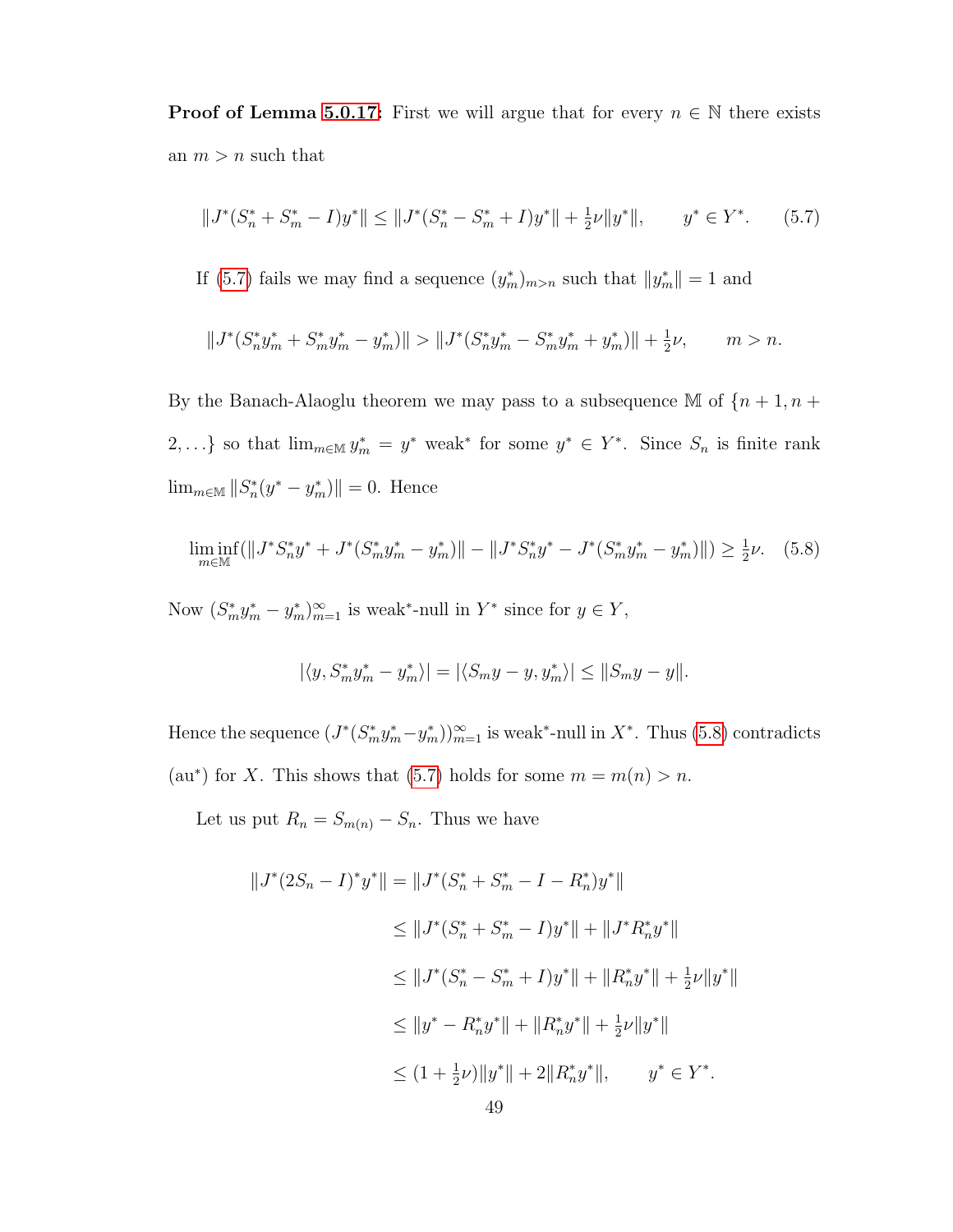**Proof of Lemma 5.0.17:** First we will argue that for every $n \in \mathbb{N}$ there exists an $m > n$ such that

$$\|J^*(S_n^* + S_m^* - I)y^*\| \leq \|J^*(S_n^* - S_m^* + I)y^*\| + \tfrac{1}{2}\nu\|y^*\|, \qquad y^* \in Y^*. \tag{5.7}$$

If (5.7) fails we may find a sequence $(y_m^*)_{m>n}$ such that $\|y_m^*\| = 1$ and

$$\|J^*(S_n^* y_m^* + S_m^* y_m^* - y_m^*)\| > \|J^*(S_n^* y_m^* - S_m^* y_m^* + y_m^*)\| + \tfrac{1}{2}\nu, \qquad m > n.$$

By the Banach-Alaoglu theorem we may pass to a subsequence $\mathbb{M}$ of $\{n+1, n+2, \ldots\}$ so that $\lim_{m\in\mathbb{M}} y_m^* = y^*$ weak$^*$ for some $y^* \in Y^*$. Since $S_n$ is finite rank $\lim_{m\in\mathbb{M}} \|S_n^*(y^* - y_m^*)\| = 0$. Hence

$$\liminf_{m\in\mathbb{M}} (\|J^* S_n^* y^* + J^*(S_m^* y_m^* - y_m^*)\| - \|J^* S_n^* y^* - J^*(S_m^* y_m^* - y_m^*)\|) \geq \tfrac{1}{2}\nu. \tag{5.8}$$

Now $(S_m^* y_m^* - y_m^*)_{m=1}^\infty$ is weak$^*$-null in $Y^*$ since for $y \in Y$,

$$|\langle y, S_m^* y_m^* - y_m^* \rangle| = |\langle S_m y - y, y_m^* \rangle| \leq \|S_m y - y\|.$$

Hence the sequence $(J^*(S_m^* y_m^* - y_m^*))_{m=1}^\infty$ is weak$^*$-null in $X^*$. Thus (5.8) contradicts (au$^*$) for $X$. This shows that (5.7) holds for some $m = m(n) > n$.

Let us put $R_n = S_{m(n)} - S_n$. Thus we have

$$\begin{aligned}
\|J^*(2S_n - I)^* y^*\| &= \|J^*(S_n^* + S_m^* - I - R_n^*)y^*\| \\
&\leq \|J^*(S_n^* + S_m^* - I)y^*\| + \|J^* R_n^* y^*\| \\
&\leq \|J^*(S_n^* - S_m^* + I)y^*\| + \|R_n^* y^*\| + \tfrac{1}{2}\nu\|y^*\| \\
&\leq \|y^* - R_n^* y^*\| + \|R_n^* y^*\| + \tfrac{1}{2}\nu\|y^*\| \\
&\leq (1 + \tfrac{1}{2}\nu)\|y^*\| + 2\|R_n^* y^*\|, \qquad y^* \in Y^*.
\end{aligned}$$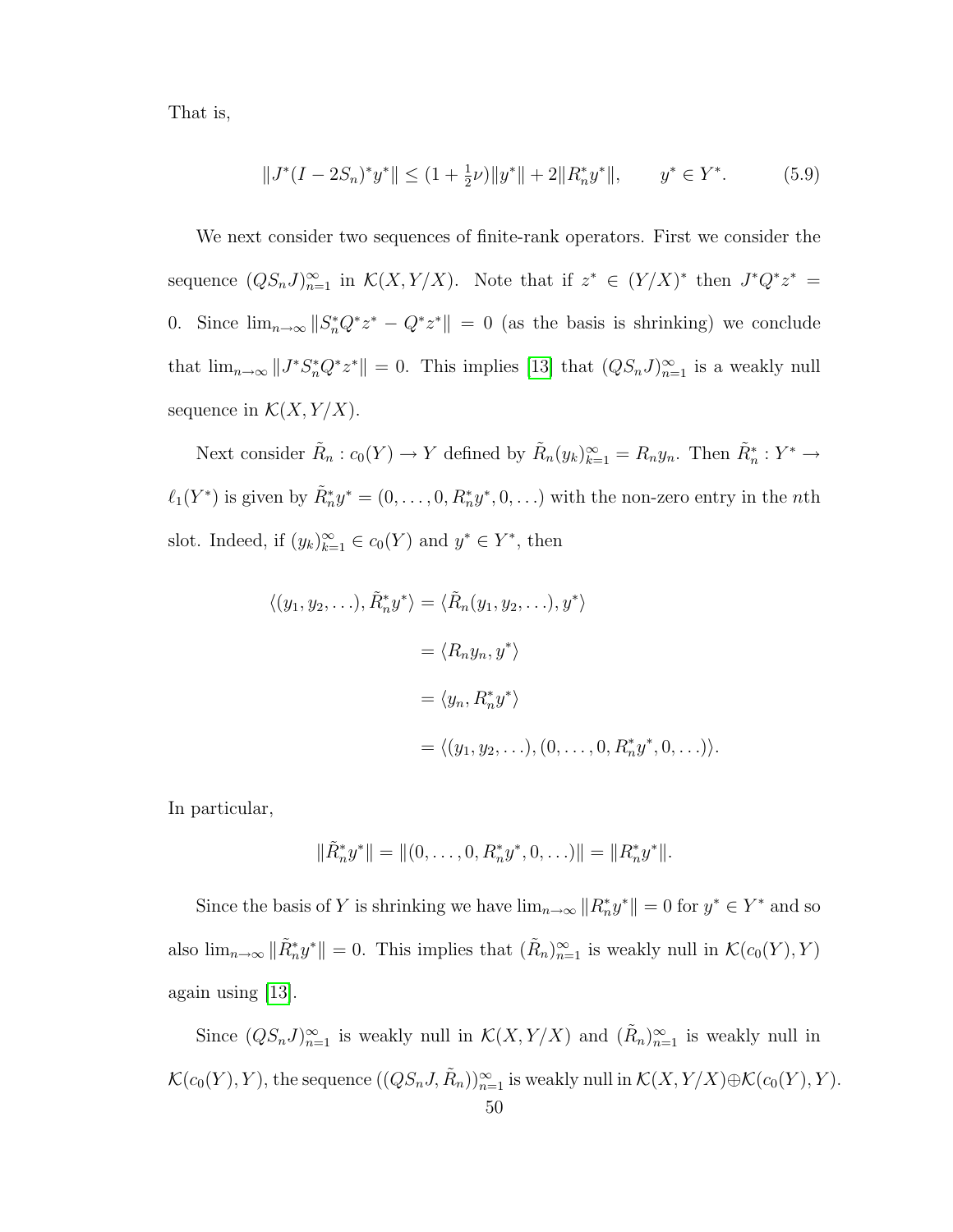That is,

$$\|J^*(I - 2S_n)^*y^*\| \leq (1 + \tfrac{1}{2}\nu)\|y^*\| + 2\|R_n^*y^*\|, \qquad y^* \in Y^*. \tag{5.9}$$

We next consider two sequences of finite-rank operators. First we consider the sequence $(QS_nJ)_{n=1}^\infty$ in $\mathcal{K}(X, Y/X)$. Note that if $z^* \in (Y/X)^*$ then $J^*Q^*z^* = 0$. Since $\lim_{n\to\infty} \|S_n^*Q^*z^* - Q^*z^*\| = 0$ (as the basis is shrinking) we conclude that $\lim_{n\to\infty} \|J^*S_n^*Q^*z^*\| = 0$. This implies [13] that $(QS_nJ)_{n=1}^\infty$ is a weakly null sequence in $\mathcal{K}(X, Y/X)$.

Next consider $\tilde{R}_n : c_0(Y) \to Y$ defined by $\tilde{R}_n(y_k)_{k=1}^\infty = R_ny_n$. Then $\tilde{R}_n^* : Y^* \to \ell_1(Y^*)$ is given by $\tilde{R}_n^*y^* = (0, \ldots, 0, R_n^*y^*, 0, \ldots)$ with the non-zero entry in the $n$th slot. Indeed, if $(y_k)_{k=1}^\infty \in c_0(Y)$ and $y^* \in Y^*$, then

$$\begin{aligned}
\langle (y_1, y_2, \ldots), \tilde{R}_n^*y^* \rangle &= \langle \tilde{R}_n(y_1, y_2, \ldots), y^* \rangle \\
&= \langle R_ny_n, y^* \rangle \\
&= \langle y_n, R_n^*y^* \rangle \\
&= \langle (y_1, y_2, \ldots), (0, \ldots, 0, R_n^*y^*, 0, \ldots) \rangle.
\end{aligned}$$

In particular,

$$\|\tilde{R}_n^*y^*\| = \|(0, \ldots, 0, R_n^*y^*, 0, \ldots)\| = \|R_n^*y^*\|.$$

Since the basis of $Y$ is shrinking we have $\lim_{n\to\infty} \|R_n^*y^*\| = 0$ for $y^* \in Y^*$ and so also $\lim_{n\to\infty} \|\tilde{R}_n^*y^*\| = 0$. This implies that $(\tilde{R}_n)_{n=1}^\infty$ is weakly null in $\mathcal{K}(c_0(Y), Y)$ again using [13].

Since $(QS_nJ)_{n=1}^\infty$ is weakly null in $\mathcal{K}(X, Y/X)$ and $(\tilde{R}_n)_{n=1}^\infty$ is weakly null in $\mathcal{K}(c_0(Y), Y)$, the sequence $((QS_nJ, \tilde{R}_n))_{n=1}^\infty$ is weakly null in $\mathcal{K}(X, Y/X) \oplus \mathcal{K}(c_0(Y), Y)$.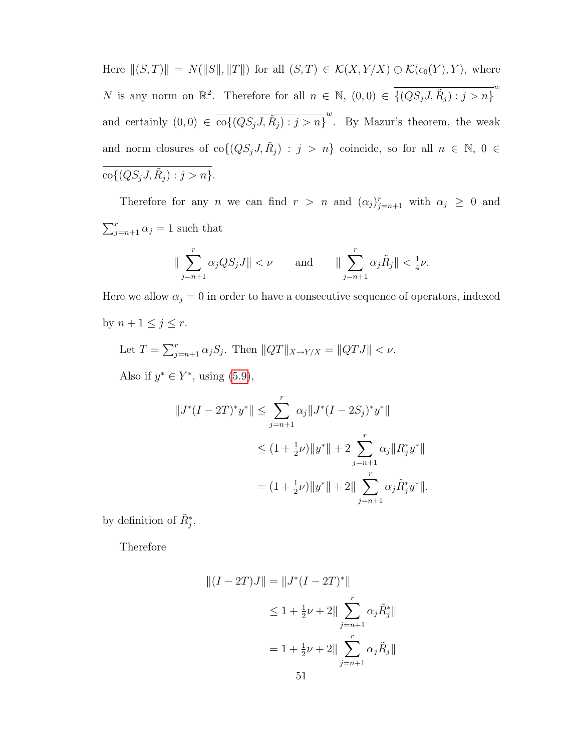Here $\|(S,T)\| = N(\|S\|, \|T\|)$ for all $(S,T) \in \mathcal{K}(X, Y/X) \oplus \mathcal{K}(c_0(Y), Y)$, where $N$ is any norm on $\mathbb{R}^2$. Therefore for all $n \in \mathbb{N}$, $(0,0) \in \overline{\{(QS_jJ, \tilde{R}_j) : j > n\}}^w$ and certainly $(0,0) \in \overline{\mathrm{co}\{(QS_jJ, \tilde{R}_j) : j > n\}}^w$. By Mazur's theorem, the weak and norm closures of $\mathrm{co}\{(QS_jJ, \tilde{R}_j) : j > n\}$ coincide, so for all $n \in \mathbb{N}$, $0 \in \overline{\mathrm{co}\{(QS_jJ, \tilde{R}_j) : j > n\}}$.

Therefore for any $n$ we can find $r > n$ and $(\alpha_j)_{j=n+1}^r$ with $\alpha_j \geq 0$ and $\sum_{j=n+1}^r \alpha_j = 1$ such that

$$\| \sum_{j=n+1}^{r} \alpha_j Q S_j J \| < \nu \qquad \text{and} \qquad \| \sum_{j=n+1}^{r} \alpha_j \tilde{R}_j \| < \tfrac{1}{4}\nu.$$

Here we allow $\alpha_j = 0$ in order to have a consecutive sequence of operators, indexed by $n+1 \leq j \leq r$.

Let $T = \sum_{j=n+1}^r \alpha_j S_j$. Then $\|QT\|_{X \to Y/X} = \|QTJ\| < \nu$.

Also if $y^* \in Y^*$, using (5.9),

$$\begin{aligned}
\|J^*(I-2T)^*y^*\| &\leq \sum_{j=n+1}^{r} \alpha_j \|J^*(I-2S_j)^*y^*\| \\
&\leq (1+\tfrac{1}{2}\nu)\|y^*\| + 2\sum_{j=n+1}^{r} \alpha_j \|R_j^* y^*\| \\
&= (1+\tfrac{1}{2}\nu)\|y^*\| + 2\|\sum_{j=n+1}^{r} \alpha_j \tilde{R}_j^* y^*\|.
\end{aligned}$$

by definition of $\tilde{R}_j^*$.

Therefore

$$\begin{aligned}
\|(I-2T)J\| &= \|J^*(I-2T)^*\| \\
&\leq 1 + \tfrac{1}{2}\nu + 2\|\sum_{j=n+1}^{r} \alpha_j \tilde{R}_j^*\| \\
&= 1 + \tfrac{1}{2}\nu + 2\|\sum_{j=n+1}^{r} \alpha_j \tilde{R}_j\|
\end{aligned}$$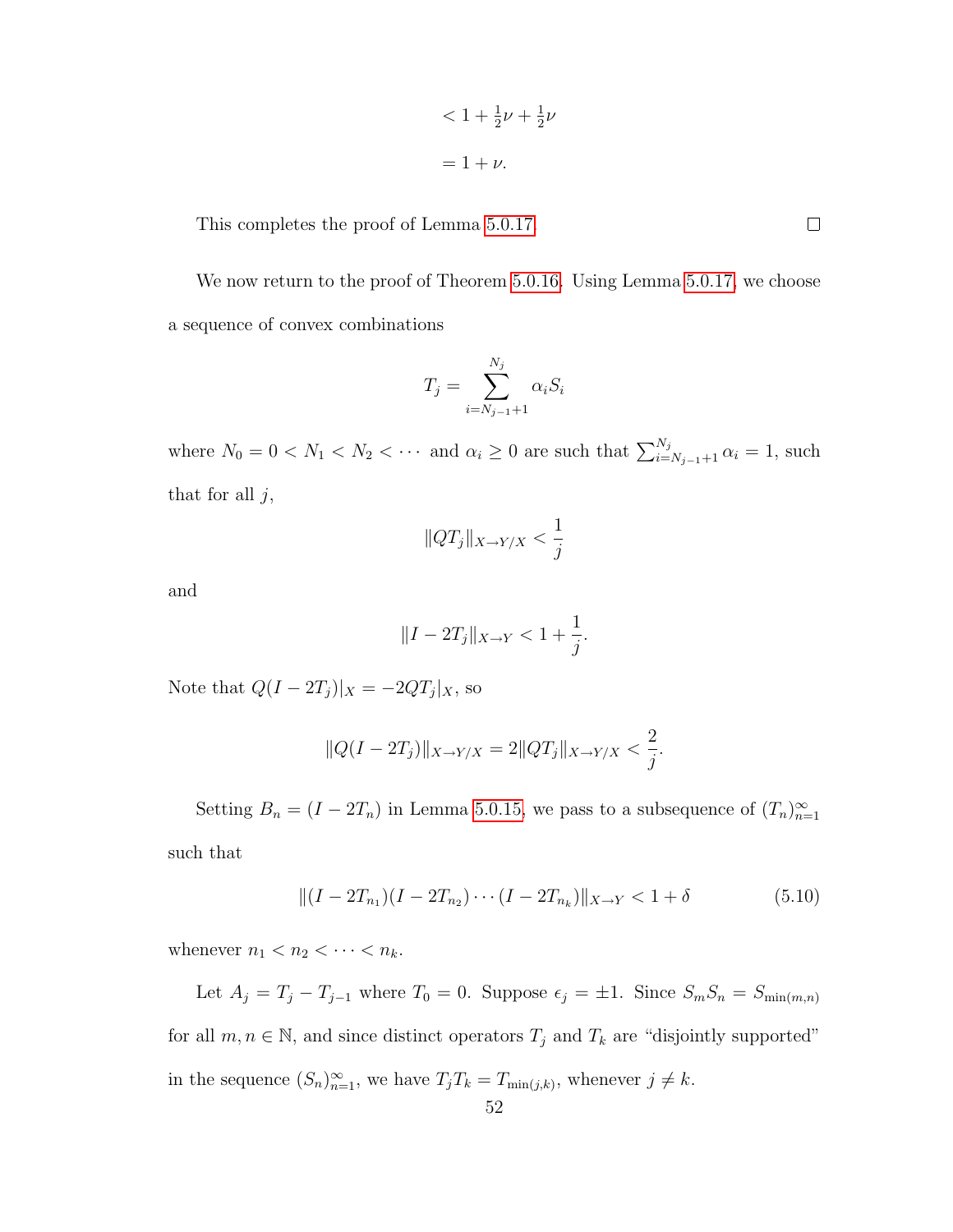$$< 1 + \tfrac{1}{2}\nu + \tfrac{1}{2}\nu$$

$$= 1 + \nu.$$

This completes the proof of Lemma 5.0.17. $\square$

We now return to the proof of Theorem 5.0.16. Using Lemma 5.0.17, we choose a sequence of convex combinations

$$T_j = \sum_{i=N_{j-1}+1}^{N_j} \alpha_i S_i$$

where $N_0 = 0 < N_1 < N_2 < \cdots$ and $\alpha_i \geq 0$ are such that $\sum_{i=N_{j-1}+1}^{N_j} \alpha_i = 1$, such that for all $j$,

$$\|QT_j\|_{X \to Y/X} < \frac{1}{j}$$

and

$$\|I - 2T_j\|_{X \to Y} < 1 + \frac{1}{j}.$$

Note that $Q(I - 2T_j)|_X = -2QT_j|_X$, so

$$\|Q(I - 2T_j)\|_{X \to Y/X} = 2\|QT_j\|_{X \to Y/X} < \frac{2}{j}.$$

Setting $B_n = (I - 2T_n)$ in Lemma 5.0.15, we pass to a subsequence of $(T_n)_{n=1}^{\infty}$ such that

$$\|(I - 2T_{n_1})(I - 2T_{n_2}) \cdots (I - 2T_{n_k})\|_{X \to Y} < 1 + \delta \tag{5.10}$$

whenever $n_1 < n_2 < \cdots < n_k$.

Let $A_j = T_j - T_{j-1}$ where $T_0 = 0$. Suppose $\epsilon_j = \pm 1$. Since $S_m S_n = S_{\min(m,n)}$ for all $m, n \in \mathbb{N}$, and since distinct operators $T_j$ and $T_k$ are "disjointly supported" in the sequence $(S_n)_{n=1}^{\infty}$, we have $T_j T_k = T_{\min(j,k)}$, whenever $j \neq k$.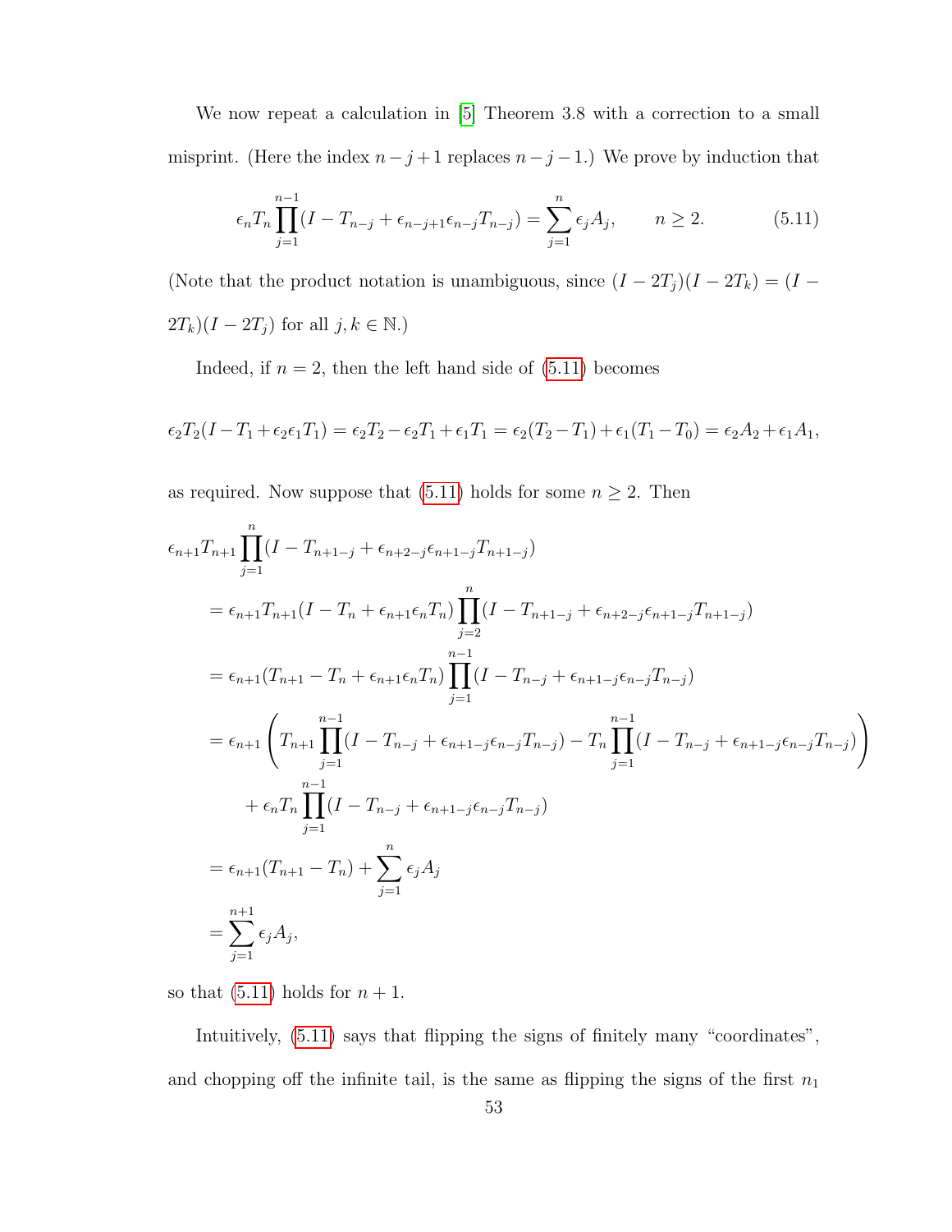We now repeat a calculation in [5] Theorem 3.8 with a correction to a small misprint. (Here the index $n-j+1$ replaces $n-j-1$.) We prove by induction that

$$\epsilon_n T_n \prod_{j=1}^{n-1}(I - T_{n-j} + \epsilon_{n-j+1}\epsilon_{n-j}T_{n-j}) = \sum_{j=1}^{n} \epsilon_j A_j, \qquad n \geq 2. \tag{5.11}$$

(Note that the product notation is unambiguous, since $(I-2T_j)(I-2T_k) = (I-2T_k)(I-2T_j)$ for all $j,k \in \mathbb{N}$.)

Indeed, if $n = 2$, then the left hand side of (5.11) becomes

$$\epsilon_2 T_2(I - T_1 + \epsilon_2\epsilon_1 T_1) = \epsilon_2 T_2 - \epsilon_2 T_1 + \epsilon_1 T_1 = \epsilon_2(T_2 - T_1) + \epsilon_1(T_1 - T_0) = \epsilon_2 A_2 + \epsilon_1 A_1,$$

as required. Now suppose that (5.11) holds for some $n \geq 2$. Then

$$\begin{aligned}
&\epsilon_{n+1}T_{n+1}\prod_{j=1}^{n}(I - T_{n+1-j} + \epsilon_{n+2-j}\epsilon_{n+1-j}T_{n+1-j}) \\
&\quad = \epsilon_{n+1}T_{n+1}(I - T_n + \epsilon_{n+1}\epsilon_n T_n)\prod_{j=2}^{n}(I - T_{n+1-j} + \epsilon_{n+2-j}\epsilon_{n+1-j}T_{n+1-j}) \\
&\quad = \epsilon_{n+1}(T_{n+1} - T_n + \epsilon_{n+1}\epsilon_n T_n)\prod_{j=1}^{n-1}(I - T_{n-j} + \epsilon_{n+1-j}\epsilon_{n-j}T_{n-j}) \\
&\quad = \epsilon_{n+1}\left(T_{n+1}\prod_{j=1}^{n-1}(I - T_{n-j} + \epsilon_{n+1-j}\epsilon_{n-j}T_{n-j}) - T_n\prod_{j=1}^{n-1}(I - T_{n-j} + \epsilon_{n+1-j}\epsilon_{n-j}T_{n-j})\right) \\
&\qquad + \epsilon_n T_n \prod_{j=1}^{n-1}(I - T_{n-j} + \epsilon_{n+1-j}\epsilon_{n-j}T_{n-j}) \\
&\quad = \epsilon_{n+1}(T_{n+1} - T_n) + \sum_{j=1}^{n}\epsilon_j A_j \\
&\quad = \sum_{j=1}^{n+1}\epsilon_j A_j,
\end{aligned}$$

so that (5.11) holds for $n+1$.

Intuitively, (5.11) says that flipping the signs of finitely many "coordinates", and chopping off the infinite tail, is the same as flipping the signs of the first $n_1$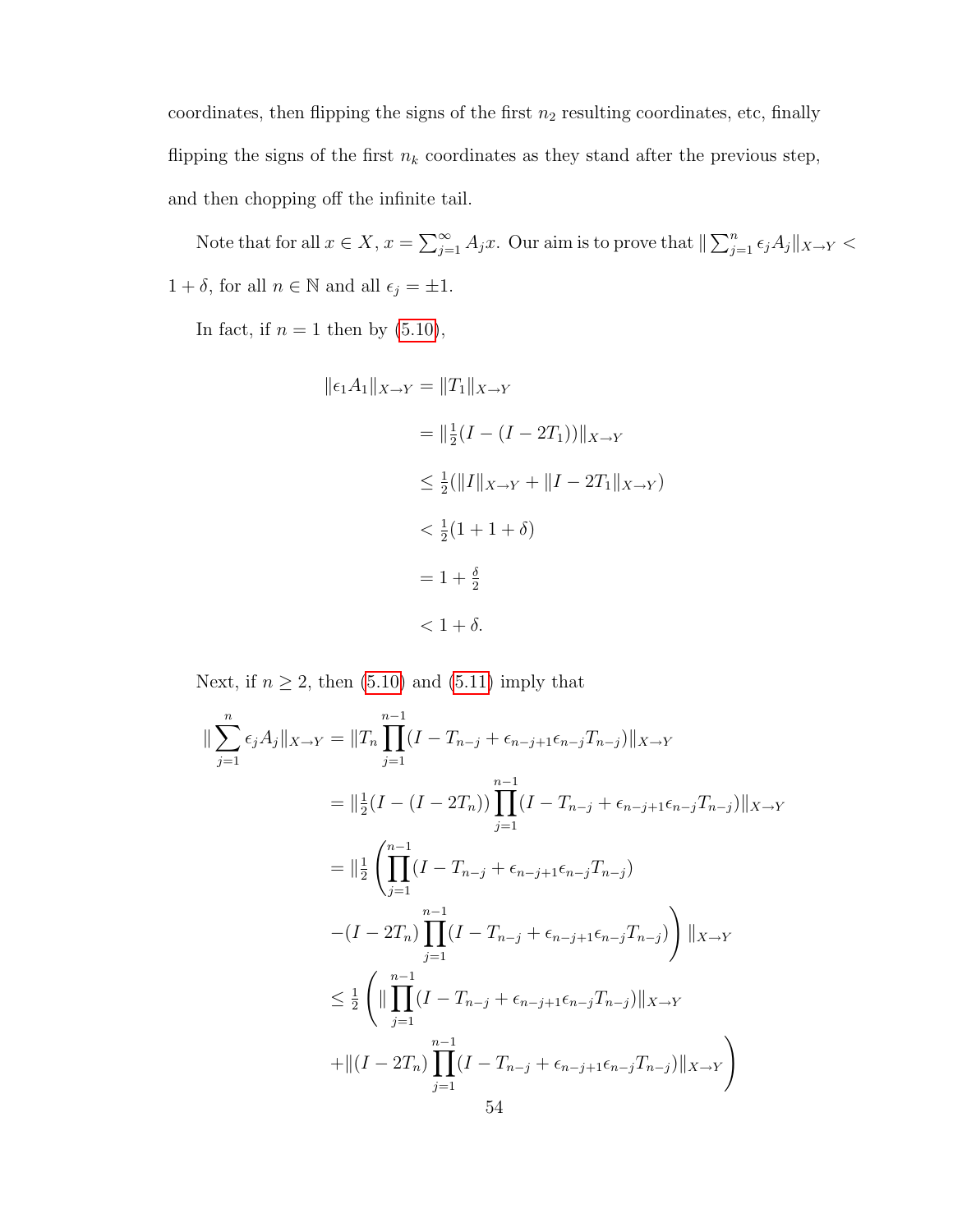coordinates, then flipping the signs of the first $n_2$ resulting coordinates, etc, finally flipping the signs of the first $n_k$ coordinates as they stand after the previous step, and then chopping off the infinite tail.

Note that for all $x \in X$, $x = \sum_{j=1}^{\infty} A_j x$. Our aim is to prove that $\| \sum_{j=1}^{n} \epsilon_j A_j \|_{X \to Y} < 1 + \delta$, for all $n \in \mathbb{N}$ and all $\epsilon_j = \pm 1$.

In fact, if $n = 1$ then by (5.10),

$$
\begin{aligned}
\|\epsilon_1 A_1\|_{X \to Y} &= \|T_1\|_{X \to Y} \\
&= \|\tfrac{1}{2}(I - (I - 2T_1))\|_{X \to Y} \\
&\leq \tfrac{1}{2}(\|I\|_{X \to Y} + \|I - 2T_1\|_{X \to Y}) \\
&< \tfrac{1}{2}(1 + 1 + \delta) \\
&= 1 + \tfrac{\delta}{2} \\
&< 1 + \delta.
\end{aligned}
$$

Next, if $n \geq 2$, then (5.10) and (5.11) imply that

$$
\begin{aligned}
\| \sum_{j=1}^{n} \epsilon_j A_j \|_{X \to Y} &= \|T_n \prod_{j=1}^{n-1} (I - T_{n-j} + \epsilon_{n-j+1}\epsilon_{n-j} T_{n-j})\|_{X \to Y} \\
&= \|\tfrac{1}{2}(I - (I - 2T_n)) \prod_{j=1}^{n-1} (I - T_{n-j} + \epsilon_{n-j+1}\epsilon_{n-j} T_{n-j})\|_{X \to Y} \\
&= \|\tfrac{1}{2} \left( \prod_{j=1}^{n-1} (I - T_{n-j} + \epsilon_{n-j+1}\epsilon_{n-j} T_{n-j}) \right. \\
&\quad \left. - (I - 2T_n) \prod_{j=1}^{n-1} (I - T_{n-j} + \epsilon_{n-j+1}\epsilon_{n-j} T_{n-j}) \right) \|_{X \to Y} \\
&\leq \tfrac{1}{2} \left( \| \prod_{j=1}^{n-1} (I - T_{n-j} + \epsilon_{n-j+1}\epsilon_{n-j} T_{n-j}) \|_{X \to Y} \right. \\
&\quad \left. + \|(I - 2T_n) \prod_{j=1}^{n-1} (I - T_{n-j} + \epsilon_{n-j+1}\epsilon_{n-j} T_{n-j}) \|_{X \to Y} \right)
\end{aligned}
$$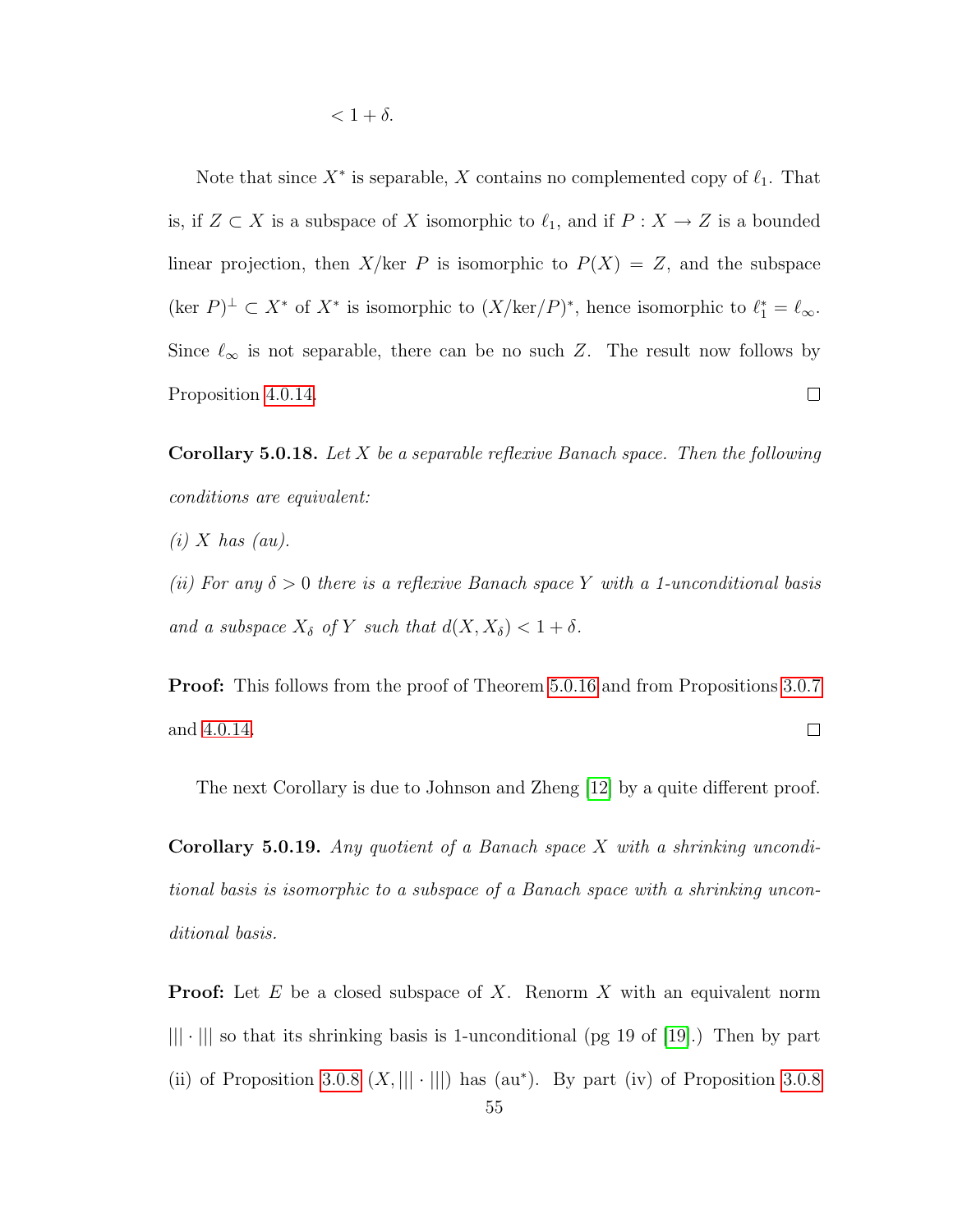$< 1 + \delta.$

Note that since $X^*$ is separable, $X$ contains no complemented copy of $\ell_1$. That is, if $Z \subset X$ is a subspace of $X$ isomorphic to $\ell_1$, and if $P : X \to Z$ is a bounded linear projection, then $X/\ker P$ is isomorphic to $P(X) = Z$, and the subspace $(\ker P)^\perp \subset X^*$ of $X^*$ is isomorphic to $(X/\ker/P)^*$, hence isomorphic to $\ell_1^* = \ell_\infty$. Since $\ell_\infty$ is not separable, there can be no such $Z$. The result now follows by Proposition 4.0.14. □

**Corollary 5.0.18.** *Let $X$ be a separable reflexive Banach space. Then the following conditions are equivalent:*

*(i) $X$ has (au).*

*(ii) For any $\delta > 0$ there is a reflexive Banach space $Y$ with a 1-unconditional basis and a subspace $X_\delta$ of $Y$ such that $d(X, X_\delta) < 1 + \delta$.*

**Proof:** This follows from the proof of Theorem 5.0.16 and from Propositions 3.0.7 and 4.0.14. □

The next Corollary is due to Johnson and Zheng [12] by a quite different proof.

**Corollary 5.0.19.** *Any quotient of a Banach space $X$ with a shrinking unconditional basis is isomorphic to a subspace of a Banach space with a shrinking unconditional basis.*

**Proof:** Let $E$ be a closed subspace of $X$. Renorm $X$ with an equivalent norm $|||\cdot|||$ so that its shrinking basis is 1-unconditional (pg 19 of [19].) Then by part (ii) of Proposition 3.0.8 $(X, |||\cdot|||)$ has (au$^*$). By part (iv) of Proposition 3.0.8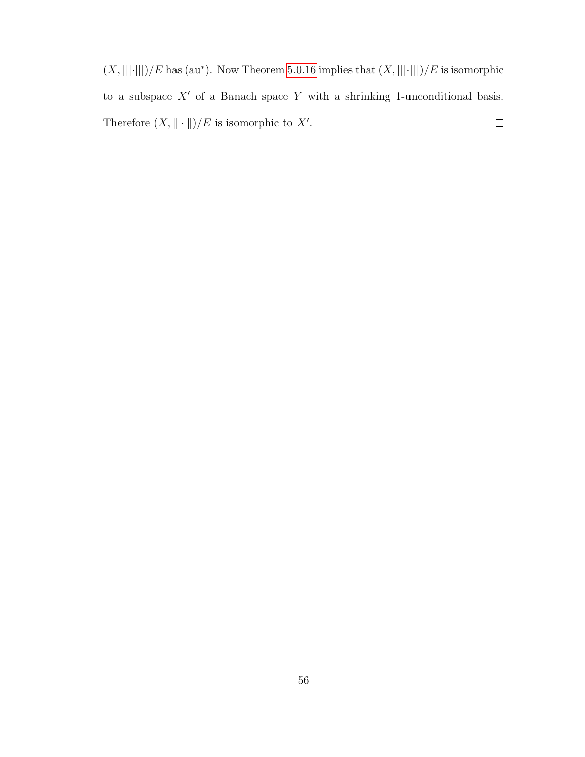$(X, |||\cdot|||)/E$ has (au$^*$). Now Theorem 5.0.16 implies that $(X, |||\cdot|||)/E$ is isomorphic to a subspace $X'$ of a Banach space $Y$ with a shrinking 1-unconditional basis. Therefore $(X, \|\cdot\|)/E$ is isomorphic to $X'$. $\square$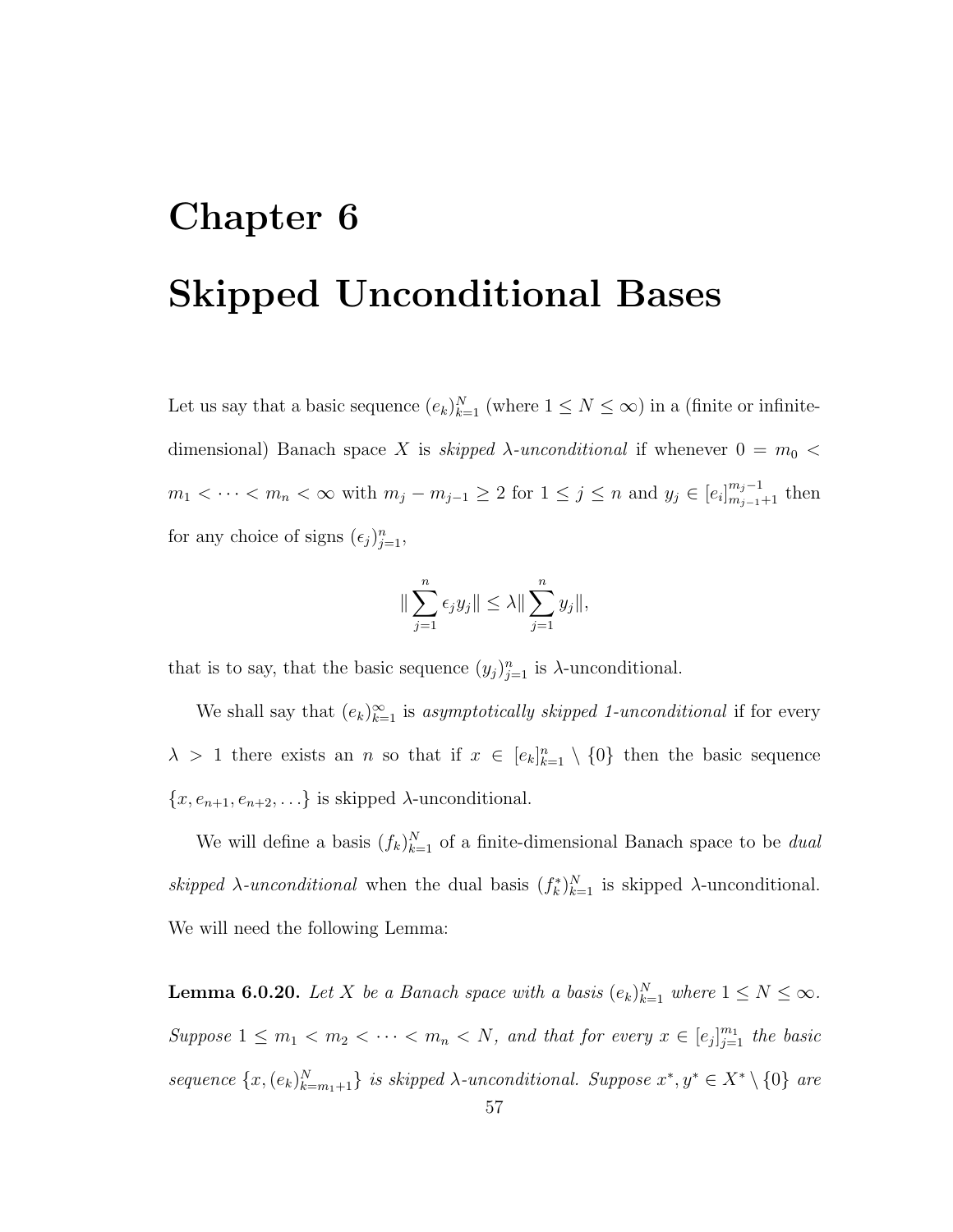# Chapter 6

# Skipped Unconditional Bases

Let us say that a basic sequence $(e_k)_{k=1}^N$ (where $1 \leq N \leq \infty$) in a (finite or infinite-dimensional) Banach space $X$ is *skipped $\lambda$-unconditional* if whenever $0 = m_0 < m_1 < \cdots < m_n < \infty$ with $m_j - m_{j-1} \geq 2$ for $1 \leq j \leq n$ and $y_j \in [e_i]_{m_{j-1}+1}^{m_j-1}$ then for any choice of signs $(\epsilon_j)_{j=1}^n$,

$$\|\sum_{j=1}^n \epsilon_j y_j\| \leq \lambda \|\sum_{j=1}^n y_j\|,$$

that is to say, that the basic sequence $(y_j)_{j=1}^n$ is $\lambda$-unconditional.

We shall say that $(e_k)_{k=1}^\infty$ is *asymptotically skipped 1-unconditional* if for every $\lambda > 1$ there exists an $n$ so that if $x \in [e_k]_{k=1}^n \setminus \{0\}$ then the basic sequence $\{x, e_{n+1}, e_{n+2}, \ldots\}$ is skipped $\lambda$-unconditional.

We will define a basis $(f_k)_{k=1}^N$ of a finite-dimensional Banach space to be *dual skipped $\lambda$-unconditional* when the dual basis $(f_k^*)_{k=1}^N$ is skipped $\lambda$-unconditional. We will need the following Lemma:

**Lemma 6.0.20.** *Let $X$ be a Banach space with a basis $(e_k)_{k=1}^N$ where $1 \leq N \leq \infty$. Suppose $1 \leq m_1 < m_2 < \cdots < m_n < N$, and that for every $x \in [e_j]_{j=1}^{m_1}$ the basic sequence $\{x, (e_k)_{k=m_1+1}^N\}$ is skipped $\lambda$-unconditional. Suppose $x^*, y^* \in X^* \setminus \{0\}$ are*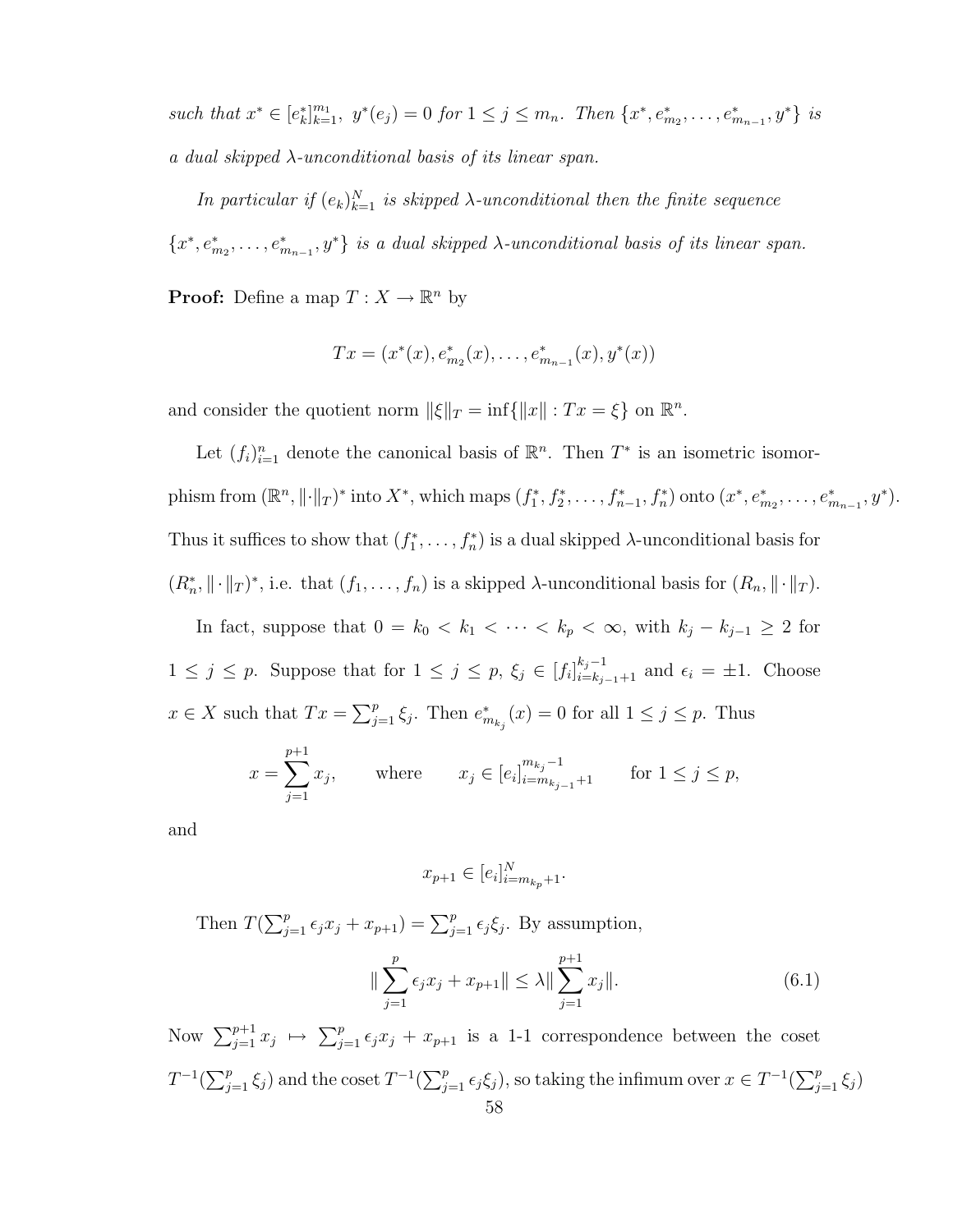*such that $x^* \in [e_k^*]_{k=1}^{m_1}$, $y^*(e_j) = 0$ for $1 \leq j \leq m_n$. Then $\{x^*, e_{m_2}^*, \ldots, e_{m_{n-1}}^*, y^*\}$ is a dual skipped $\lambda$-unconditional basis of its linear span.*

*In particular if $(e_k)_{k=1}^N$ is skipped $\lambda$-unconditional then the finite sequence $\{x^*, e_{m_2}^*, \ldots, e_{m_{n-1}}^*, y^*\}$ is a dual skipped $\lambda$-unconditional basis of its linear span.*

**Proof:** Define a map $T : X \to \mathbb{R}^n$ by

$$Tx = (x^*(x), e_{m_2}^*(x), \ldots, e_{m_{n-1}}^*(x), y^*(x))$$

and consider the quotient norm $\|\xi\|_T = \inf\{\|x\| : Tx = \xi\}$ on $\mathbb{R}^n$.

Let $(f_i)_{i=1}^n$ denote the canonical basis of $\mathbb{R}^n$. Then $T^*$ is an isometric isomorphism from $(\mathbb{R}^n, \|\cdot\|_T)^*$ into $X^*$, which maps $(f_1^*, f_2^*, \ldots, f_{n-1}^*, f_n^*)$ onto $(x^*, e_{m_2}^*, \ldots, e_{m_{n-1}}^*, y^*)$. Thus it suffices to show that $(f_1^*, \ldots, f_n^*)$ is a dual skipped $\lambda$-unconditional basis for $(R_n^*, \|\cdot\|_T)^*$, i.e. that $(f_1, \ldots, f_n)$ is a skipped $\lambda$-unconditional basis for $(R_n, \|\cdot\|_T)$.

In fact, suppose that $0 = k_0 < k_1 < \cdots < k_p < \infty$, with $k_j - k_{j-1} \geq 2$ for $1 \leq j \leq p$. Suppose that for $1 \leq j \leq p$, $\xi_j \in [f_i]_{i=k_{j-1}+1}^{k_j-1}$ and $\epsilon_i = \pm 1$. Choose $x \in X$ such that $Tx = \sum_{j=1}^p \xi_j$. Then $e_{m_{k_j}}^*(x) = 0$ for all $1 \leq j \leq p$. Thus

$$x = \sum_{j=1}^{p+1} x_j, \qquad \text{where} \qquad x_j \in [e_i]_{i=m_{k_{j-1}}+1}^{m_{k_j}-1} \qquad \text{for } 1 \leq j \leq p,$$

and

$$x_{p+1} \in [e_i]_{i=m_{k_p}+1}^N.$$

Then $T(\sum_{j=1}^p \epsilon_j x_j + x_{p+1}) = \sum_{j=1}^p \epsilon_j \xi_j$. By assumption,

$$\|\sum_{j=1}^p \epsilon_j x_j + x_{p+1}\| \leq \lambda \|\sum_{j=1}^{p+1} x_j\|. \tag{6.1}$$

Now $\sum_{j=1}^{p+1} x_j \mapsto \sum_{j=1}^p \epsilon_j x_j + x_{p+1}$ is a 1-1 correspondence between the coset $T^{-1}(\sum_{j=1}^p \xi_j)$ and the coset $T^{-1}(\sum_{j=1}^p \epsilon_j \xi_j)$, so taking the infimum over $x \in T^{-1}(\sum_{j=1}^p \xi_j)$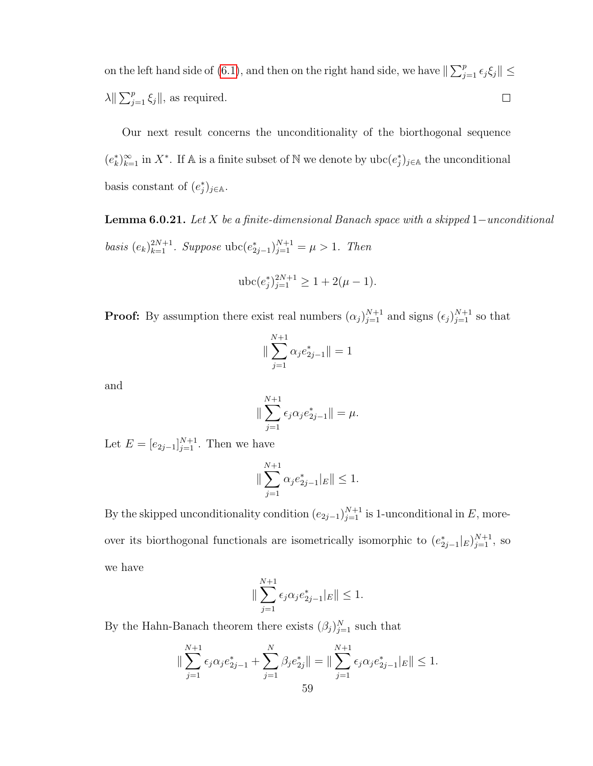on the left hand side of (6.1), and then on the right hand side, we have $\| \sum_{j=1}^{p} \epsilon_j \xi_j \| \leq \lambda \| \sum_{j=1}^{p} \xi_j \|$, as required. □

Our next result concerns the unconditionality of the biorthogonal sequence $(e_k^*)_{k=1}^{\infty}$ in $X^*$. If $\mathbb{A}$ is a finite subset of $\mathbb{N}$ we denote by $\text{ubc}(e_j^*)_{j \in \mathbb{A}}$ the unconditional basis constant of $(e_j^*)_{j \in \mathbb{A}}$.

**Lemma 6.0.21.** *Let $X$ be a finite-dimensional Banach space with a skipped 1−unconditional basis $(e_k)_{k=1}^{2N+1}$. Suppose $\text{ubc}(e_{2j-1}^*)_{j=1}^{N+1} = \mu > 1$. Then*

$$\text{ubc}(e_j^*)_{j=1}^{2N+1} \geq 1 + 2(\mu - 1).$$

**Proof:** By assumption there exist real numbers $(\alpha_j)_{j=1}^{N+1}$ and signs $(\epsilon_j)_{j=1}^{N+1}$ so that

$$\| \sum_{j=1}^{N+1} \alpha_j e_{2j-1}^* \| = 1$$

and

$$\| \sum_{j=1}^{N+1} \epsilon_j \alpha_j e_{2j-1}^* \| = \mu.$$

Let $E = [e_{2j-1}]_{j=1}^{N+1}$. Then we have

$$\| \sum_{j=1}^{N+1} \alpha_j e_{2j-1}^*|_E \| \leq 1.$$

By the skipped unconditionality condition $(e_{2j-1})_{j=1}^{N+1}$ is 1-unconditional in $E$, moreover its biorthogonal functionals are isometrically isomorphic to $(e_{2j-1}^*|_E)_{j=1}^{N+1}$, so we have

$$\| \sum_{j=1}^{N+1} \epsilon_j \alpha_j e_{2j-1}^*|_E \| \leq 1.$$

By the Hahn-Banach theorem there exists $(\beta_j)_{j=1}^{N}$ such that

$$\| \sum_{j=1}^{N+1} \epsilon_j \alpha_j e_{2j-1}^* + \sum_{j=1}^{N} \beta_j e_{2j}^* \| = \| \sum_{j=1}^{N+1} \epsilon_j \alpha_j e_{2j-1}^*|_E \| \leq 1.$$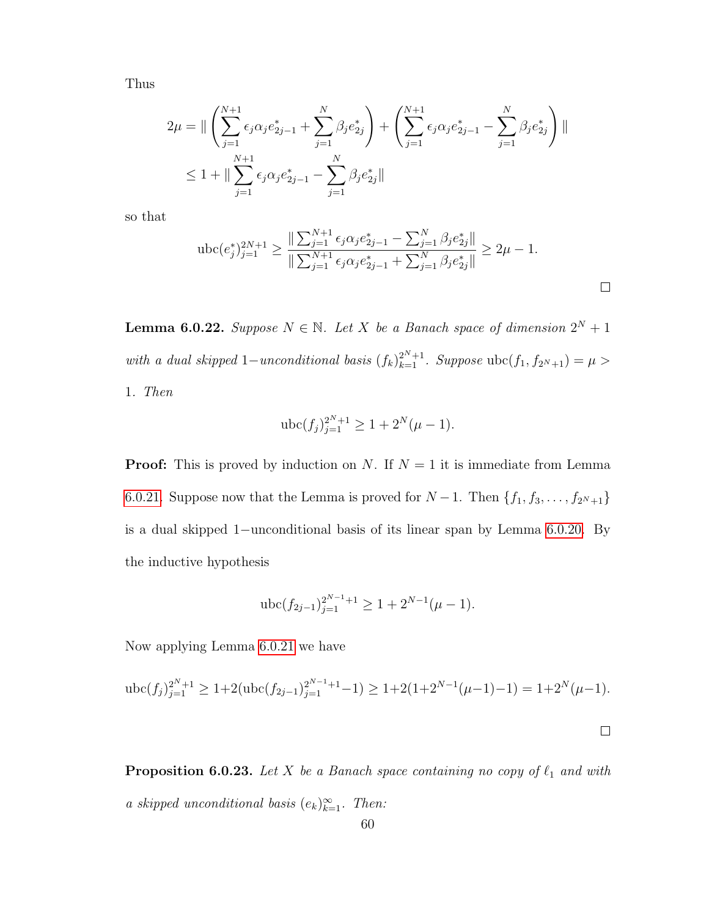Thus

$$
\begin{aligned}
2\mu &= \| \left( \sum_{j=1}^{N+1} \epsilon_j \alpha_j e_{2j-1}^* + \sum_{j=1}^{N} \beta_j e_{2j}^* \right) + \left( \sum_{j=1}^{N+1} \epsilon_j \alpha_j e_{2j-1}^* - \sum_{j=1}^{N} \beta_j e_{2j}^* \right) \| \\
&\leq 1 + \| \sum_{j=1}^{N+1} \epsilon_j \alpha_j e_{2j-1}^* - \sum_{j=1}^{N} \beta_j e_{2j}^* \|
\end{aligned}
$$

so that

$$
\operatorname{ubc}(e_j^*)_{j=1}^{2N+1} \geq \frac{\| \sum_{j=1}^{N+1} \epsilon_j \alpha_j e_{2j-1}^* - \sum_{j=1}^{N} \beta_j e_{2j}^* \|}{\| \sum_{j=1}^{N+1} \epsilon_j \alpha_j e_{2j-1}^* + \sum_{j=1}^{N} \beta_j e_{2j}^* \|} \geq 2\mu - 1.
$$

□

**Lemma 6.0.22.** *Suppose $N \in \mathbb{N}$. Let $X$ be a Banach space of dimension $2^N + 1$ with a dual skipped $1-$unconditional basis $(f_k)_{k=1}^{2^N+1}$. Suppose $\operatorname{ubc}(f_1, f_{2^N+1}) = \mu > 1$. Then*

$$
\operatorname{ubc}(f_j)_{j=1}^{2^N+1} \geq 1 + 2^N(\mu - 1).
$$

**Proof:** This is proved by induction on $N$. If $N = 1$ it is immediate from Lemma 6.0.21. Suppose now that the Lemma is proved for $N - 1$. Then $\{f_1, f_3, \dots, f_{2^N+1}\}$ is a dual skipped $1-$unconditional basis of its linear span by Lemma 6.0.20. By the inductive hypothesis

$$
\operatorname{ubc}(f_{2j-1})_{j=1}^{2^{N-1}+1} \geq 1 + 2^{N-1}(\mu - 1).
$$

Now applying Lemma 6.0.21 we have

$$
\operatorname{ubc}(f_j)_{j=1}^{2^N+1} \geq 1 + 2(\operatorname{ubc}(f_{2j-1})_{j=1}^{2^{N-1}+1} - 1) \geq 1 + 2(1 + 2^{N-1}(\mu - 1) - 1) = 1 + 2^N(\mu - 1).
$$

□

**Proposition 6.0.23.** *Let $X$ be a Banach space containing no copy of $\ell_1$ and with a skipped unconditional basis $(e_k)_{k=1}^{\infty}$. Then:*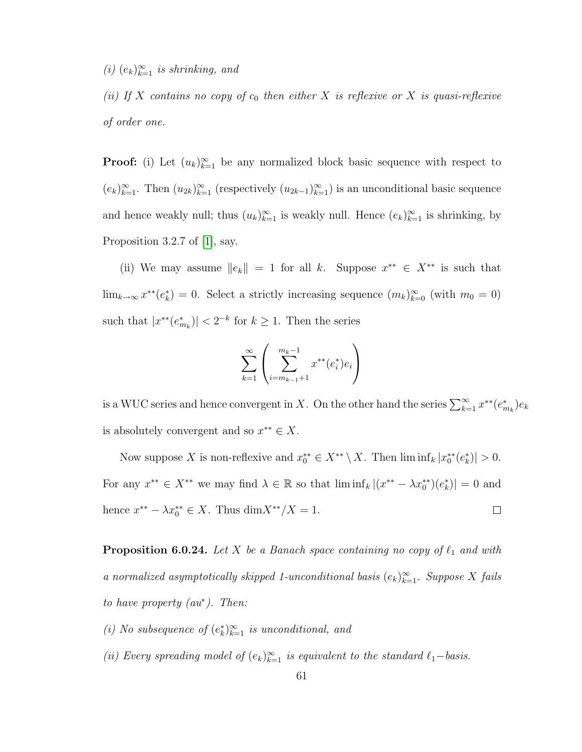*(i)* $(e_k)_{k=1}^{\infty}$ *is shrinking, and*

*(ii) If* $X$ *contains no copy of* $c_0$ *then either* $X$ *is reflexive or* $X$ *is quasi-reflexive of order one.*

**Proof:** (i) Let $(u_k)_{k=1}^{\infty}$ be any normalized block basic sequence with respect to $(e_k)_{k=1}^{\infty}$. Then $(u_{2k})_{k=1}^{\infty}$ (respectively $(u_{2k-1})_{k=1}^{\infty}$) is an unconditional basic sequence and hence weakly null; thus $(u_k)_{k=1}^{\infty}$ is weakly null. Hence $(e_k)_{k=1}^{\infty}$ is shrinking, by Proposition 3.2.7 of [1], say.

(ii) We may assume $\|e_k\| = 1$ for all $k$. Suppose $x^{**} \in X^{**}$ is such that $\lim_{k\to\infty} x^{**}(e_k^*) = 0$. Select a strictly increasing sequence $(m_k)_{k=0}^{\infty}$ (with $m_0 = 0$) such that $|x^{**}(e_{m_k}^*)| < 2^{-k}$ for $k \geq 1$. Then the series

$$\sum_{k=1}^{\infty} \left( \sum_{i=m_{k-1}+1}^{m_k - 1} x^{**}(e_i^*) e_i \right)$$

is a WUC series and hence convergent in $X$. On the other hand the series $\sum_{k=1}^{\infty} x^{**}(e_{m_k}^*) e_k$ is absolutely convergent and so $x^{**} \in X$.

Now suppose $X$ is non-reflexive and $x_0^{**} \in X^{**} \setminus X$. Then $\liminf_k |x_0^{**}(e_k^*)| > 0$. For any $x^{**} \in X^{**}$ we may find $\lambda \in \mathbb{R}$ so that $\liminf_k |(x^{**} - \lambda x_0^{**})(e_k^*)| = 0$ and hence $x^{**} - \lambda x_0^{**} \in X$. Thus $\dim X^{**}/X = 1$. $\square$

**Proposition 6.0.24.** *Let* $X$ *be a Banach space containing no copy of* $\ell_1$ *and with a normalized asymptotically skipped 1-unconditional basis* $(e_k)_{k=1}^{\infty}$*. Suppose* $X$ *fails to have property (au*$^*$*). Then:*

*(i) No subsequence of* $(e_k^*)_{k=1}^{\infty}$ *is unconditional, and*

*(ii) Every spreading model of* $(e_k)_{k=1}^{\infty}$ *is equivalent to the standard* $\ell_1-$*basis.*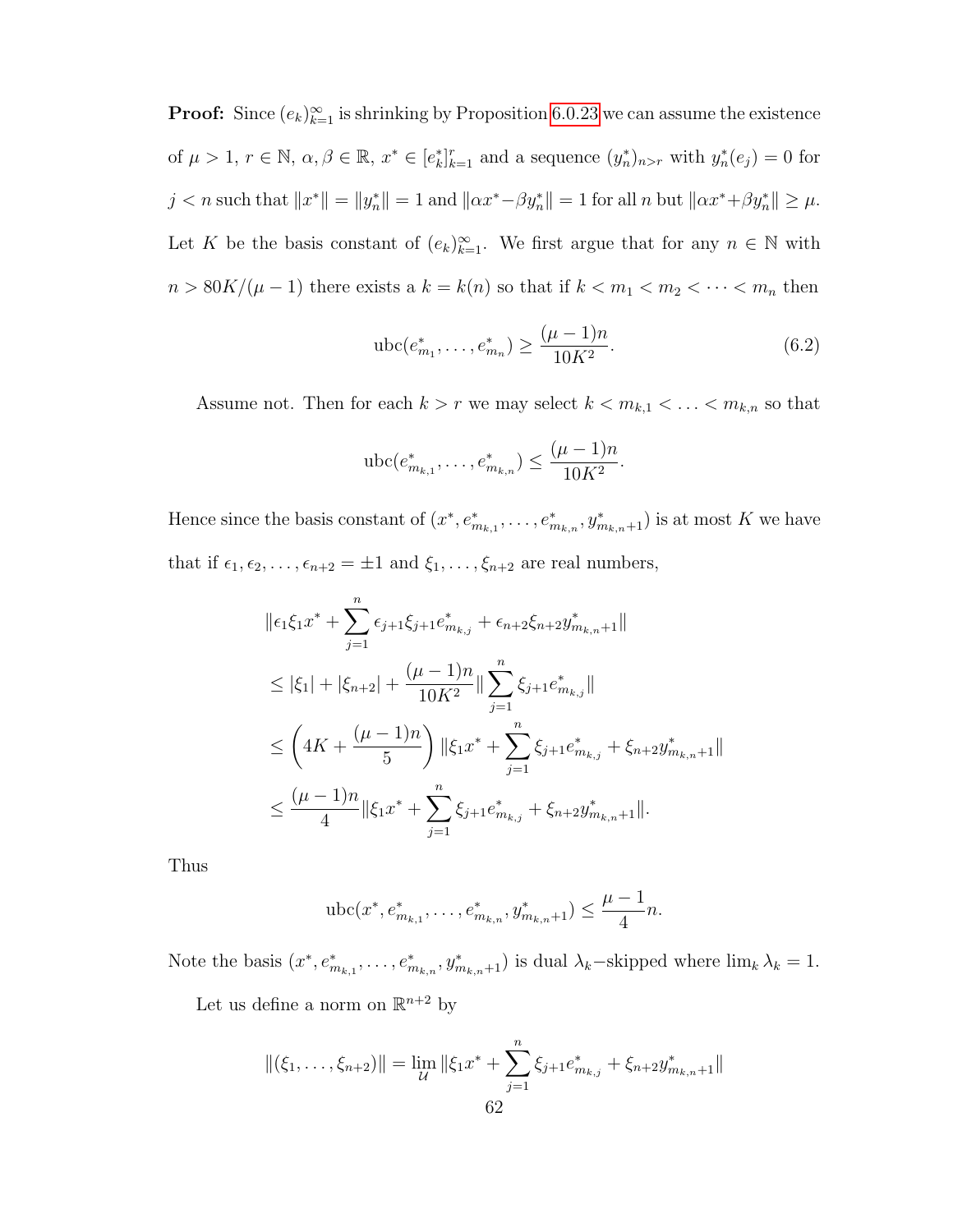**Proof:** Since $(e_k)_{k=1}^\infty$ is shrinking by Proposition 6.0.23 we can assume the existence of $\mu > 1$, $r \in \mathbb{N}$, $\alpha, \beta \in \mathbb{R}$, $x^* \in [e_k^*]_{k=1}^r$ and a sequence $(y_n^*)_{n>r}$ with $y_n^*(e_j) = 0$ for $j < n$ such that $\|x^*\| = \|y_n^*\| = 1$ and $\|\alpha x^* - \beta y_n^*\| = 1$ for all $n$ but $\|\alpha x^* + \beta y_n^*\| \geq \mu$. Let $K$ be the basis constant of $(e_k)_{k=1}^\infty$. We first argue that for any $n \in \mathbb{N}$ with $n > 80K/(\mu - 1)$ there exists a $k = k(n)$ so that if $k < m_1 < m_2 < \cdots < m_n$ then

$$\mathrm{ubc}(e_{m_1}^*, \ldots, e_{m_n}^*) \geq \frac{(\mu - 1)n}{10K^2}. \tag{6.2}$$

Assume not. Then for each $k > r$ we may select $k < m_{k,1} < \ldots < m_{k,n}$ so that

$$\mathrm{ubc}(e_{m_{k,1}}^*, \ldots, e_{m_{k,n}}^*) \leq \frac{(\mu - 1)n}{10K^2}.$$

Hence since the basis constant of $(x^*, e_{m_{k,1}}^*, \ldots, e_{m_{k,n}}^*, y_{m_{k,n}+1}^*)$ is at most $K$ we have that if $\epsilon_1, \epsilon_2, \ldots, \epsilon_{n+2} = \pm 1$ and $\xi_1, \ldots, \xi_{n+2}$ are real numbers,

$$\begin{aligned}
&\|\epsilon_1 \xi_1 x^* + \sum_{j=1}^n \epsilon_{j+1}\xi_{j+1} e_{m_{k,j}}^* + \epsilon_{n+2}\xi_{n+2} y_{m_{k,n}+1}^*\| \\
&\leq |\xi_1| + |\xi_{n+2}| + \frac{(\mu - 1)n}{10K^2} \|\sum_{j=1}^n \xi_{j+1} e_{m_{k,j}}^*\| \\
&\leq \left(4K + \frac{(\mu - 1)n}{5}\right) \|\xi_1 x^* + \sum_{j=1}^n \xi_{j+1} e_{m_{k,j}}^* + \xi_{n+2} y_{m_{k,n}+1}^*\| \\
&\leq \frac{(\mu - 1)n}{4} \|\xi_1 x^* + \sum_{j=1}^n \xi_{j+1} e_{m_{k,j}}^* + \xi_{n+2} y_{m_{k,n}+1}^*\|.
\end{aligned}$$

Thus

$$\mathrm{ubc}(x^*, e_{m_{k,1}}^*, \ldots, e_{m_{k,n}}^*, y_{m_{k,n}+1}^*) \leq \frac{\mu - 1}{4} n.$$

Note the basis $(x^*, e_{m_{k,1}}^*, \ldots, e_{m_{k,n}}^*, y_{m_{k,n}+1}^*)$ is dual $\lambda_k$-skipped where $\lim_k \lambda_k = 1$.

Let us define a norm on $\mathbb{R}^{n+2}$ by

$$\|(\xi_1, \ldots, \xi_{n+2})\| = \lim_{\mathcal{U}} \|\xi_1 x^* + \sum_{j=1}^n \xi_{j+1} e_{m_{k,j}}^* + \xi_{n+2} y_{m_{k,n}+1}^*\|$$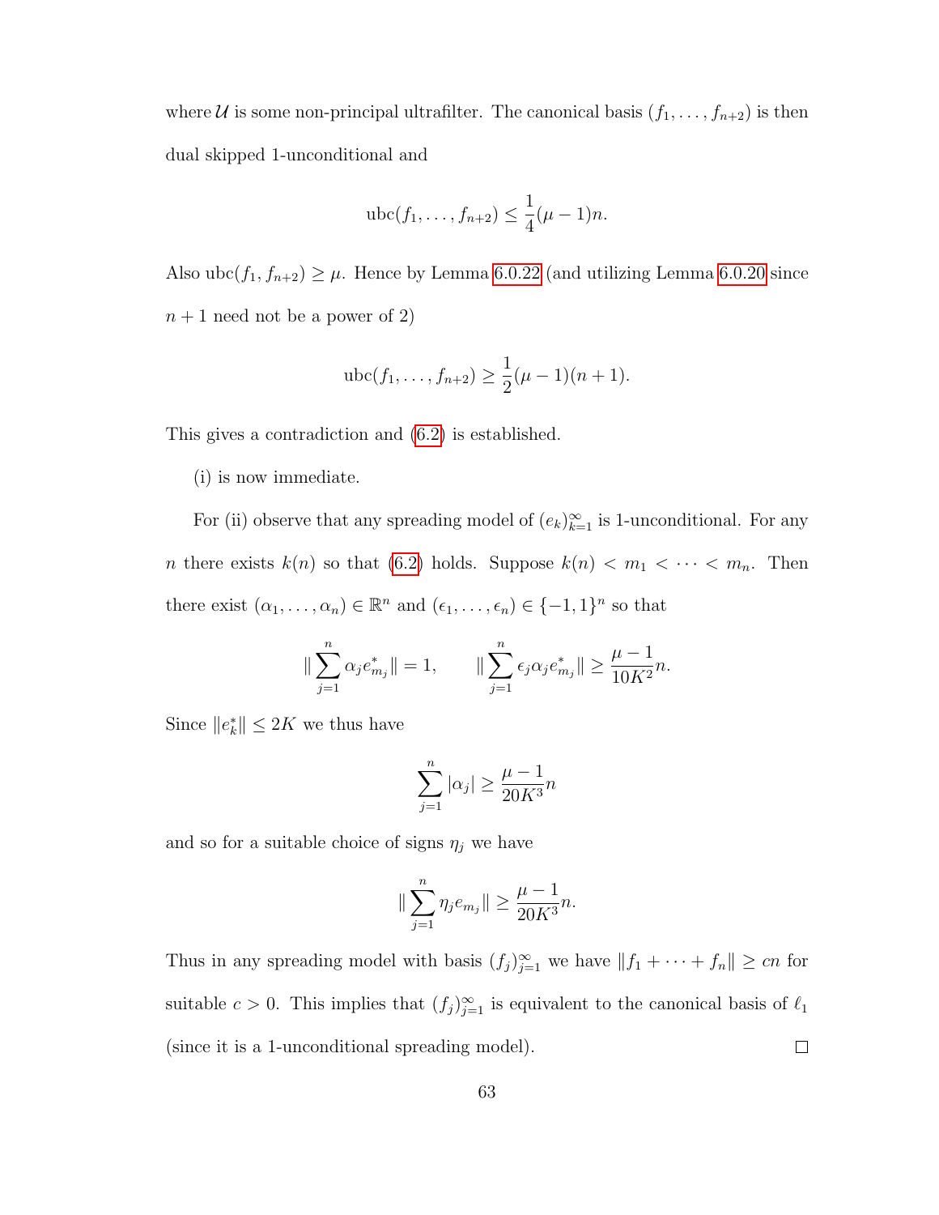where $\mathcal{U}$ is some non-principal ultrafilter. The canonical basis $(f_1, \ldots, f_{n+2})$ is then dual skipped 1-unconditional and

$$\operatorname{ubc}(f_1, \ldots, f_{n+2}) \leq \frac{1}{4}(\mu - 1)n.$$

Also $\operatorname{ubc}(f_1, f_{n+2}) \geq \mu$. Hence by Lemma 6.0.22 (and utilizing Lemma 6.0.20 since $n+1$ need not be a power of 2)

$$\operatorname{ubc}(f_1, \ldots, f_{n+2}) \geq \frac{1}{2}(\mu - 1)(n+1).$$

This gives a contradiction and (6.2) is established.

(i) is now immediate.

For (ii) observe that any spreading model of $(e_k)_{k=1}^{\infty}$ is 1-unconditional. For any $n$ there exists $k(n)$ so that (6.2) holds. Suppose $k(n) < m_1 < \cdots < m_n$. Then there exist $(\alpha_1, \ldots, \alpha_n) \in \mathbb{R}^n$ and $(\epsilon_1, \ldots, \epsilon_n) \in \{-1, 1\}^n$ so that

$$\| \sum_{j=1}^{n} \alpha_j e_{m_j}^* \| = 1, \qquad \| \sum_{j=1}^{n} \epsilon_j \alpha_j e_{m_j}^* \| \geq \frac{\mu - 1}{10K^2} n.$$

Since $\|e_k^*\| \leq 2K$ we thus have

$$\sum_{j=1}^{n} |\alpha_j| \geq \frac{\mu - 1}{20K^3} n$$

and so for a suitable choice of signs $\eta_j$ we have

$$\| \sum_{j=1}^{n} \eta_j e_{m_j} \| \geq \frac{\mu - 1}{20K^3} n.$$

Thus in any spreading model with basis $(f_j)_{j=1}^{\infty}$ we have $\|f_1 + \cdots + f_n\| \geq cn$ for suitable $c > 0$. This implies that $(f_j)_{j=1}^{\infty}$ is equivalent to the canonical basis of $\ell_1$ (since it is a 1-unconditional spreading model). $\square$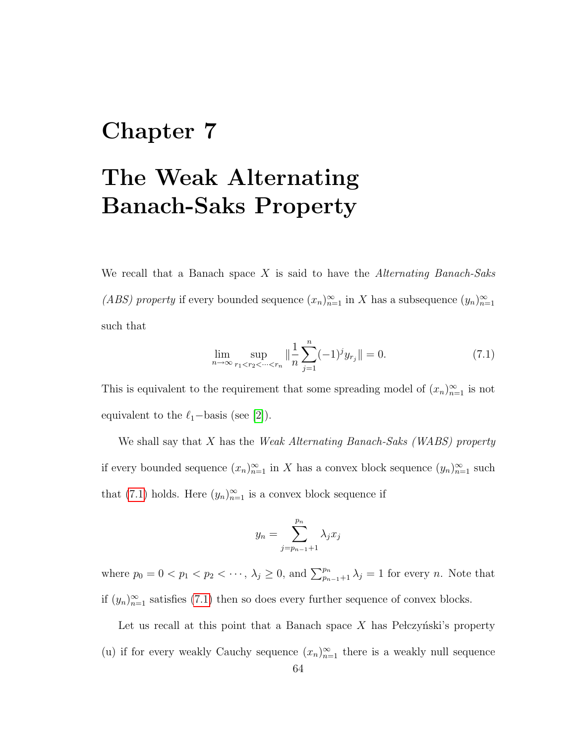# Chapter 7

# The Weak Alternating Banach-Saks Property

We recall that a Banach space $X$ is said to have the *Alternating Banach-Saks (ABS) property* if every bounded sequence $(x_n)_{n=1}^{\infty}$ in $X$ has a subsequence $(y_n)_{n=1}^{\infty}$ such that

$$\lim_{n\to\infty} \sup_{r_1<r_2<\cdots<r_n} \|\frac{1}{n}\sum_{j=1}^{n}(-1)^j y_{r_j}\| = 0. \tag{7.1}$$

This is equivalent to the requirement that some spreading model of $(x_n)_{n=1}^{\infty}$ is not equivalent to the $\ell_1$−basis (see [2]).

We shall say that $X$ has the *Weak Alternating Banach-Saks (WABS) property* if every bounded sequence $(x_n)_{n=1}^{\infty}$ in $X$ has a convex block sequence $(y_n)_{n=1}^{\infty}$ such that (7.1) holds. Here $(y_n)_{n=1}^{\infty}$ is a convex block sequence if

$$y_n = \sum_{j=p_{n-1}+1}^{p_n} \lambda_j x_j$$

where $p_0 = 0 < p_1 < p_2 < \cdots$, $\lambda_j \geq 0$, and $\sum_{p_{n-1}+1}^{p_n} \lambda_j = 1$ for every $n$. Note that if $(y_n)_{n=1}^{\infty}$ satisfies (7.1) then so does every further sequence of convex blocks.

Let us recall at this point that a Banach space $X$ has Pełczyński's property (u) if for every weakly Cauchy sequence $(x_n)_{n=1}^{\infty}$ there is a weakly null sequence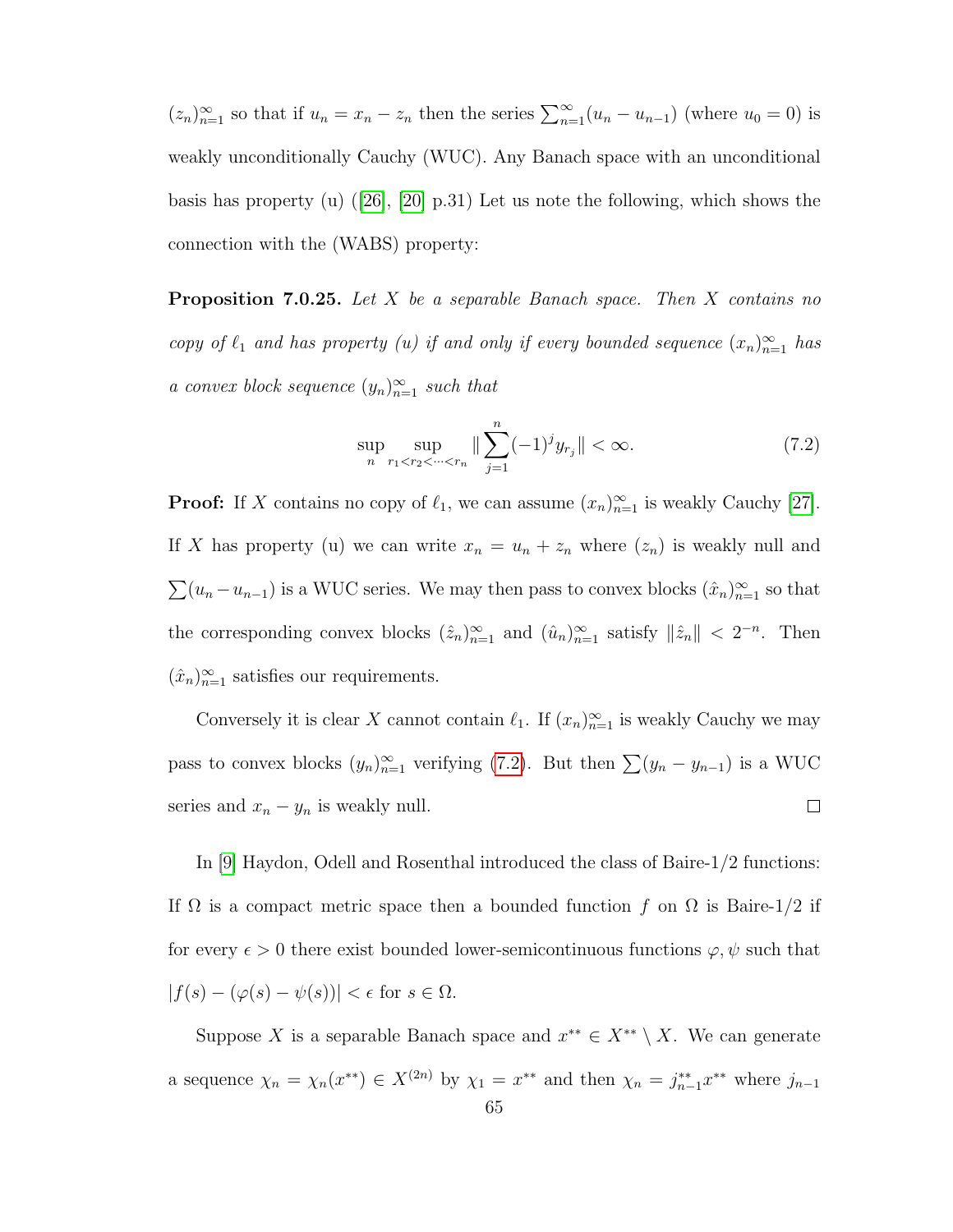$(z_n)_{n=1}^\infty$ so that if $u_n = x_n - z_n$ then the series $\sum_{n=1}^\infty (u_n - u_{n-1})$ (where $u_0 = 0$) is weakly unconditionally Cauchy (WUC). Any Banach space with an unconditional basis has property (u) ([26], [20] p.31) Let us note the following, which shows the connection with the (WABS) property:

**Proposition 7.0.25.** *Let $X$ be a separable Banach space. Then $X$ contains no copy of $\ell_1$ and has property (u) if and only if every bounded sequence $(x_n)_{n=1}^\infty$ has a convex block sequence $(y_n)_{n=1}^\infty$ such that*

$$\sup_n \sup_{r_1 < r_2 < \cdots < r_n} \| \sum_{j=1}^n (-1)^j y_{r_j} \| < \infty. \tag{7.2}$$

**Proof:** If $X$ contains no copy of $\ell_1$, we can assume $(x_n)_{n=1}^\infty$ is weakly Cauchy [27]. If $X$ has property (u) we can write $x_n = u_n + z_n$ where $(z_n)$ is weakly null and $\sum (u_n - u_{n-1})$ is a WUC series. We may then pass to convex blocks $(\hat{x}_n)_{n=1}^\infty$ so that the corresponding convex blocks $(\hat{z}_n)_{n=1}^\infty$ and $(\hat{u}_n)_{n=1}^\infty$ satisfy $\|\hat{z}_n\| < 2^{-n}$. Then $(\hat{x}_n)_{n=1}^\infty$ satisfies our requirements.

Conversely it is clear $X$ cannot contain $\ell_1$. If $(x_n)_{n=1}^\infty$ is weakly Cauchy we may pass to convex blocks $(y_n)_{n=1}^\infty$ verifying (7.2). But then $\sum (y_n - y_{n-1})$ is a WUC series and $x_n - y_n$ is weakly null. $\square$

In [9] Haydon, Odell and Rosenthal introduced the class of Baire-1/2 functions: If $\Omega$ is a compact metric space then a bounded function $f$ on $\Omega$ is Baire-1/2 if for every $\epsilon > 0$ there exist bounded lower-semicontinuous functions $\varphi, \psi$ such that $|f(s) - (\varphi(s) - \psi(s))| < \epsilon$ for $s \in \Omega$.

Suppose $X$ is a separable Banach space and $x^{**} \in X^{**} \setminus X$. We can generate a sequence $\chi_n = \chi_n(x^{**}) \in X^{(2n)}$ by $\chi_1 = x^{**}$ and then $\chi_n = j_{n-1}^{**} x^{**}$ where $j_{n-1}$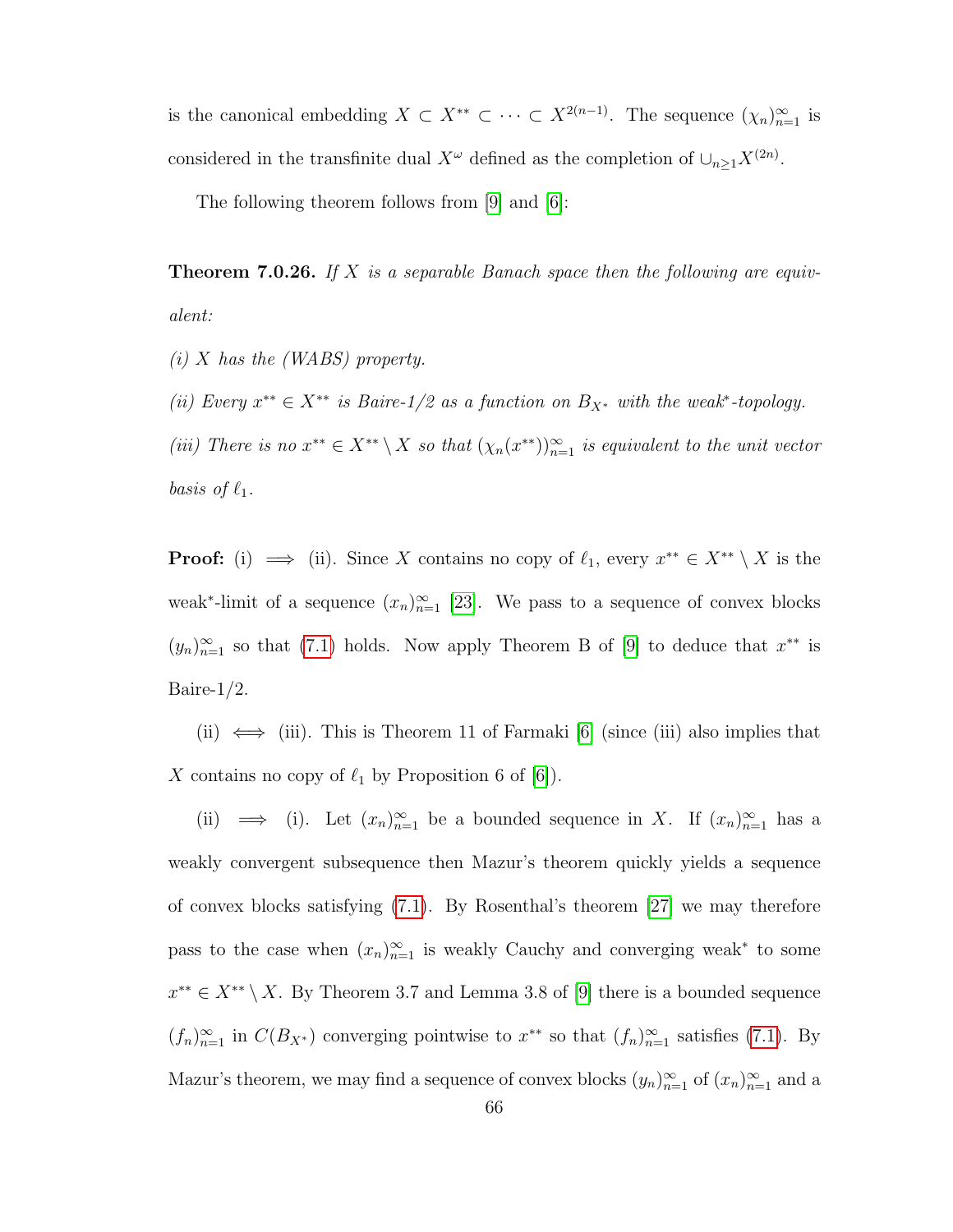is the canonical embedding $X \subset X^{**} \subset \cdots \subset X^{2(n-1)}$. The sequence $(\chi_n)_{n=1}^\infty$ is considered in the transfinite dual $X^\omega$ defined as the completion of $\cup_{n\geq 1} X^{(2n)}$.

The following theorem follows from [9] and [6]:

**Theorem 7.0.26.** *If $X$ is a separable Banach space then the following are equivalent:*

*(i) $X$ has the (WABS) property.*

*(ii) Every $x^{**} \in X^{**}$ is Baire-1/2 as a function on $B_{X^*}$ with the weak$^*$-topology.*

*(iii) There is no $x^{**} \in X^{**} \setminus X$ so that $(\chi_n(x^{**}))_{n=1}^\infty$ is equivalent to the unit vector basis of $\ell_1$.*

**Proof:** (i) $\implies$ (ii). Since $X$ contains no copy of $\ell_1$, every $x^{**} \in X^{**} \setminus X$ is the weak$^*$-limit of a sequence $(x_n)_{n=1}^\infty$ [23]. We pass to a sequence of convex blocks $(y_n)_{n=1}^\infty$ so that (7.1) holds. Now apply Theorem B of [9] to deduce that $x^{**}$ is Baire-1/2.

(ii) $\iff$ (iii). This is Theorem 11 of Farmaki [6] (since (iii) also implies that $X$ contains no copy of $\ell_1$ by Proposition 6 of [6]).

(ii) $\implies$ (i). Let $(x_n)_{n=1}^\infty$ be a bounded sequence in $X$. If $(x_n)_{n=1}^\infty$ has a weakly convergent subsequence then Mazur's theorem quickly yields a sequence of convex blocks satisfying (7.1). By Rosenthal's theorem [27] we may therefore pass to the case when $(x_n)_{n=1}^\infty$ is weakly Cauchy and converging weak$^*$ to some $x^{**} \in X^{**} \setminus X$. By Theorem 3.7 and Lemma 3.8 of [9] there is a bounded sequence $(f_n)_{n=1}^\infty$ in $C(B_{X^*})$ converging pointwise to $x^{**}$ so that $(f_n)_{n=1}^\infty$ satisfies (7.1). By Mazur's theorem, we may find a sequence of convex blocks $(y_n)_{n=1}^\infty$ of $(x_n)_{n=1}^\infty$ and a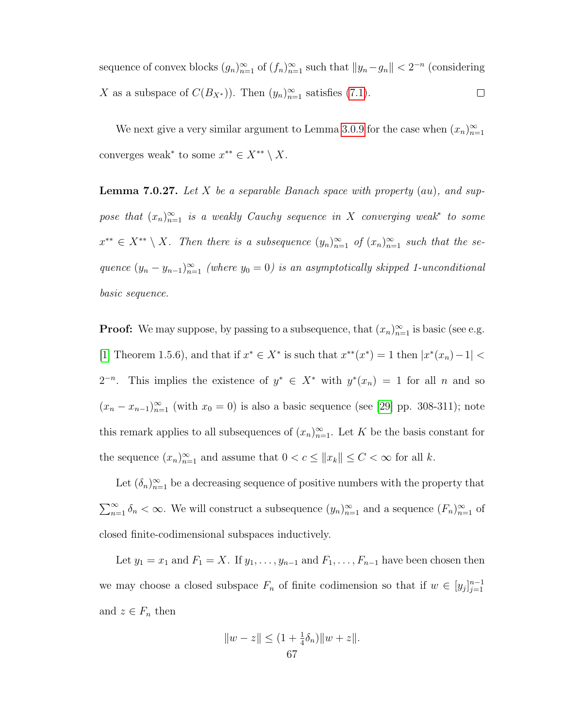sequence of convex blocks $(g_n)_{n=1}^\infty$ of $(f_n)_{n=1}^\infty$ such that $\|y_n - g_n\| < 2^{-n}$ (considering $X$ as a subspace of $C(B_{X^*})$). Then $(y_n)_{n=1}^\infty$ satisfies (7.1). □

We next give a very similar argument to Lemma 3.0.9 for the case when $(x_n)_{n=1}^\infty$ converges weak$^*$ to some $x^{**} \in X^{**} \setminus X$.

**Lemma 7.0.27.** *Let $X$ be a separable Banach space with property (au), and suppose that $(x_n)_{n=1}^\infty$ is a weakly Cauchy sequence in $X$ converging weak$^*$ to some $x^{**} \in X^{**} \setminus X$. Then there is a subsequence $(y_n)_{n=1}^\infty$ of $(x_n)_{n=1}^\infty$ such that the sequence $(y_n - y_{n-1})_{n=1}^\infty$ (where $y_0 = 0$) is an asymptotically skipped 1-unconditional basic sequence.*

**Proof:** We may suppose, by passing to a subsequence, that $(x_n)_{n=1}^\infty$ is basic (see e.g. [1] Theorem 1.5.6), and that if $x^* \in X^*$ is such that $x^{**}(x^*) = 1$ then $|x^*(x_n) - 1| < 2^{-n}$. This implies the existence of $y^* \in X^*$ with $y^*(x_n) = 1$ for all $n$ and so $(x_n - x_{n-1})_{n=1}^\infty$ (with $x_0 = 0$) is also a basic sequence (see [29] pp. 308-311); note this remark applies to all subsequences of $(x_n)_{n=1}^\infty$. Let $K$ be the basis constant for the sequence $(x_n)_{n=1}^\infty$ and assume that $0 < c \le \|x_k\| \le C < \infty$ for all $k$.

Let $(\delta_n)_{n=1}^\infty$ be a decreasing sequence of positive numbers with the property that $\sum_{n=1}^\infty \delta_n < \infty$. We will construct a subsequence $(y_n)_{n=1}^\infty$ and a sequence $(F_n)_{n=1}^\infty$ of closed finite-codimensional subspaces inductively.

Let $y_1 = x_1$ and $F_1 = X$. If $y_1, \ldots, y_{n-1}$ and $F_1, \ldots, F_{n-1}$ have been chosen then we may choose a closed subspace $F_n$ of finite codimension so that if $w \in [y_j]_{j=1}^{n-1}$ and $z \in F_n$ then

$$\|w - z\| \le (1 + \tfrac{1}{4}\delta_n)\|w + z\|.$$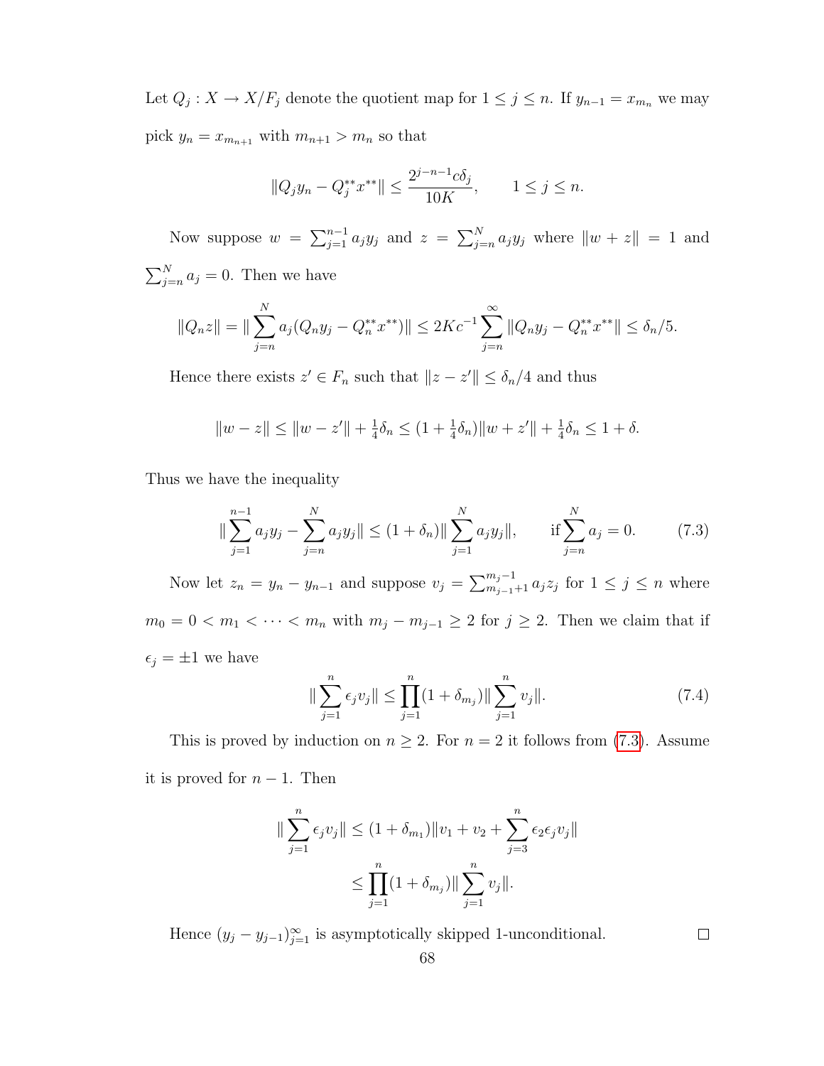Let $Q_j : X \to X/F_j$ denote the quotient map for $1 \le j \le n$. If $y_{n-1} = x_{m_n}$ we may pick $y_n = x_{m_{n+1}}$ with $m_{n+1} > m_n$ so that

$$\|Q_j y_n - Q_j^{**} x^{**}\| \le \frac{2^{j-n-1} c\delta_j}{10K}, \qquad 1 \le j \le n.$$

Now suppose $w = \sum_{j=1}^{n-1} a_j y_j$ and $z = \sum_{j=n}^{N} a_j y_j$ where $\|w + z\| = 1$ and $\sum_{j=n}^{N} a_j = 0$. Then we have

$$\|Q_n z\| = \|\sum_{j=n}^{N} a_j (Q_n y_j - Q_n^{**} x^{**})\| \le 2Kc^{-1} \sum_{j=n}^{\infty} \|Q_n y_j - Q_n^{**} x^{**}\| \le \delta_n/5.$$

Hence there exists $z' \in F_n$ such that $\|z - z'\| \le \delta_n/4$ and thus

$$\|w - z\| \le \|w - z'\| + \tfrac{1}{4}\delta_n \le (1 + \tfrac{1}{4}\delta_n)\|w + z'\| + \tfrac{1}{4}\delta_n \le 1 + \delta.$$

Thus we have the inequality

$$\|\sum_{j=1}^{n-1} a_j y_j - \sum_{j=n}^{N} a_j y_j\| \le (1 + \delta_n)\|\sum_{j=1}^{N} a_j y_j\|, \qquad \text{if} \sum_{j=n}^{N} a_j = 0. \tag{7.3}$$

Now let $z_n = y_n - y_{n-1}$ and suppose $v_j = \sum_{m_{j-1}+1}^{m_j - 1} a_j z_j$ for $1 \le j \le n$ where $m_0 = 0 < m_1 < \cdots < m_n$ with $m_j - m_{j-1} \ge 2$ for $j \ge 2$. Then we claim that if $\epsilon_j = \pm 1$ we have

$$\|\sum_{j=1}^{n} \epsilon_j v_j\| \le \prod_{j=1}^{n} (1 + \delta_{m_j})\|\sum_{j=1}^{n} v_j\|. \tag{7.4}$$

This is proved by induction on $n \ge 2$. For $n = 2$ it follows from (7.3). Assume it is proved for $n - 1$. Then

$$\begin{aligned}
\|\sum_{j=1}^{n} \epsilon_j v_j\| &\le (1 + \delta_{m_1})\|v_1 + v_2 + \sum_{j=3}^{n} \epsilon_2 \epsilon_j v_j\| \\
&\le \prod_{j=1}^{n} (1 + \delta_{m_j})\|\sum_{j=1}^{n} v_j\|.
\end{aligned}$$

Hence $(y_j - y_{j-1})_{j=1}^{\infty}$ is asymptotically skipped 1-unconditional. $\square$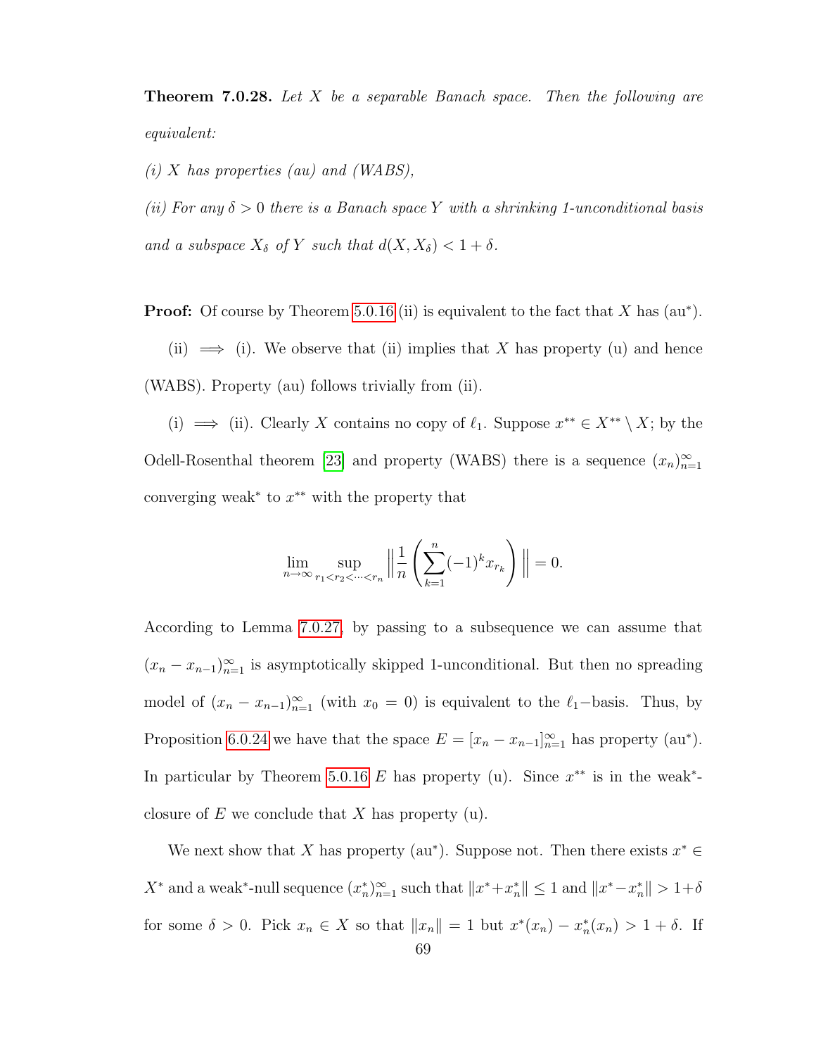**Theorem 7.0.28.** *Let $X$ be a separable Banach space. Then the following are equivalent:*

*(i) $X$ has properties (au) and (WABS),*

*(ii) For any $\delta > 0$ there is a Banach space $Y$ with a shrinking 1-unconditional basis and a subspace $X_\delta$ of $Y$ such that $d(X, X_\delta) < 1 + \delta$.*

**Proof:** Of course by Theorem 5.0.16 (ii) is equivalent to the fact that $X$ has (au$^*$).

(ii) $\implies$ (i). We observe that (ii) implies that $X$ has property (u) and hence (WABS). Property (au) follows trivially from (ii).

(i) $\implies$ (ii). Clearly $X$ contains no copy of $\ell_1$. Suppose $x^{**} \in X^{**} \setminus X$; by the Odell-Rosenthal theorem [23] and property (WABS) there is a sequence $(x_n)_{n=1}^\infty$ converging weak$^*$ to $x^{**}$ with the property that

$$\lim_{n\to\infty} \sup_{r_1 < r_2 < \cdots < r_n} \Big\| \frac{1}{n} \left( \sum_{k=1}^{n} (-1)^k x_{r_k} \right) \Big\| = 0.$$

According to Lemma 7.0.27, by passing to a subsequence we can assume that $(x_n - x_{n-1})_{n=1}^\infty$ is asymptotically skipped 1-unconditional. But then no spreading model of $(x_n - x_{n-1})_{n=1}^\infty$ (with $x_0 = 0$) is equivalent to the $\ell_1-$basis. Thus, by Proposition 6.0.24 we have that the space $E = [x_n - x_{n-1}]_{n=1}^\infty$ has property (au$^*$). In particular by Theorem 5.0.16 $E$ has property (u). Since $x^{**}$ is in the weak$^*$-closure of $E$ we conclude that $X$ has property (u).

We next show that $X$ has property (au$^*$). Suppose not. Then there exists $x^* \in X^*$ and a weak$^*$-null sequence $(x_n^*)_{n=1}^\infty$ such that $\|x^* + x_n^*\| \leq 1$ and $\|x^* - x_n^*\| > 1 + \delta$ for some $\delta > 0$. Pick $x_n \in X$ so that $\|x_n\| = 1$ but $x^*(x_n) - x_n^*(x_n) > 1 + \delta$. If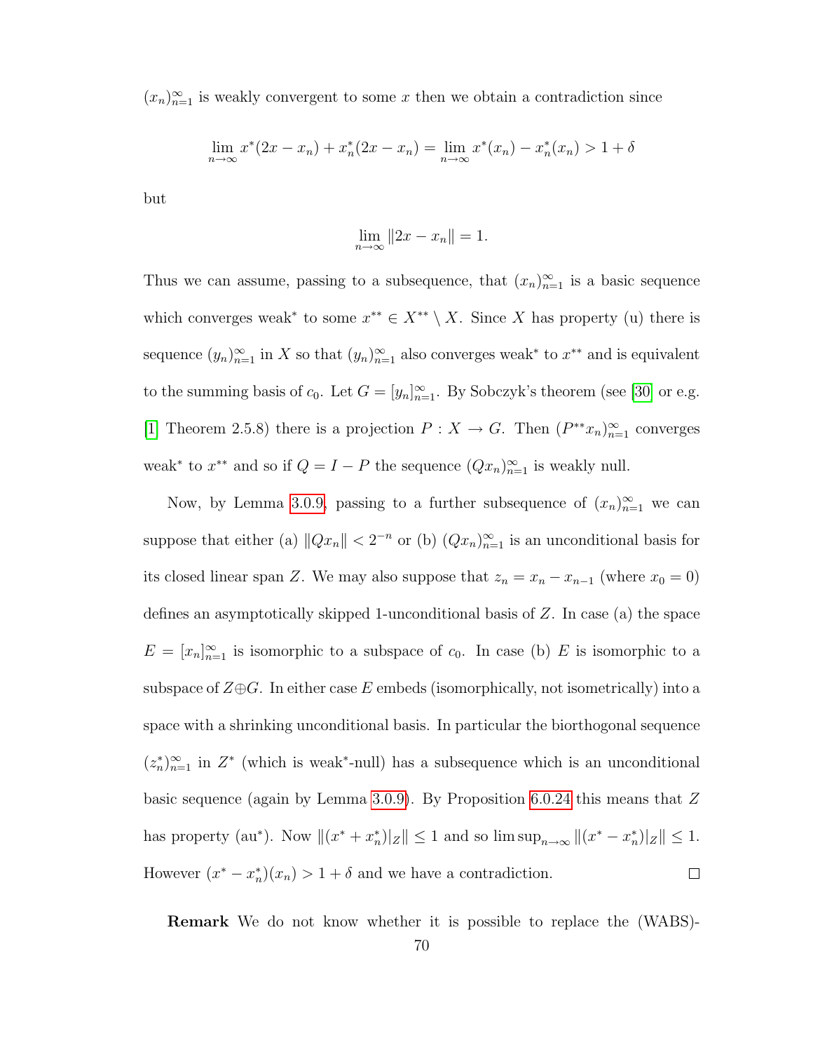$(x_n)_{n=1}^\infty$ is weakly convergent to some $x$ then we obtain a contradiction since

$$\lim_{n\to\infty} x^*(2x - x_n) + x_n^*(2x - x_n) = \lim_{n\to\infty} x^*(x_n) - x_n^*(x_n) > 1 + \delta$$

but

$$\lim_{n\to\infty} \|2x - x_n\| = 1.$$

Thus we can assume, passing to a subsequence, that $(x_n)_{n=1}^\infty$ is a basic sequence which converges weak$^*$ to some $x^{**} \in X^{**} \setminus X$. Since $X$ has property (u) there is sequence $(y_n)_{n=1}^\infty$ in $X$ so that $(y_n)_{n=1}^\infty$ also converges weak$^*$ to $x^{**}$ and is equivalent to the summing basis of $c_0$. Let $G = [y_n]_{n=1}^\infty$. By Sobczyk's theorem (see [30] or e.g. [1] Theorem 2.5.8) there is a projection $P : X \to G$. Then $(P^{**}x_n)_{n=1}^\infty$ converges weak$^*$ to $x^{**}$ and so if $Q = I - P$ the sequence $(Qx_n)_{n=1}^\infty$ is weakly null.

Now, by Lemma 3.0.9, passing to a further subsequence of $(x_n)_{n=1}^\infty$ we can suppose that either (a) $\|Qx_n\| < 2^{-n}$ or (b) $(Qx_n)_{n=1}^\infty$ is an unconditional basis for its closed linear span $Z$. We may also suppose that $z_n = x_n - x_{n-1}$ (where $x_0 = 0$) defines an asymptotically skipped 1-unconditional basis of $Z$. In case (a) the space $E = [x_n]_{n=1}^\infty$ is isomorphic to a subspace of $c_0$. In case (b) $E$ is isomorphic to a subspace of $Z \oplus G$. In either case $E$ embeds (isomorphically, not isometrically) into a space with a shrinking unconditional basis. In particular the biorthogonal sequence $(z_n^*)_{n=1}^\infty$ in $Z^*$ (which is weak$^*$-null) has a subsequence which is an unconditional basic sequence (again by Lemma 3.0.9). By Proposition 6.0.24 this means that $Z$ has property (au$^*$). Now $\|(x^* + x_n^*)|_Z\| \leq 1$ and so $\limsup_{n\to\infty} \|(x^* - x_n^*)|_Z\| \leq 1$. However $(x^* - x_n^*)(x_n) > 1 + \delta$ and we have a contradiction. $\square$

**Remark** We do not know whether it is possible to replace the (WABS)-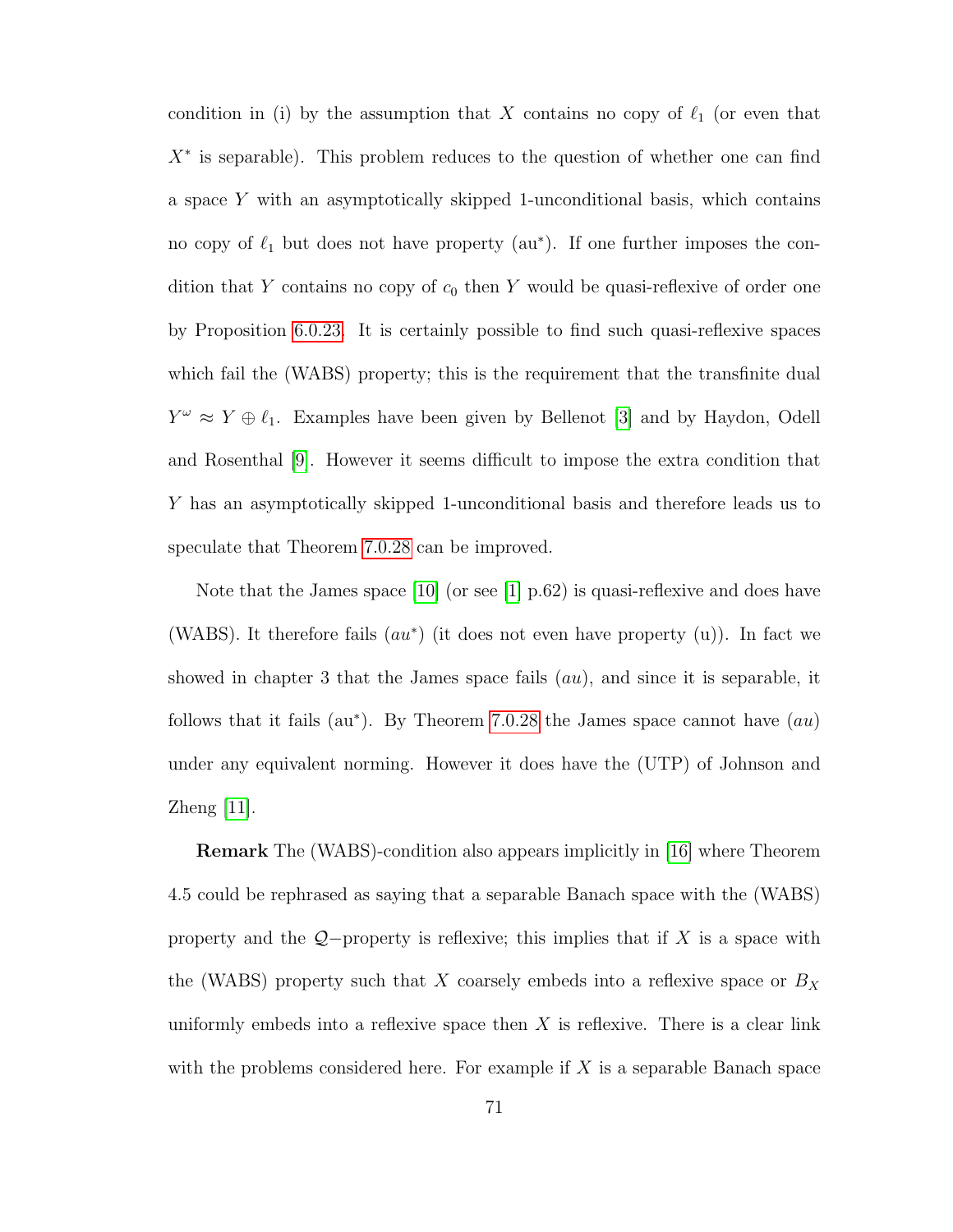condition in (i) by the assumption that $X$ contains no copy of $\ell_1$ (or even that $X^*$ is separable). This problem reduces to the question of whether one can find a space $Y$ with an asymptotically skipped 1-unconditional basis, which contains no copy of $\ell_1$ but does not have property (au$^*$). If one further imposes the condition that $Y$ contains no copy of $c_0$ then $Y$ would be quasi-reflexive of order one by Proposition 6.0.23. It is certainly possible to find such quasi-reflexive spaces which fail the (WABS) property; this is the requirement that the transfinite dual $Y^\omega \approx Y \oplus \ell_1$. Examples have been given by Bellenot [3] and by Haydon, Odell and Rosenthal [9]. However it seems difficult to impose the extra condition that $Y$ has an asymptotically skipped 1-unconditional basis and therefore leads us to speculate that Theorem 7.0.28 can be improved.

Note that the James space [10] (or see [1] p.62) is quasi-reflexive and does have (WABS). It therefore fails $(au^*)$ (it does not even have property (u)). In fact we showed in chapter 3 that the James space fails $(au)$, and since it is separable, it follows that it fails (au$^*$). By Theorem 7.0.28 the James space cannot have $(au)$ under any equivalent norming. However it does have the (UTP) of Johnson and Zheng [11].

**Remark** The (WABS)-condition also appears implicitly in [16] where Theorem 4.5 could be rephrased as saying that a separable Banach space with the (WABS) property and the $\mathcal{Q}-$property is reflexive; this implies that if $X$ is a space with the (WABS) property such that $X$ coarsely embeds into a reflexive space or $B_X$ uniformly embeds into a reflexive space then $X$ is reflexive. There is a clear link with the problems considered here. For example if $X$ is a separable Banach space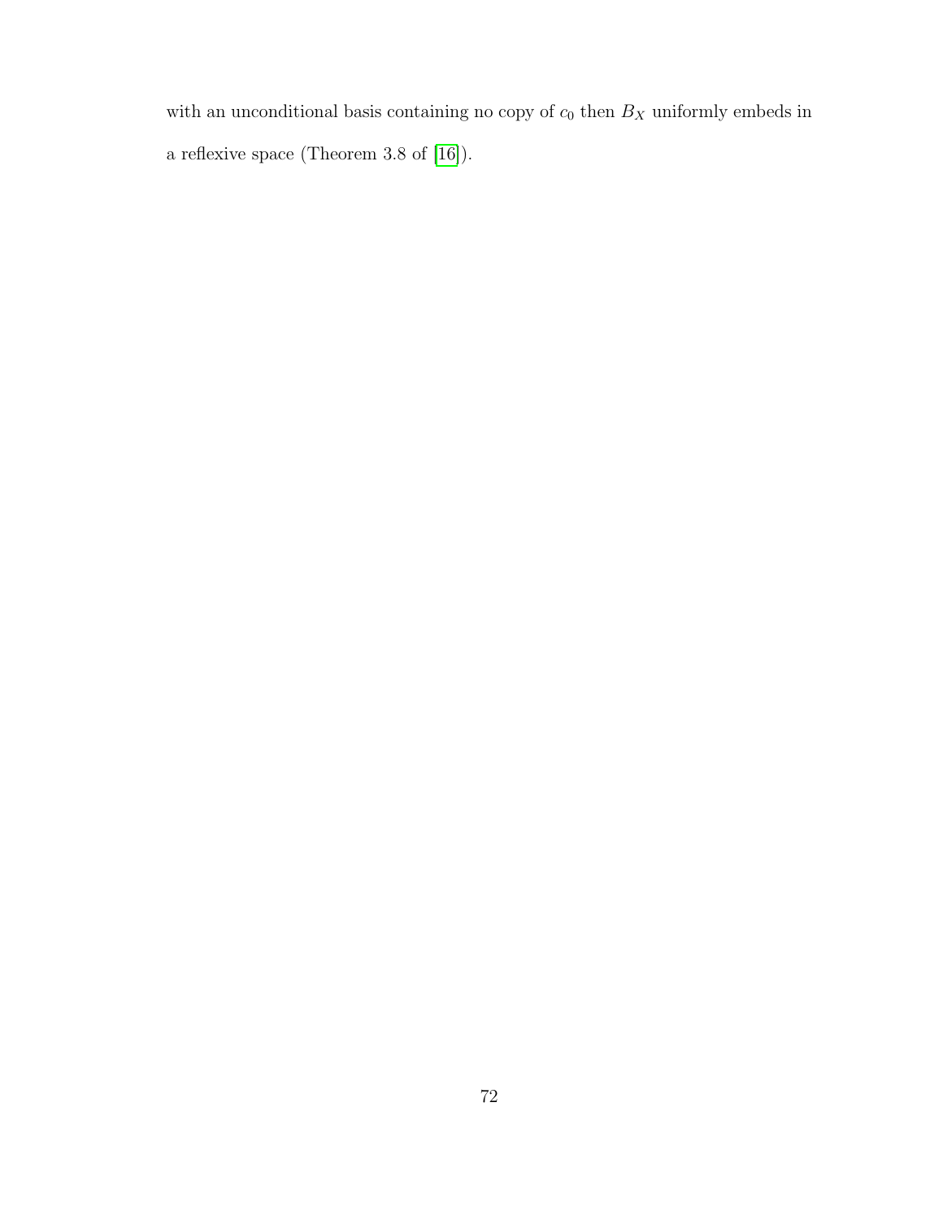with an unconditional basis containing no copy of $c_0$ then $B_X$ uniformly embeds in a reflexive space (Theorem 3.8 of [16]).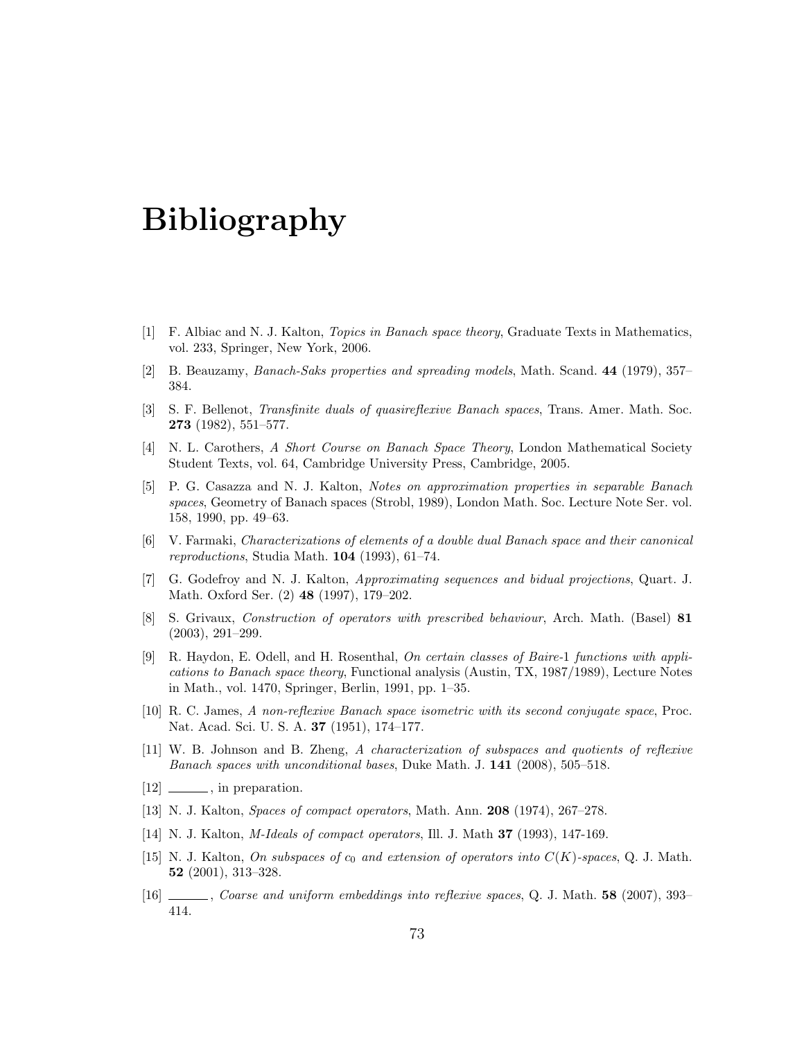# Bibliography

[1] F. Albiac and N. J. Kalton, *Topics in Banach space theory*, Graduate Texts in Mathematics, vol. 233, Springer, New York, 2006.

[2] B. Beauzamy, *Banach-Saks properties and spreading models*, Math. Scand. **44** (1979), 357–384.

[3] S. F. Bellenot, *Transfinite duals of quasireflexive Banach spaces*, Trans. Amer. Math. Soc. **273** (1982), 551–577.

[4] N. L. Carothers, *A Short Course on Banach Space Theory*, London Mathematical Society Student Texts, vol. 64, Cambridge University Press, Cambridge, 2005.

[5] P. G. Casazza and N. J. Kalton, *Notes on approximation properties in separable Banach spaces*, Geometry of Banach spaces (Strobl, 1989), London Math. Soc. Lecture Note Ser. vol. 158, 1990, pp. 49–63.

[6] V. Farmaki, *Characterizations of elements of a double dual Banach space and their canonical reproductions*, Studia Math. **104** (1993), 61–74.

[7] G. Godefroy and N. J. Kalton, *Approximating sequences and bidual projections*, Quart. J. Math. Oxford Ser. (2) **48** (1997), 179–202.

[8] S. Grivaux, *Construction of operators with prescribed behaviour*, Arch. Math. (Basel) **81** (2003), 291–299.

[9] R. Haydon, E. Odell, and H. Rosenthal, *On certain classes of Baire-1 functions with applications to Banach space theory*, Functional analysis (Austin, TX, 1987/1989), Lecture Notes in Math., vol. 1470, Springer, Berlin, 1991, pp. 1–35.

[10] R. C. James, *A non-reflexive Banach space isometric with its second conjugate space*, Proc. Nat. Acad. Sci. U. S. A. **37** (1951), 174–177.

[11] W. B. Johnson and B. Zheng, *A characterization of subspaces and quotients of reflexive Banach spaces with unconditional bases*, Duke Math. J. **141** (2008), 505–518.

[12] ______, in preparation.

[13] N. J. Kalton, *Spaces of compact operators*, Math. Ann. **208** (1974), 267–278.

[14] N. J. Kalton, *M-Ideals of compact operators*, Ill. J. Math **37** (1993), 147-169.

[15] N. J. Kalton, *On subspaces of $c_0$ and extension of operators into $C(K)$-spaces*, Q. J. Math. **52** (2001), 313–328.

[16] ______, *Coarse and uniform embeddings into reflexive spaces*, Q. J. Math. **58** (2007), 393–414.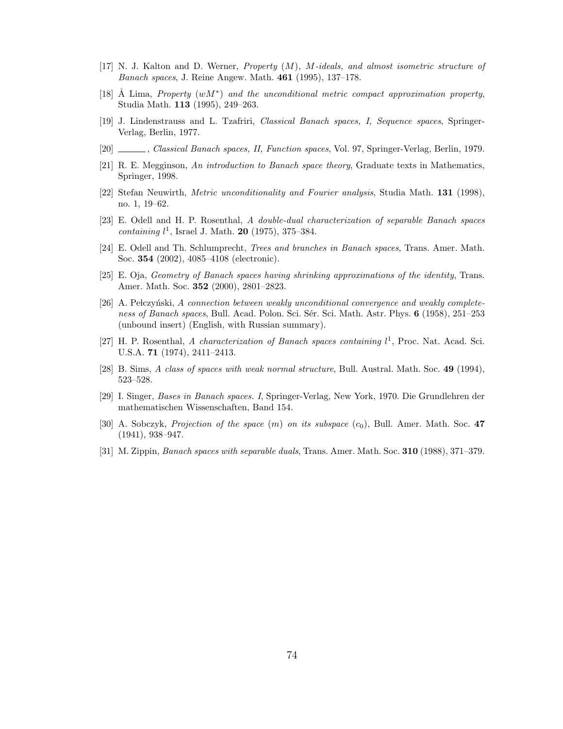[17] N. J. Kalton and D. Werner, *Property $(M)$, $M$-ideals, and almost isometric structure of Banach spaces*, J. Reine Angew. Math. **461** (1995), 137–178.

[18] Å Lima, *Property $(wM^*)$ and the unconditional metric compact approximation property*, Studia Math. **113** (1995), 249–263.

[19] J. Lindenstrauss and L. Tzafriri, *Classical Banach spaces, I, Sequence spaces*, Springer-Verlag, Berlin, 1977.

[20] ______, *Classical Banach spaces, II, Function spaces*, Vol. 97, Springer-Verlag, Berlin, 1979.

[21] R. E. Megginson, *An introduction to Banach space theory*, Graduate texts in Mathematics, Springer, 1998.

[22] Stefan Neuwirth, *Metric unconditionality and Fourier analysis*, Studia Math. **131** (1998), no. 1, 19–62.

[23] E. Odell and H. P. Rosenthal, *A double-dual characterization of separable Banach spaces containing $l^1$*, Israel J. Math. **20** (1975), 375–384.

[24] E. Odell and Th. Schlumprecht, *Trees and branches in Banach spaces*, Trans. Amer. Math. Soc. **354** (2002), 4085–4108 (electronic).

[25] E. Oja, *Geometry of Banach spaces having shrinking approximations of the identity*, Trans. Amer. Math. Soc. **352** (2000), 2801–2823.

[26] A. Pełczyński, *A connection between weakly unconditional convergence and weakly completeness of Banach spaces*, Bull. Acad. Polon. Sci. Sér. Sci. Math. Astr. Phys. **6** (1958), 251–253 (unbound insert) (English, with Russian summary).

[27] H. P. Rosenthal, *A characterization of Banach spaces containing $l^1$*, Proc. Nat. Acad. Sci. U.S.A. **71** (1974), 2411–2413.

[28] B. Sims, *A class of spaces with weak normal structure*, Bull. Austral. Math. Soc. **49** (1994), 523–528.

[29] I. Singer, *Bases in Banach spaces. I*, Springer-Verlag, New York, 1970. Die Grundlehren der mathematischen Wissenschaften, Band 154.

[30] A. Sobczyk, *Projection of the space $(m)$ on its subspace $(c_0)$*, Bull. Amer. Math. Soc. **47** (1941), 938–947.

[31] M. Zippin, *Banach spaces with separable duals*, Trans. Amer. Math. Soc. **310** (1988), 371–379.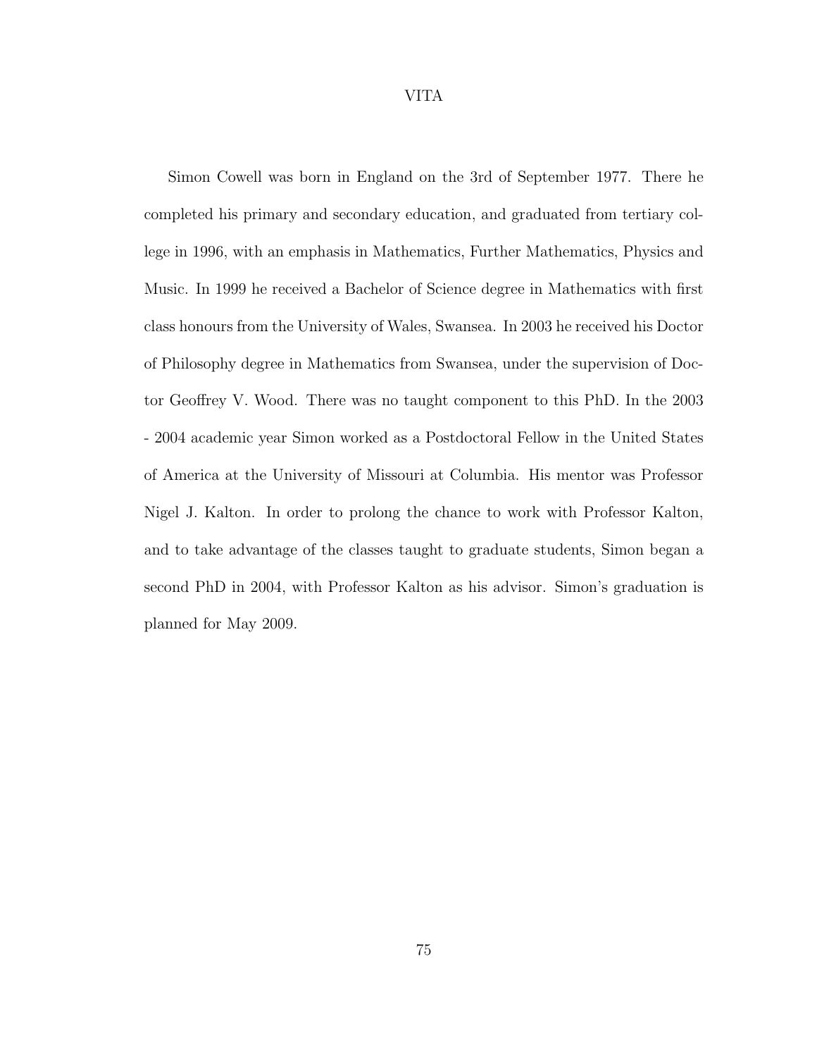# VITA

Simon Cowell was born in England on the 3rd of September 1977. There he completed his primary and secondary education, and graduated from tertiary college in 1996, with an emphasis in Mathematics, Further Mathematics, Physics and Music. In 1999 he received a Bachelor of Science degree in Mathematics with first class honours from the University of Wales, Swansea. In 2003 he received his Doctor of Philosophy degree in Mathematics from Swansea, under the supervision of Doctor Geoffrey V. Wood. There was no taught component to this PhD. In the 2003 - 2004 academic year Simon worked as a Postdoctoral Fellow in the United States of America at the University of Missouri at Columbia. His mentor was Professor Nigel J. Kalton. In order to prolong the chance to work with Professor Kalton, and to take advantage of the classes taught to graduate students, Simon began a second PhD in 2004, with Professor Kalton as his advisor. Simon's graduation is planned for May 2009.